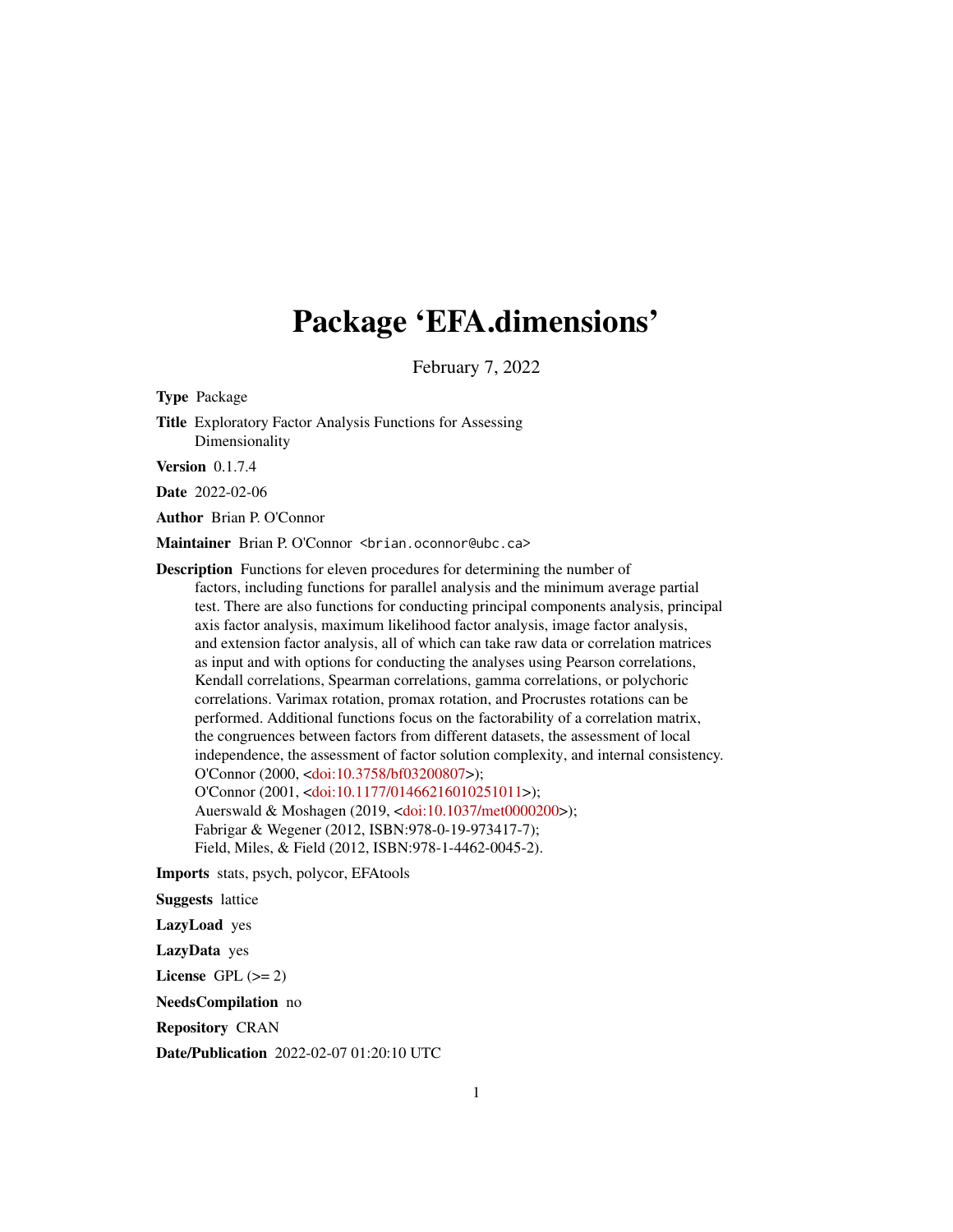# Package 'EFA.dimensions'

February 7, 2022

**Type** Package

**Title** Exploratory Factor Analysis Functions for Assessing Dimensionality

**Version** 0.1.7.4

**Date** 2022-02-06

**Author** Brian P. O'Connor

**Maintainer** Brian P. O'Connor <brian.oconnor@ubc.ca>

**Description** Functions for eleven procedures for determining the number of factors, including functions for parallel analysis and the minimum average partial test. There are also functions for conducting principal components analysis, principal axis factor analysis, maximum likelihood factor analysis, image factor analysis, and extension factor analysis, all of which can take raw data or correlation matrices as input and with options for conducting the analyses using Pearson correlations, Kendall correlations, Spearman correlations, gamma correlations, or polychoric correlations. Varimax rotation, promax rotation, and Procrustes rotations can be performed. Additional functions focus on the factorability of a correlation matrix, the congruences between factors from different datasets, the assessment of local independence, the assessment of factor solution complexity, and internal consistency.
O'Connor (2000, <doi:10.3758/bf03200807>);
O'Connor (2001, <doi:10.1177/01466216010251011>);
Auerswald & Moshagen (2019, <doi:10.1037/met0000200>);
Fabrigar & Wegener (2012, ISBN:978-0-19-973417-7);
Field, Miles, & Field (2012, ISBN:978-1-4462-0045-2).

**Imports** stats, psych, polycor, EFAtools

**Suggests** lattice

**LazyLoad** yes

**LazyData** yes

**License** GPL (>= 2)

**NeedsCompilation** no

**Repository** CRAN

**Date/Publication** 2022-02-07 01:20:10 UTC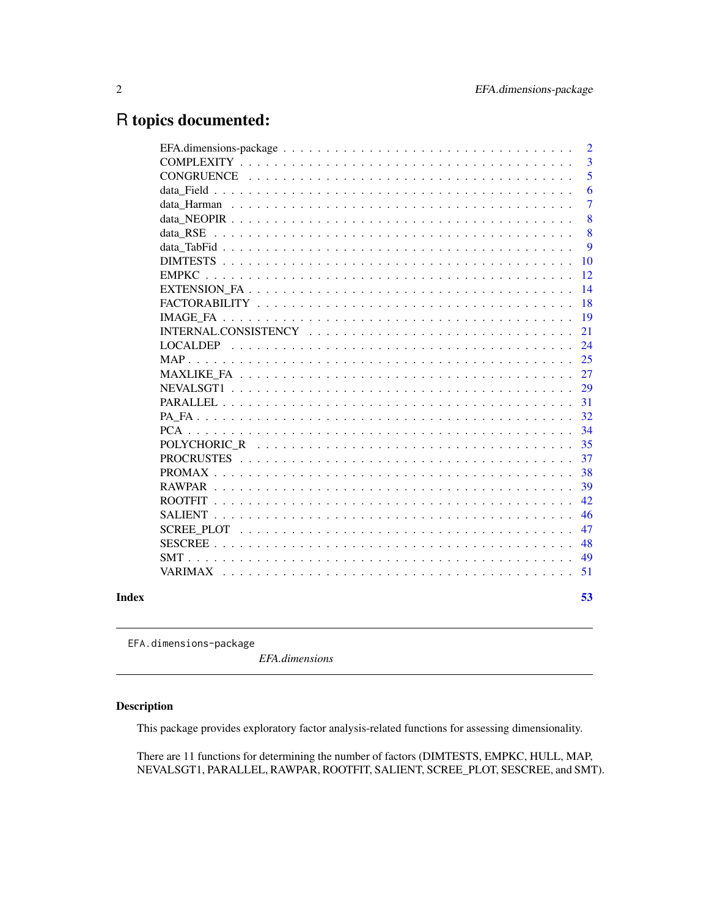# R topics documented:

| | |
|---|---|
| EFA.dimensions-package | 2 |
| COMPLEXITY | 3 |
| CONGRUENCE | 5 |
| data_Field | 6 |
| data_Harman | 7 |
| data_NEOPIR | 8 |
| data_RSE | 8 |
| data_TabFid | 9 |
| DIMTESTS | 10 |
| EMPKC | 12 |
| EXTENSION_FA | 14 |
| FACTORABILITY | 18 |
| IMAGE_FA | 19 |
| INTERNAL.CONSISTENCY | 21 |
| LOCALDEP | 24 |
| MAP | 25 |
| MAXLIKE_FA | 27 |
| NEVALSGT1 | 29 |
| PARALLEL | 31 |
| PA_FA | 32 |
| PCA | 34 |
| POLYCHORIC_R | 35 |
| PROCRUSTES | 37 |
| PROMAX | 38 |
| RAWPAR | 39 |
| ROOTFIT | 42 |
| SALIENT | 46 |
| SCREE_PLOT | 47 |
| SESCREE | 48 |
| SMT | 49 |
| VARIMAX | 51 |

**Index** 53

---

`EFA.dimensions-package` *EFA.dimensions*

---

## Description

This package provides exploratory factor analysis-related functions for assessing dimensionality.

There are 11 functions for determining the number of factors (DIMTESTS, EMPKC, HULL, MAP, NEVALSGT1, PARALLEL, RAWPAR, ROOTFIT, SALIENT, SCREE_PLOT, SESCREE, and SMT).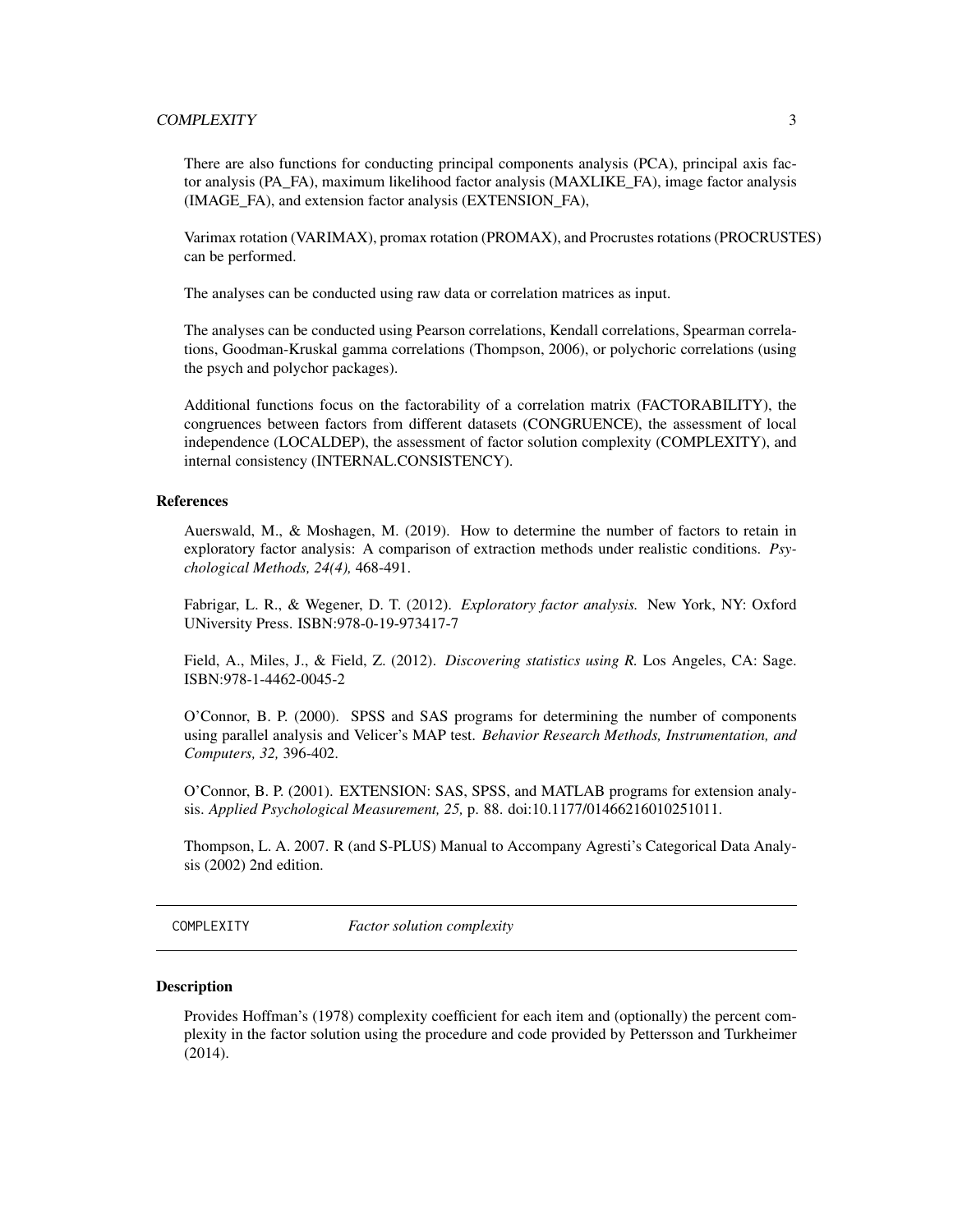There are also functions for conducting principal components analysis (PCA), principal axis factor analysis (PA_FA), maximum likelihood factor analysis (MAXLIKE_FA), image factor analysis (IMAGE_FA), and extension factor analysis (EXTENSION_FA),

Varimax rotation (VARIMAX), promax rotation (PROMAX), and Procrustes rotations (PROCRUSTES) can be performed.

The analyses can be conducted using raw data or correlation matrices as input.

The analyses can be conducted using Pearson correlations, Kendall correlations, Spearman correlations, Goodman-Kruskal gamma correlations (Thompson, 2006), or polychoric correlations (using the psych and polychor packages).

Additional functions focus on the factorability of a correlation matrix (FACTORABILITY), the congruences between factors from different datasets (CONGRUENCE), the assessment of local independence (LOCALDEP), the assessment of factor solution complexity (COMPLEXITY), and internal consistency (INTERNAL.CONSISTENCY).

### References

Auerswald, M., & Moshagen, M. (2019). How to determine the number of factors to retain in exploratory factor analysis: A comparison of extraction methods under realistic conditions. *Psychological Methods, 24(4),* 468-491.

Fabrigar, L. R., & Wegener, D. T. (2012). *Exploratory factor analysis.* New York, NY: Oxford UNiversity Press. ISBN:978-0-19-973417-7

Field, A., Miles, J., & Field, Z. (2012). *Discovering statistics using R.* Los Angeles, CA: Sage. ISBN:978-1-4462-0045-2

O'Connor, B. P. (2000). SPSS and SAS programs for determining the number of components using parallel analysis and Velicer's MAP test. *Behavior Research Methods, Instrumentation, and Computers, 32,* 396-402.

O'Connor, B. P. (2001). EXTENSION: SAS, SPSS, and MATLAB programs for extension analysis. *Applied Psychological Measurement, 25,* p. 88. doi:10.1177/01466216010251011.

Thompson, L. A. 2007. R (and S-PLUS) Manual to Accompany Agresti's Categorical Data Analysis (2002) 2nd edition.

---

## COMPLEXITY *Factor solution complexity*

---

### Description

Provides Hoffman's (1978) complexity coefficient for each item and (optionally) the percent complexity in the factor solution using the procedure and code provided by Pettersson and Turkheimer (2014).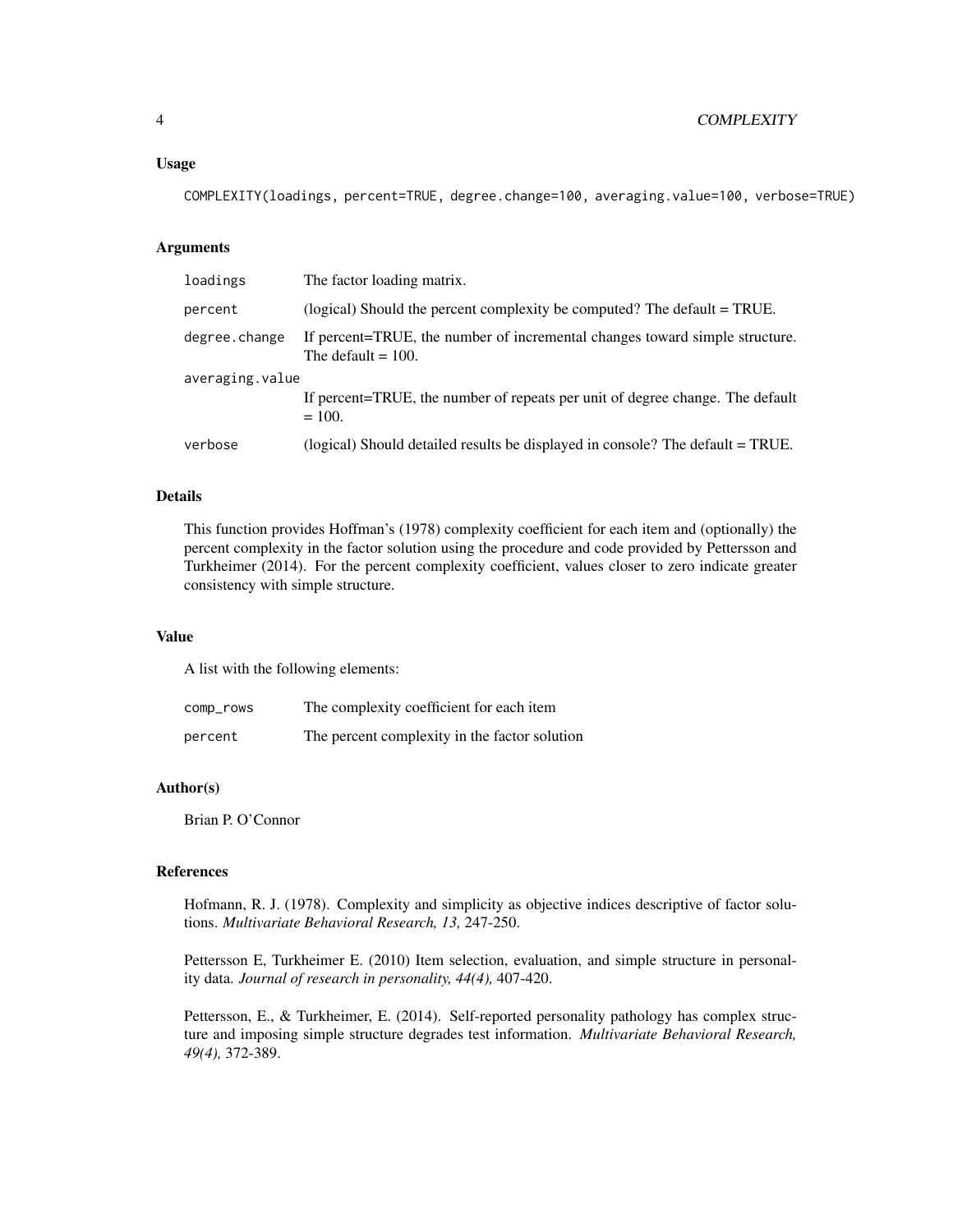## Usage

```
COMPLEXITY(loadings, percent=TRUE, degree.change=100, averaging.value=100, verbose=TRUE)
```

## Arguments

| | |
|---|---|
| loadings | The factor loading matrix. |
| percent | (logical) Should the percent complexity be computed? The default = TRUE. |
| degree.change | If percent=TRUE, the number of incremental changes toward simple structure. The default = 100. |
| averaging.value | If percent=TRUE, the number of repeats per unit of degree change. The default = 100. |
| verbose | (logical) Should detailed results be displayed in console? The default = TRUE. |

## Details

This function provides Hoffman's (1978) complexity coefficient for each item and (optionally) the percent complexity in the factor solution using the procedure and code provided by Pettersson and Turkheimer (2014). For the percent complexity coefficient, values closer to zero indicate greater consistency with simple structure.

## Value

A list with the following elements:

| | |
|---|---|
| comp_rows | The complexity coefficient for each item |
| percent | The percent complexity in the factor solution |

## Author(s)

Brian P. O'Connor

## References

Hofmann, R. J. (1978). Complexity and simplicity as objective indices descriptive of factor solutions. *Multivariate Behavioral Research, 13,* 247-250.

Pettersson E, Turkheimer E. (2010) Item selection, evaluation, and simple structure in personality data. *Journal of research in personality, 44(4),* 407-420.

Pettersson, E., & Turkheimer, E. (2014). Self-reported personality pathology has complex structure and imposing simple structure degrades test information. *Multivariate Behavioral Research, 49(4),* 372-389.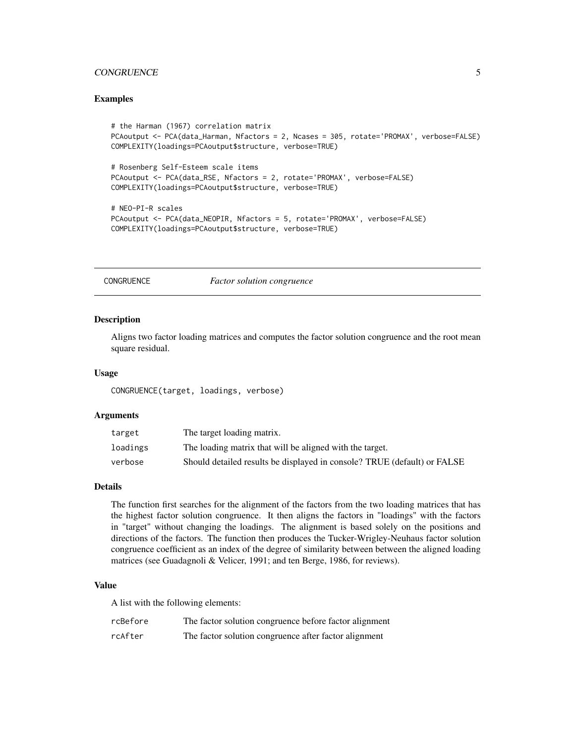### Examples

```
# the Harman (1967) correlation matrix
PCAoutput <- PCA(data_Harman, Nfactors = 2, Ncases = 305, rotate='PROMAX', verbose=FALSE)
COMPLEXITY(loadings=PCAoutput$structure, verbose=TRUE)

# Rosenberg Self-Esteem scale items
PCAoutput <- PCA(data_RSE, Nfactors = 2, rotate='PROMAX', verbose=FALSE)
COMPLEXITY(loadings=PCAoutput$structure, verbose=TRUE)

# NEO-PI-R scales
PCAoutput <- PCA(data_NEOPIR, Nfactors = 5, rotate='PROMAX', verbose=FALSE)
COMPLEXITY(loadings=PCAoutput$structure, verbose=TRUE)
```

---

## CONGRUENCE *Factor solution congruence*

---

### Description

Aligns two factor loading matrices and computes the factor solution congruence and the root mean square residual.

### Usage

```
CONGRUENCE(target, loadings, verbose)
```

### Arguments

| | |
|---|---|
| target | The target loading matrix. |
| loadings | The loading matrix that will be aligned with the target. |
| verbose | Should detailed results be displayed in console? TRUE (default) or FALSE |

### Details

The function first searches for the alignment of the factors from the two loading matrices that has the highest factor solution congruence. It then aligns the factors in "loadings" with the factors in "target" without changing the loadings. The alignment is based solely on the positions and directions of the factors. The function then produces the Tucker-Wrigley-Neuhaus factor solution congruence coefficient as an index of the degree of similarity between between the aligned loading matrices (see Guadagnoli & Velicer, 1991; and ten Berge, 1986, for reviews).

### Value

A list with the following elements:

| | |
|---|---|
| rcBefore | The factor solution congruence before factor alignment |
| rcAfter | The factor solution congruence after factor alignment |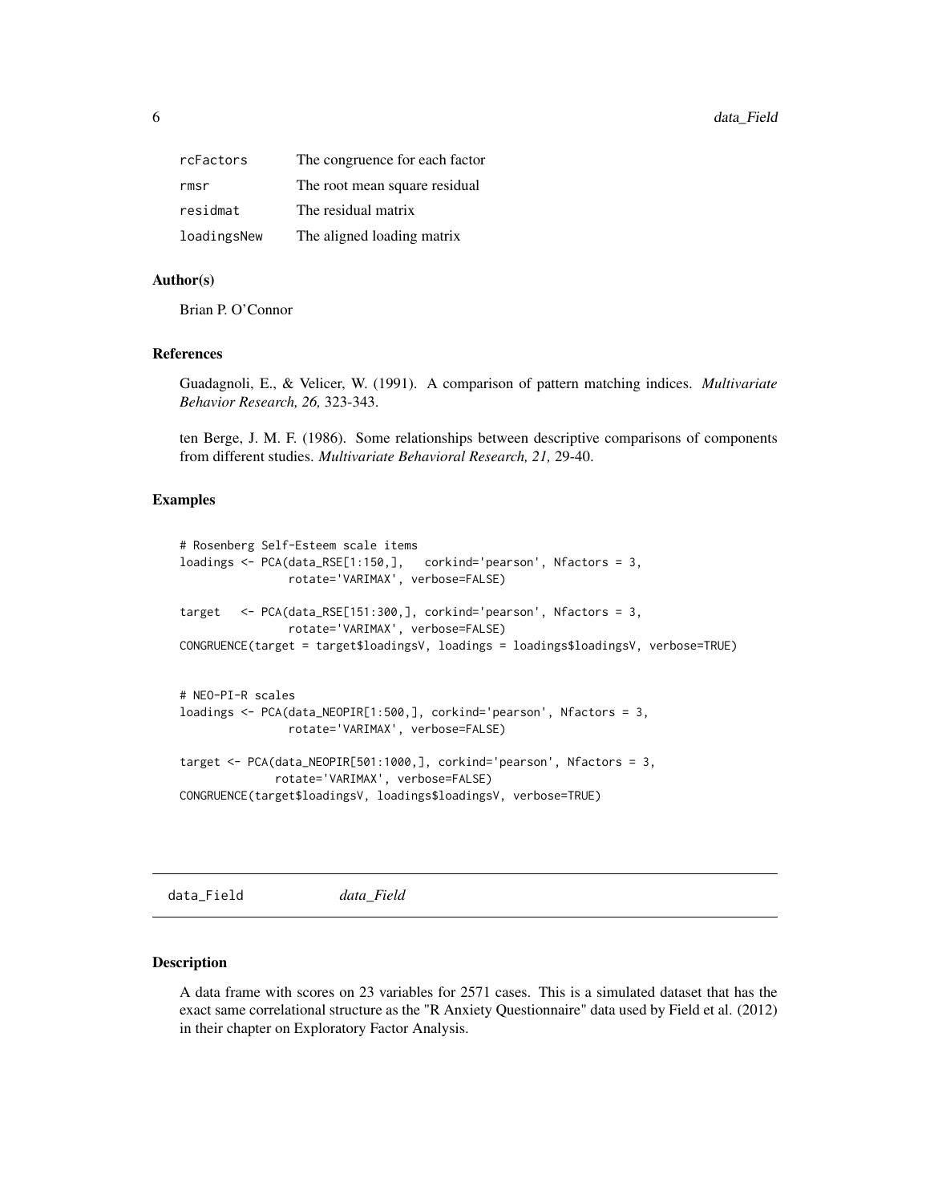| | |
|---|---|
| rcFactors | The congruence for each factor |
| rmsr | The root mean square residual |
| residmat | The residual matrix |
| loadingsNew | The aligned loading matrix |

### Author(s)

Brian P. O'Connor

### References

Guadagnoli, E., & Velicer, W. (1991). A comparison of pattern matching indices. *Multivariate Behavior Research, 26,* 323-343.

ten Berge, J. M. F. (1986). Some relationships between descriptive comparisons of components from different studies. *Multivariate Behavioral Research, 21,* 29-40.

### Examples

```
# Rosenberg Self-Esteem scale items
loadings <- PCA(data_RSE[1:150,],   corkind='pearson', Nfactors = 3,
                rotate='VARIMAX', verbose=FALSE)

target   <- PCA(data_RSE[151:300,], corkind='pearson', Nfactors = 3,
                rotate='VARIMAX', verbose=FALSE)
CONGRUENCE(target = target$loadingsV, loadings = loadings$loadingsV, verbose=TRUE)


# NEO-PI-R scales
loadings <- PCA(data_NEOPIR[1:500,], corkind='pearson', Nfactors = 3,
                rotate='VARIMAX', verbose=FALSE)

target <- PCA(data_NEOPIR[501:1000,], corkind='pearson', Nfactors = 3,
              rotate='VARIMAX', verbose=FALSE)
CONGRUENCE(target$loadingsV, loadings$loadingsV, verbose=TRUE)
```

---

## data_Field *data_Field*

### Description

A data frame with scores on 23 variables for 2571 cases. This is a simulated dataset that has the exact same correlational structure as the "R Anxiety Questionnaire" data used by Field et al. (2012) in their chapter on Exploratory Factor Analysis.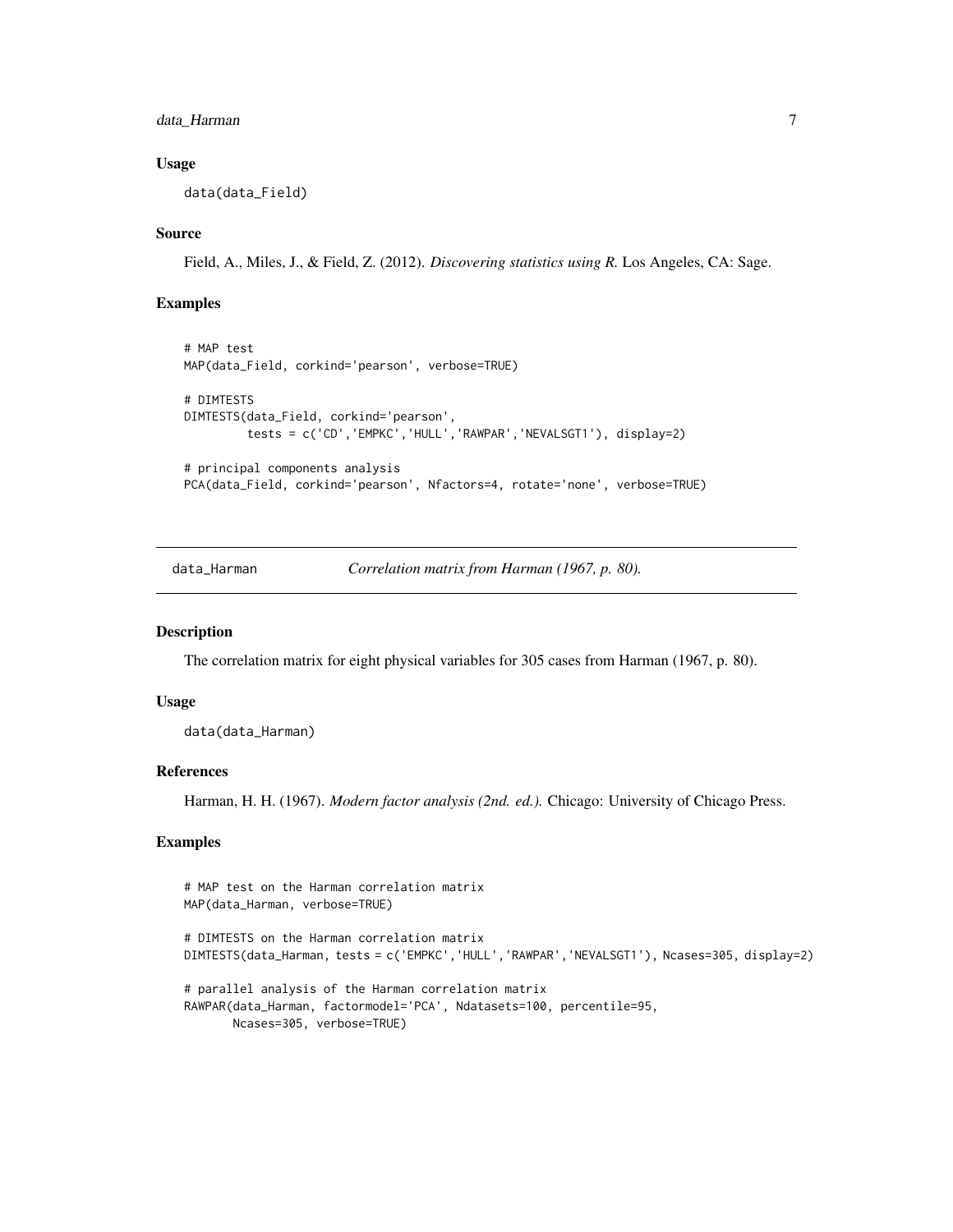### Usage

```
data(data_Field)
```

### Source

Field, A., Miles, J., & Field, Z. (2012). *Discovering statistics using R.* Los Angeles, CA: Sage.

### Examples

```
# MAP test
MAP(data_Field, corkind='pearson', verbose=TRUE)

# DIMTESTS
DIMTESTS(data_Field, corkind='pearson',
         tests = c('CD','EMPKC','HULL','RAWPAR','NEVALSGT1'), display=2)

# principal components analysis
PCA(data_Field, corkind='pearson', Nfactors=4, rotate='none', verbose=TRUE)
```

---

## data_Harman — *Correlation matrix from Harman (1967, p. 80).*

### Description

The correlation matrix for eight physical variables for 305 cases from Harman (1967, p. 80).

### Usage

```
data(data_Harman)
```

### References

Harman, H. H. (1967). *Modern factor analysis (2nd. ed.).* Chicago: University of Chicago Press.

### Examples

```
# MAP test on the Harman correlation matrix
MAP(data_Harman, verbose=TRUE)

# DIMTESTS on the Harman correlation matrix
DIMTESTS(data_Harman, tests = c('EMPKC','HULL','RAWPAR','NEVALSGT1'), Ncases=305, display=2)

# parallel analysis of the Harman correlation matrix
RAWPAR(data_Harman, factormodel='PCA', Ndatasets=100, percentile=95,
       Ncases=305, verbose=TRUE)
```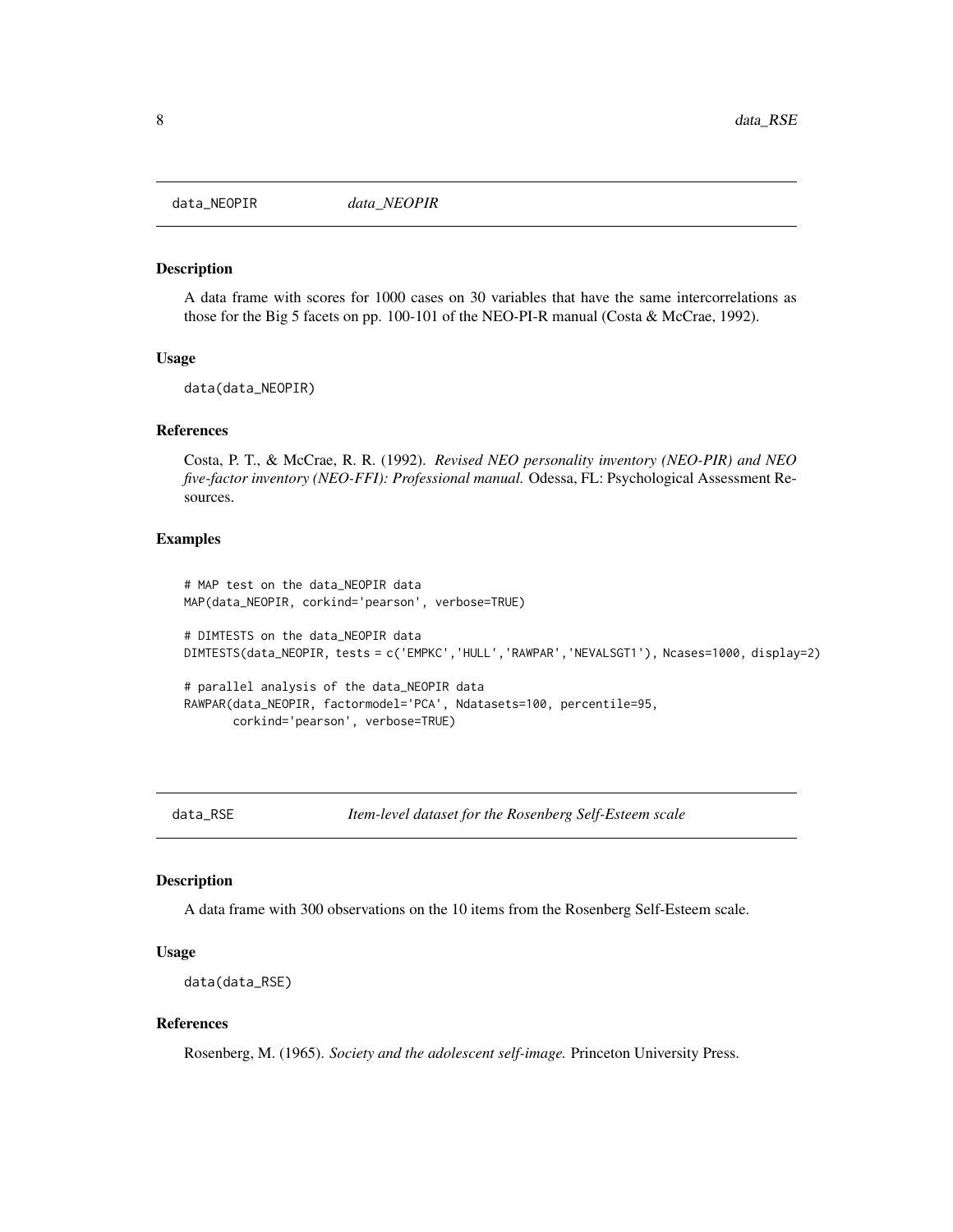## data_NEOPIR    *data_NEOPIR*

### Description

A data frame with scores for 1000 cases on 30 variables that have the same intercorrelations as those for the Big 5 facets on pp. 100-101 of the NEO-PI-R manual (Costa & McCrae, 1992).

### Usage

```
data(data_NEOPIR)
```

### References

Costa, P. T., & McCrae, R. R. (1992). *Revised NEO personality inventory (NEO-PIR) and NEO five-factor inventory (NEO-FFI): Professional manual.* Odessa, FL: Psychological Assessment Resources.

### Examples

```
# MAP test on the data_NEOPIR data
MAP(data_NEOPIR, corkind='pearson', verbose=TRUE)

# DIMTESTS on the data_NEOPIR data
DIMTESTS(data_NEOPIR, tests = c('EMPKC','HULL','RAWPAR','NEVALSGT1'), Ncases=1000, display=2)

# parallel analysis of the data_NEOPIR data
RAWPAR(data_NEOPIR, factormodel='PCA', Ndatasets=100, percentile=95,
       corkind='pearson', verbose=TRUE)
```

## data_RSE    *Item-level dataset for the Rosenberg Self-Esteem scale*

### Description

A data frame with 300 observations on the 10 items from the Rosenberg Self-Esteem scale.

### Usage

```
data(data_RSE)
```

### References

Rosenberg, M. (1965). *Society and the adolescent self-image.* Princeton University Press.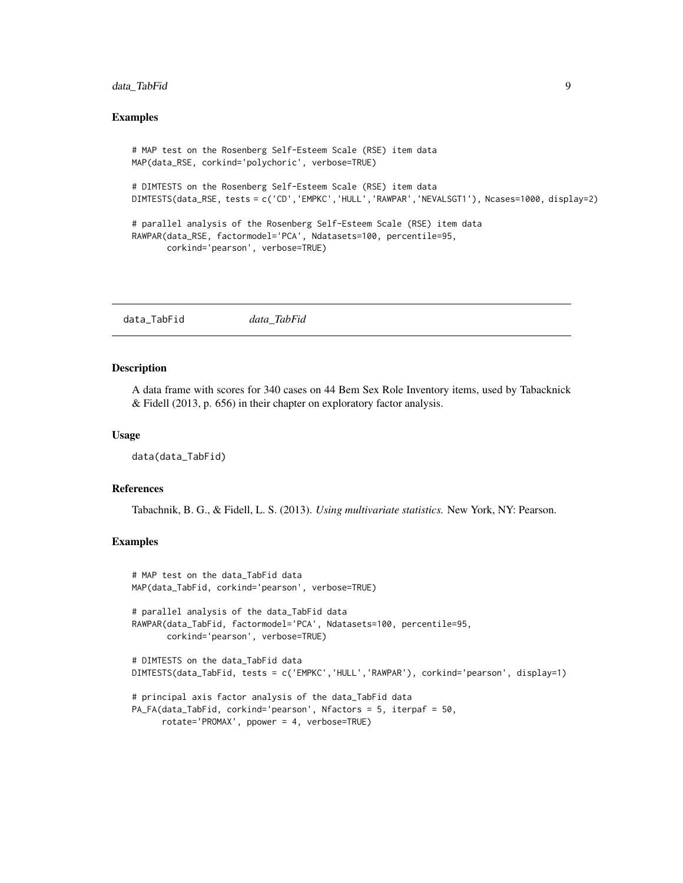### Examples

```
# MAP test on the Rosenberg Self-Esteem Scale (RSE) item data
MAP(data_RSE, corkind='polychoric', verbose=TRUE)

# DIMTESTS on the Rosenberg Self-Esteem Scale (RSE) item data
DIMTESTS(data_RSE, tests = c('CD','EMPKC','HULL','RAWPAR','NEVALSGT1'), Ncases=1000, display=2)

# parallel analysis of the Rosenberg Self-Esteem Scale (RSE) item data
RAWPAR(data_RSE, factormodel='PCA', Ndatasets=100, percentile=95,
       corkind='pearson', verbose=TRUE)
```

---

## data_TabFid &nbsp;&nbsp;&nbsp;&nbsp; *data_TabFid*

---

### Description

A data frame with scores for 340 cases on 44 Bem Sex Role Inventory items, used by Tabacknick & Fidell (2013, p. 656) in their chapter on exploratory factor analysis.

### Usage

```
data(data_TabFid)
```

### References

Tabachnik, B. G., & Fidell, L. S. (2013). *Using multivariate statistics.* New York, NY: Pearson.

### Examples

```
# MAP test on the data_TabFid data
MAP(data_TabFid, corkind='pearson', verbose=TRUE)

# parallel analysis of the data_TabFid data
RAWPAR(data_TabFid, factormodel='PCA', Ndatasets=100, percentile=95,
       corkind='pearson', verbose=TRUE)

# DIMTESTS on the data_TabFid data
DIMTESTS(data_TabFid, tests = c('EMPKC','HULL','RAWPAR'), corkind='pearson', display=1)

# principal axis factor analysis of the data_TabFid data
PA_FA(data_TabFid, corkind='pearson', Nfactors = 5, iterpaf = 50,
      rotate='PROMAX', ppower = 4, verbose=TRUE)
```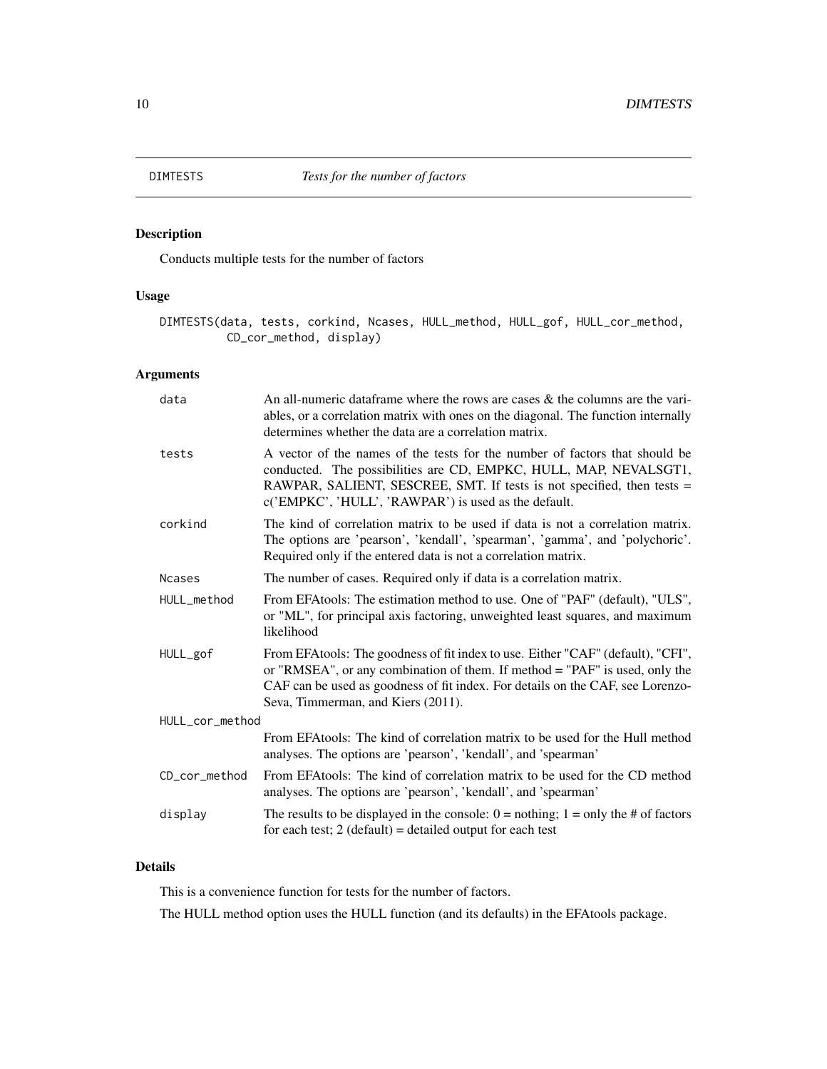## DIMTESTS *Tests for the number of factors*

### Description

Conducts multiple tests for the number of factors

### Usage

```
DIMTESTS(data, tests, corkind, Ncases, HULL_method, HULL_gof, HULL_cor_method,
         CD_cor_method, display)
```

### Arguments

| | |
|---|---|
| data | An all-numeric dataframe where the rows are cases & the columns are the variables, or a correlation matrix with ones on the diagonal. The function internally determines whether the data are a correlation matrix. |
| tests | A vector of the names of the tests for the number of factors that should be conducted. The possibilities are CD, EMPKC, HULL, MAP, NEVALSGT1, RAWPAR, SALIENT, SESCREE, SMT. If tests is not specified, then tests = c('EMPKC', 'HULL', 'RAWPAR') is used as the default. |
| corkind | The kind of correlation matrix to be used if data is not a correlation matrix. The options are 'pearson', 'kendall', 'spearman', 'gamma', and 'polychoric'. Required only if the entered data is not a correlation matrix. |
| Ncases | The number of cases. Required only if data is a correlation matrix. |
| HULL_method | From EFAtools: The estimation method to use. One of "PAF" (default), "ULS", or "ML", for principal axis factoring, unweighted least squares, and maximum likelihood |
| HULL_gof | From EFAtools: The goodness of fit index to use. Either "CAF" (default), "CFI", or "RMSEA", or any combination of them. If method = "PAF" is used, only the CAF can be used as goodness of fit index. For details on the CAF, see Lorenzo-Seva, Timmerman, and Kiers (2011). |
| HULL_cor_method | From EFAtools: The kind of correlation matrix to be used for the Hull method analyses. The options are 'pearson', 'kendall', and 'spearman' |
| CD_cor_method | From EFAtools: The kind of correlation matrix to be used for the CD method analyses. The options are 'pearson', 'kendall', and 'spearman' |
| display | The results to be displayed in the console: 0 = nothing; 1 = only the # of factors for each test; 2 (default) = detailed output for each test |

### Details

This is a convenience function for tests for the number of factors.

The HULL method option uses the HULL function (and its defaults) in the EFAtools package.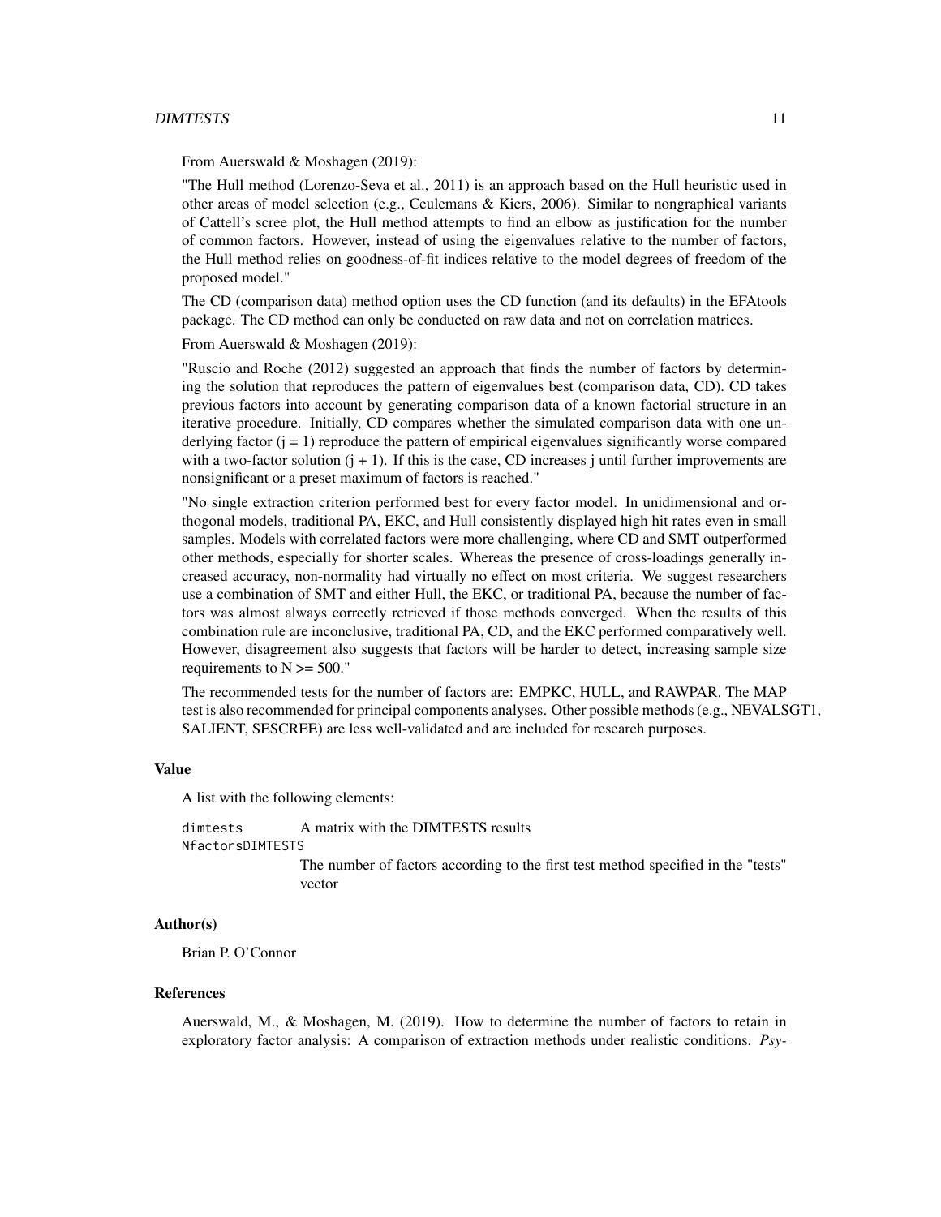From Auerswald & Moshagen (2019):

"The Hull method (Lorenzo-Seva et al., 2011) is an approach based on the Hull heuristic used in other areas of model selection (e.g., Ceulemans & Kiers, 2006). Similar to nongraphical variants of Cattell's scree plot, the Hull method attempts to find an elbow as justification for the number of common factors. However, instead of using the eigenvalues relative to the number of factors, the Hull method relies on goodness-of-fit indices relative to the model degrees of freedom of the proposed model."

The CD (comparison data) method option uses the CD function (and its defaults) in the EFAtools package. The CD method can only be conducted on raw data and not on correlation matrices.

From Auerswald & Moshagen (2019):

"Ruscio and Roche (2012) suggested an approach that finds the number of factors by determining the solution that reproduces the pattern of eigenvalues best (comparison data, CD). CD takes previous factors into account by generating comparison data of a known factorial structure in an iterative procedure. Initially, CD compares whether the simulated comparison data with one underlying factor ($j = 1$) reproduce the pattern of empirical eigenvalues significantly worse compared with a two-factor solution ($j + 1$). If this is the case, CD increases j until further improvements are nonsignificant or a preset maximum of factors is reached."

"No single extraction criterion performed best for every factor model. In unidimensional and orthogonal models, traditional PA, EKC, and Hull consistently displayed high hit rates even in small samples. Models with correlated factors were more challenging, where CD and SMT outperformed other methods, especially for shorter scales. Whereas the presence of cross-loadings generally increased accuracy, non-normality had virtually no effect on most criteria. We suggest researchers use a combination of SMT and either Hull, the EKC, or traditional PA, because the number of factors was almost always correctly retrieved if those methods converged. When the results of this combination rule are inconclusive, traditional PA, CD, and the EKC performed comparatively well. However, disagreement also suggests that factors will be harder to detect, increasing sample size requirements to $N >= 500$."

The recommended tests for the number of factors are: EMPKC, HULL, and RAWPAR. The MAP test is also recommended for principal components analyses. Other possible methods (e.g., NEVALSGT1, SALIENT, SESCREE) are less well-validated and are included for research purposes.

### Value

A list with the following elements:

`dimtests` A matrix with the DIMTESTS results

`NfactorsDIMTESTS` The number of factors according to the first test method specified in the "tests" vector

### Author(s)

Brian P. O'Connor

### References

Auerswald, M., & Moshagen, M. (2019). How to determine the number of factors to retain in exploratory factor analysis: A comparison of extraction methods under realistic conditions. *Psy-*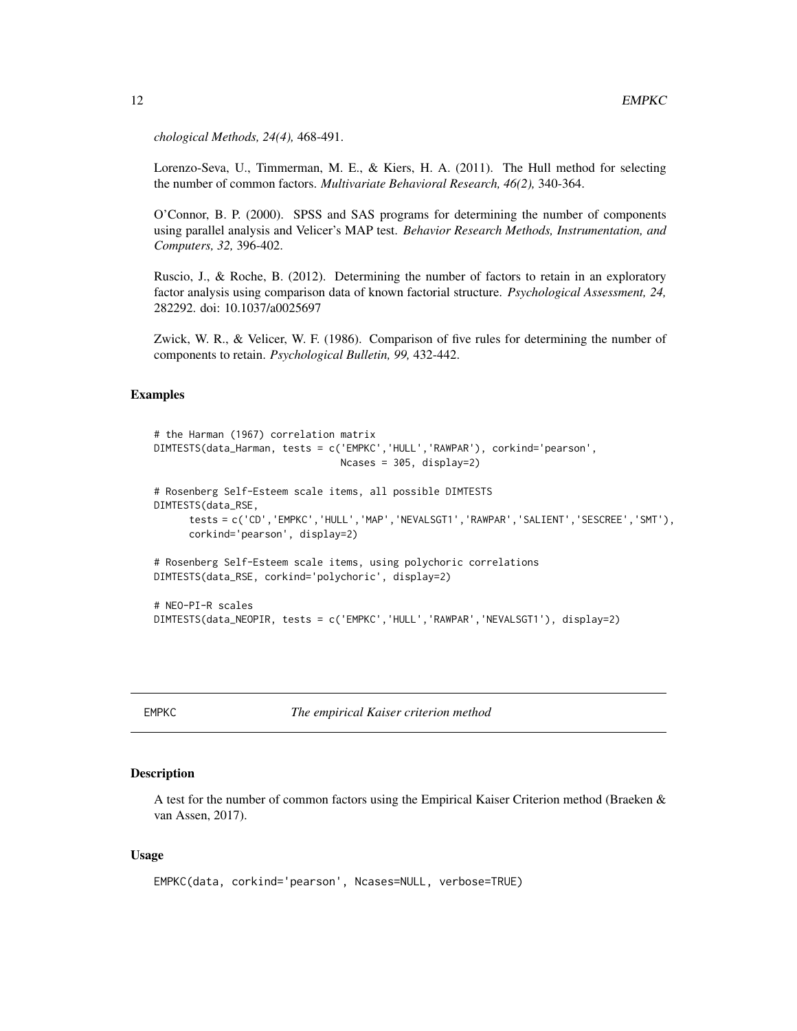*chological Methods, 24(4),* 468-491.

Lorenzo-Seva, U., Timmerman, M. E., & Kiers, H. A. (2011). The Hull method for selecting the number of common factors. *Multivariate Behavioral Research, 46(2),* 340-364.

O'Connor, B. P. (2000). SPSS and SAS programs for determining the number of components using parallel analysis and Velicer's MAP test. *Behavior Research Methods, Instrumentation, and Computers, 32,* 396-402.

Ruscio, J., & Roche, B. (2012). Determining the number of factors to retain in an exploratory factor analysis using comparison data of known factorial structure. *Psychological Assessment, 24,* 282292. doi: 10.1037/a0025697

Zwick, W. R., & Velicer, W. F. (1986). Comparison of five rules for determining the number of components to retain. *Psychological Bulletin, 99,* 432-442.

### Examples

```
# the Harman (1967) correlation matrix
DIMTESTS(data_Harman, tests = c('EMPKC','HULL','RAWPAR'), corkind='pearson',
                                Ncases = 305, display=2)

# Rosenberg Self-Esteem scale items, all possible DIMTESTS
DIMTESTS(data_RSE,
      tests = c('CD','EMPKC','HULL','MAP','NEVALSGT1','RAWPAR','SALIENT','SESCREE','SMT'),
      corkind='pearson', display=2)

# Rosenberg Self-Esteem scale items, using polychoric correlations
DIMTESTS(data_RSE, corkind='polychoric', display=2)

# NEO-PI-R scales
DIMTESTS(data_NEOPIR, tests = c('EMPKC','HULL','RAWPAR','NEVALSGT1'), display=2)
```

---

## EMPKC — *The empirical Kaiser criterion method*

### Description

A test for the number of common factors using the Empirical Kaiser Criterion method (Braeken & van Assen, 2017).

### Usage

```
EMPKC(data, corkind='pearson', Ncases=NULL, verbose=TRUE)
```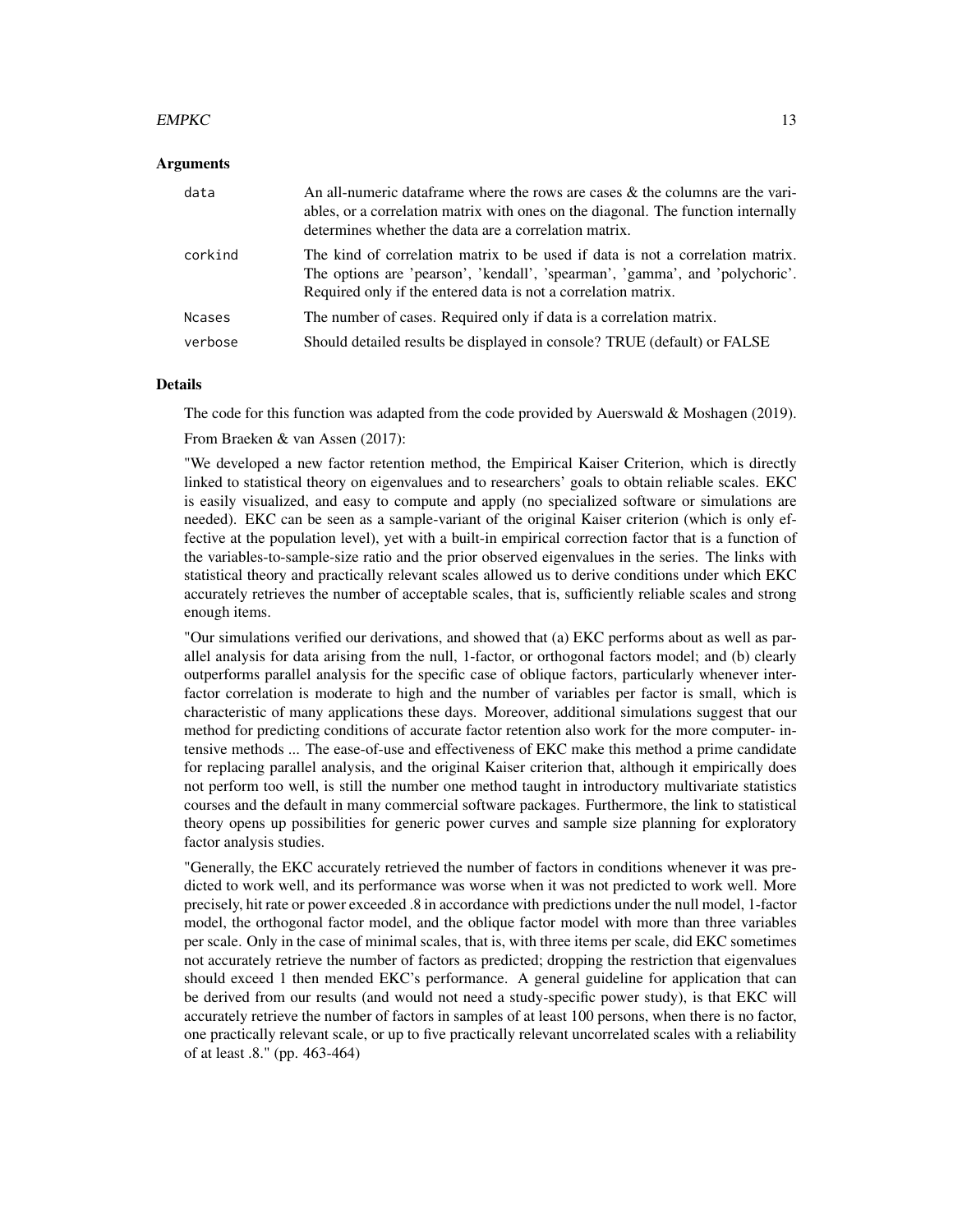### Arguments

| | |
|---|---|
| data | An all-numeric dataframe where the rows are cases & the columns are the variables, or a correlation matrix with ones on the diagonal. The function internally determines whether the data are a correlation matrix. |
| corkind | The kind of correlation matrix to be used if data is not a correlation matrix. The options are 'pearson', 'kendall', 'spearman', 'gamma', and 'polychoric'. Required only if the entered data is not a correlation matrix. |
| Ncases | The number of cases. Required only if data is a correlation matrix. |
| verbose | Should detailed results be displayed in console? TRUE (default) or FALSE |

### Details

The code for this function was adapted from the code provided by Auerswald & Moshagen (2019).

From Braeken & van Assen (2017):

"We developed a new factor retention method, the Empirical Kaiser Criterion, which is directly linked to statistical theory on eigenvalues and to researchers' goals to obtain reliable scales. EKC is easily visualized, and easy to compute and apply (no specialized software or simulations are needed). EKC can be seen as a sample-variant of the original Kaiser criterion (which is only effective at the population level), yet with a built-in empirical correction factor that is a function of the variables-to-sample-size ratio and the prior observed eigenvalues in the series. The links with statistical theory and practically relevant scales allowed us to derive conditions under which EKC accurately retrieves the number of acceptable scales, that is, sufficiently reliable scales and strong enough items.

"Our simulations verified our derivations, and showed that (a) EKC performs about as well as parallel analysis for data arising from the null, 1-factor, or orthogonal factors model; and (b) clearly outperforms parallel analysis for the specific case of oblique factors, particularly whenever interfactor correlation is moderate to high and the number of variables per factor is small, which is characteristic of many applications these days. Moreover, additional simulations suggest that our method for predicting conditions of accurate factor retention also work for the more computer- intensive methods ... The ease-of-use and effectiveness of EKC make this method a prime candidate for replacing parallel analysis, and the original Kaiser criterion that, although it empirically does not perform too well, is still the number one method taught in introductory multivariate statistics courses and the default in many commercial software packages. Furthermore, the link to statistical theory opens up possibilities for generic power curves and sample size planning for exploratory factor analysis studies.

"Generally, the EKC accurately retrieved the number of factors in conditions whenever it was predicted to work well, and its performance was worse when it was not predicted to work well. More precisely, hit rate or power exceeded .8 in accordance with predictions under the null model, 1-factor model, the orthogonal factor model, and the oblique factor model with more than three variables per scale. Only in the case of minimal scales, that is, with three items per scale, did EKC sometimes not accurately retrieve the number of factors as predicted; dropping the restriction that eigenvalues should exceed 1 then mended EKC's performance. A general guideline for application that can be derived from our results (and would not need a study-specific power study), is that EKC will accurately retrieve the number of factors in samples of at least 100 persons, when there is no factor, one practically relevant scale, or up to five practically relevant uncorrelated scales with a reliability of at least .8." (pp. 463-464)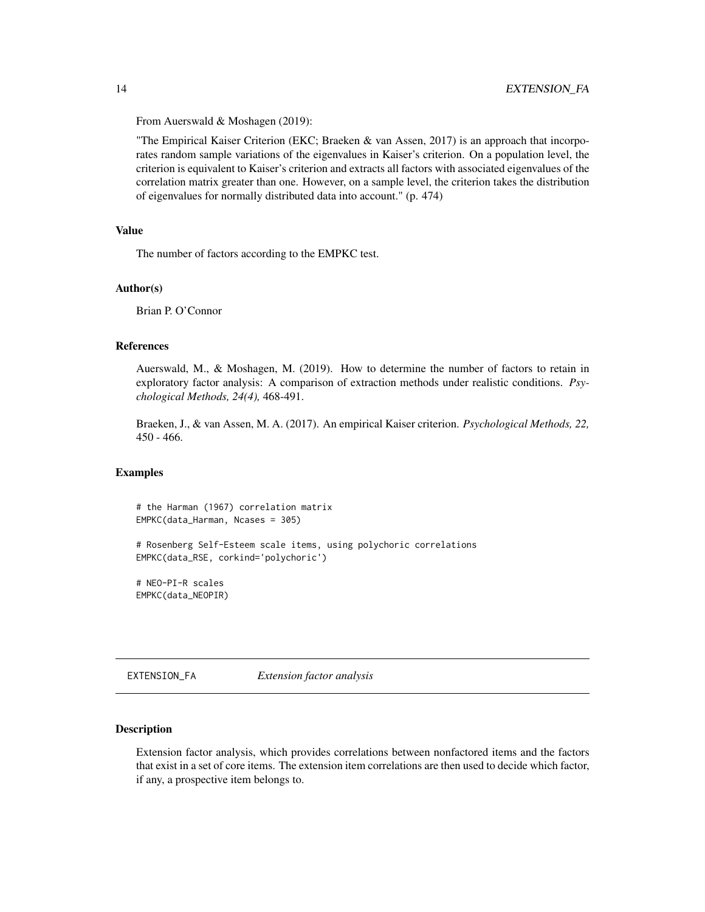From Auerswald & Moshagen (2019):

"The Empirical Kaiser Criterion (EKC; Braeken & van Assen, 2017) is an approach that incorporates random sample variations of the eigenvalues in Kaiser's criterion. On a population level, the criterion is equivalent to Kaiser's criterion and extracts all factors with associated eigenvalues of the correlation matrix greater than one. However, on a sample level, the criterion takes the distribution of eigenvalues for normally distributed data into account." (p. 474)

### Value

The number of factors according to the EMPKC test.

### Author(s)

Brian P. O'Connor

### References

Auerswald, M., & Moshagen, M. (2019). How to determine the number of factors to retain in exploratory factor analysis: A comparison of extraction methods under realistic conditions. *Psychological Methods, 24(4),* 468-491.

Braeken, J., & van Assen, M. A. (2017). An empirical Kaiser criterion. *Psychological Methods, 22,* 450 - 466.

### Examples

```
# the Harman (1967) correlation matrix
EMPKC(data_Harman, Ncases = 305)

# Rosenberg Self-Esteem scale items, using polychoric correlations
EMPKC(data_RSE, corkind='polychoric')

# NEO-PI-R scales
EMPKC(data_NEOPIR)
```

---

## EXTENSION_FA — *Extension factor analysis*

---

### Description

Extension factor analysis, which provides correlations between nonfactored items and the factors that exist in a set of core items. The extension item correlations are then used to decide which factor, if any, a prospective item belongs to.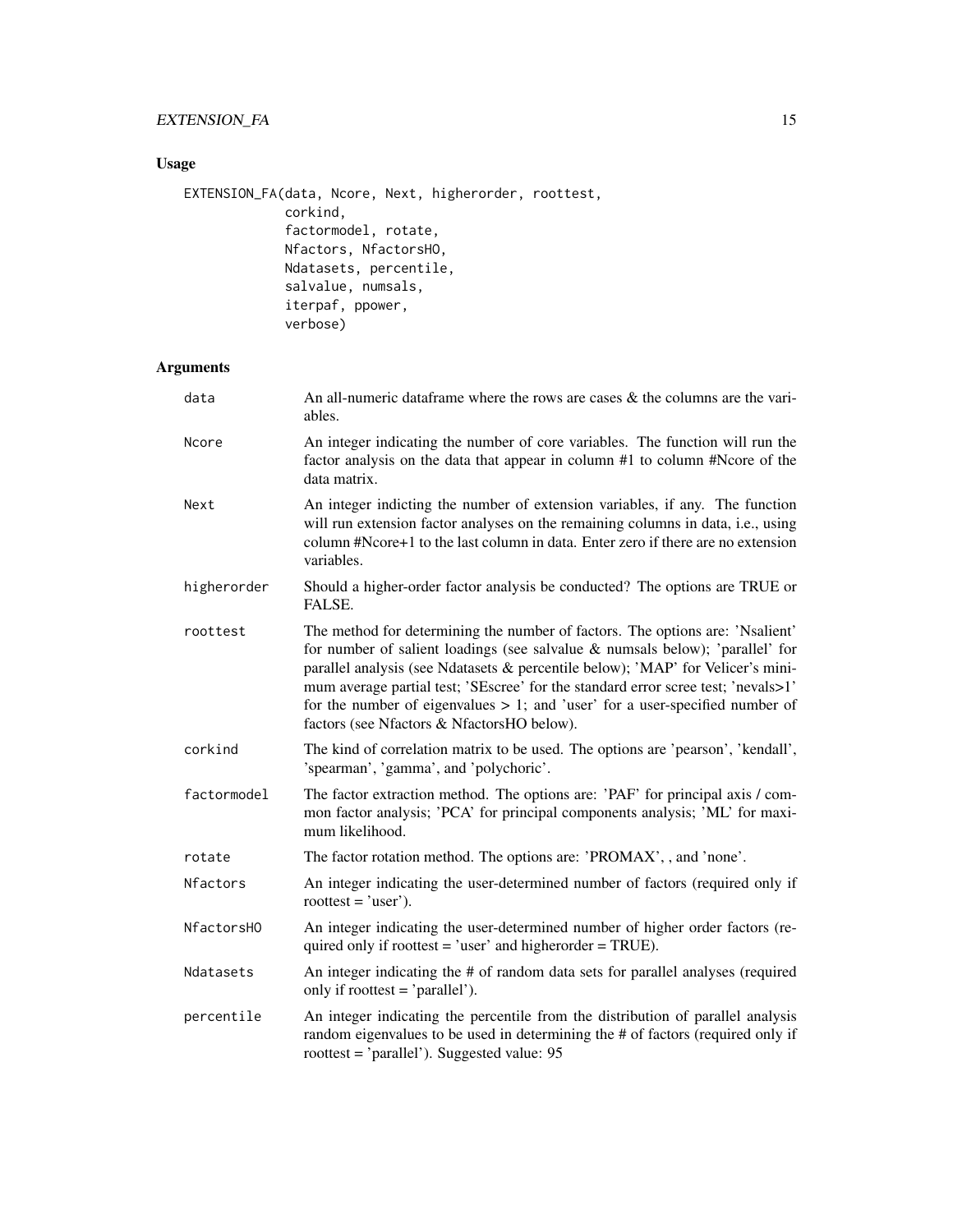## Usage

```
EXTENSION_FA(data, Ncore, Next, higherorder, roottest,
             corkind,
             factormodel, rotate,
             Nfactors, NfactorsHO,
             Ndatasets, percentile,
             salvalue, numsals,
             iterpaf, ppower,
             verbose)
```

## Arguments

| | |
|---|---|
| data | An all-numeric dataframe where the rows are cases & the columns are the variables. |
| Ncore | An integer indicating the number of core variables. The function will run the factor analysis on the data that appear in column #1 to column #Ncore of the data matrix. |
| Next | An integer indicting the number of extension variables, if any. The function will run extension factor analyses on the remaining columns in data, i.e., using column #Ncore+1 to the last column in data. Enter zero if there are no extension variables. |
| higherorder | Should a higher-order factor analysis be conducted? The options are TRUE or FALSE. |
| roottest | The method for determining the number of factors. The options are: 'Nsalient' for number of salient loadings (see salvalue & numsals below); 'parallel' for parallel analysis (see Ndatasets & percentile below); 'MAP' for Velicer's minimum average partial test; 'SEscree' for the standard error scree test; 'nevals>1' for the number of eigenvalues > 1; and 'user' for a user-specified number of factors (see Nfactors & NfactorsHO below). |
| corkind | The kind of correlation matrix to be used. The options are 'pearson', 'kendall', 'spearman', 'gamma', and 'polychoric'. |
| factormodel | The factor extraction method. The options are: 'PAF' for principal axis / common factor analysis; 'PCA' for principal components analysis; 'ML' for maximum likelihood. |
| rotate | The factor rotation method. The options are: 'PROMAX', , and 'none'. |
| Nfactors | An integer indicating the user-determined number of factors (required only if roottest = 'user'). |
| NfactorsHO | An integer indicating the user-determined number of higher order factors (required only if roottest = 'user' and higherorder = TRUE). |
| Ndatasets | An integer indicating the # of random data sets for parallel analyses (required only if roottest = 'parallel'). |
| percentile | An integer indicating the percentile from the distribution of parallel analysis random eigenvalues to be used in determining the # of factors (required only if roottest = 'parallel'). Suggested value: 95 |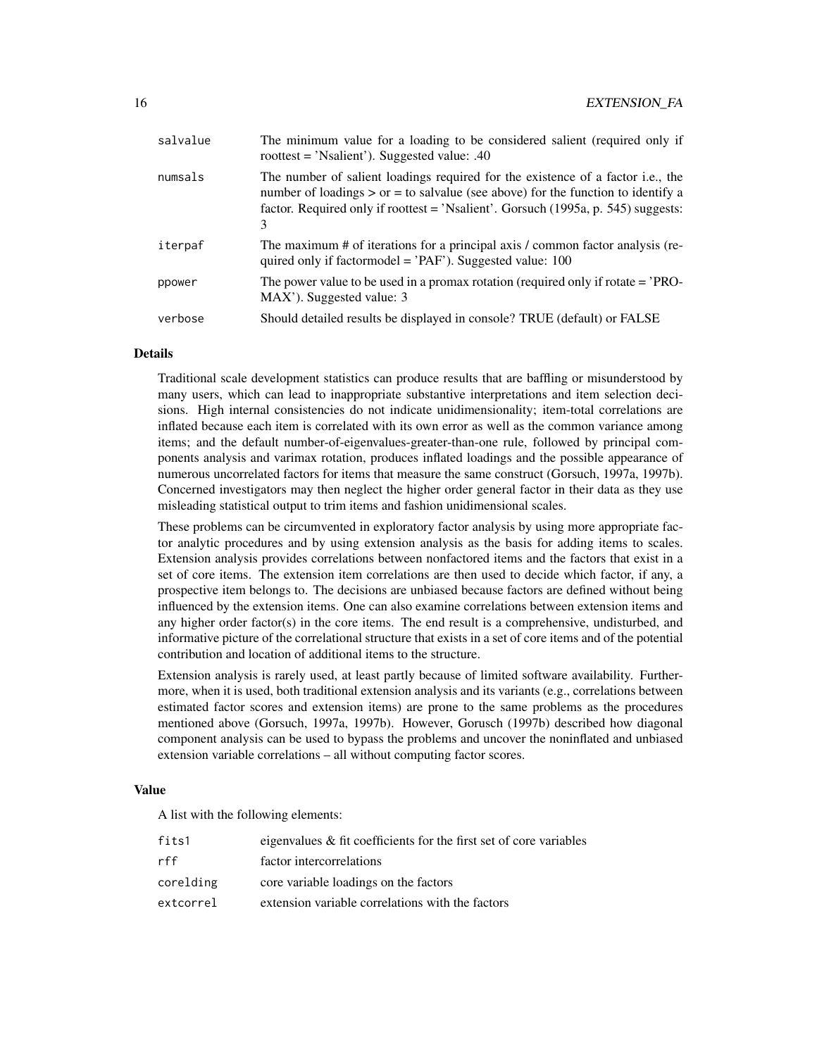| | |
|---|---|
| salvalue | The minimum value for a loading to be considered salient (required only if roottest = 'Nsalient'). Suggested value: .40 |
| numsals | The number of salient loadings required for the existence of a factor i.e., the number of loadings > or = to salvalue (see above) for the function to identify a factor. Required only if roottest = 'Nsalient'. Gorsuch (1995a, p. 545) suggests: 3 |
| iterpaf | The maximum # of iterations for a principal axis / common factor analysis (required only if factormodel = 'PAF'). Suggested value: 100 |
| ppower | The power value to be used in a promax rotation (required only if rotate = 'PROMAX'). Suggested value: 3 |
| verbose | Should detailed results be displayed in console? TRUE (default) or FALSE |

## Details

Traditional scale development statistics can produce results that are baffling or misunderstood by many users, which can lead to inappropriate substantive interpretations and item selection decisions. High internal consistencies do not indicate unidimensionality; item-total correlations are inflated because each item is correlated with its own error as well as the common variance among items; and the default number-of-eigenvalues-greater-than-one rule, followed by principal components analysis and varimax rotation, produces inflated loadings and the possible appearance of numerous uncorrelated factors for items that measure the same construct (Gorsuch, 1997a, 1997b). Concerned investigators may then neglect the higher order general factor in their data as they use misleading statistical output to trim items and fashion unidimensional scales.

These problems can be circumvented in exploratory factor analysis by using more appropriate factor analytic procedures and by using extension analysis as the basis for adding items to scales. Extension analysis provides correlations between nonfactored items and the factors that exist in a set of core items. The extension item correlations are then used to decide which factor, if any, a prospective item belongs to. The decisions are unbiased because factors are defined without being influenced by the extension items. One can also examine correlations between extension items and any higher order factor(s) in the core items. The end result is a comprehensive, undisturbed, and informative picture of the correlational structure that exists in a set of core items and of the potential contribution and location of additional items to the structure.

Extension analysis is rarely used, at least partly because of limited software availability. Furthermore, when it is used, both traditional extension analysis and its variants (e.g., correlations between estimated factor scores and extension items) are prone to the same problems as the procedures mentioned above (Gorsuch, 1997a, 1997b). However, Gorusch (1997b) described how diagonal component analysis can be used to bypass the problems and uncover the noninflated and unbiased extension variable correlations – all without computing factor scores.

## Value

A list with the following elements:

| | |
|---|---|
| fits1 | eigenvalues & fit coefficients for the first set of core variables |
| rff | factor intercorrelations |
| corelding | core variable loadings on the factors |
| extcorrel | extension variable correlations with the factors |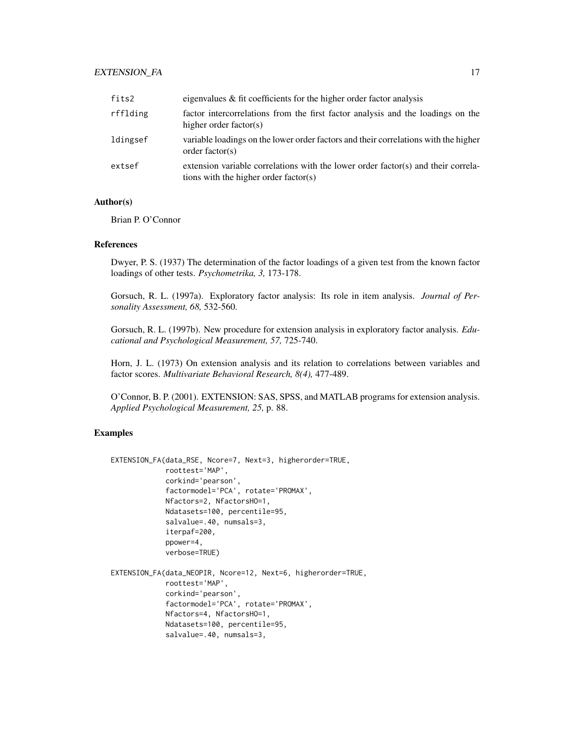| | |
|---|---|
| fits2 | eigenvalues & fit coefficients for the higher order factor analysis |
| rfflding | factor intercorrelations from the first factor analysis and the loadings on the higher order factor(s) |
| ldingsef | variable loadings on the lower order factors and their correlations with the higher order factor(s) |
| extsef | extension variable correlations with the lower order factor(s) and their correlations with the higher order factor(s) |

### Author(s)

Brian P. O'Connor

### References

Dwyer, P. S. (1937) The determination of the factor loadings of a given test from the known factor loadings of other tests. *Psychometrika, 3,* 173-178.

Gorsuch, R. L. (1997a). Exploratory factor analysis: Its role in item analysis. *Journal of Personality Assessment, 68,* 532-560.

Gorsuch, R. L. (1997b). New procedure for extension analysis in exploratory factor analysis. *Educational and Psychological Measurement, 57,* 725-740.

Horn, J. L. (1973) On extension analysis and its relation to correlations between variables and factor scores. *Multivariate Behavioral Research, 8(4),* 477-489.

O'Connor, B. P. (2001). EXTENSION: SAS, SPSS, and MATLAB programs for extension analysis. *Applied Psychological Measurement, 25,* p. 88.

### Examples

```
EXTENSION_FA(data_RSE, Ncore=7, Next=3, higherorder=TRUE,
             roottest='MAP',
             corkind='pearson',
             factormodel='PCA', rotate='PROMAX',
             Nfactors=2, NfactorsHO=1,
             Ndatasets=100, percentile=95,
             salvalue=.40, numsals=3,
             iterpaf=200,
             ppower=4,
             verbose=TRUE)

EXTENSION_FA(data_NEOPIR, Ncore=12, Next=6, higherorder=TRUE,
             roottest='MAP',
             corkind='pearson',
             factormodel='PCA', rotate='PROMAX',
             Nfactors=4, NfactorsHO=1,
             Ndatasets=100, percentile=95,
             salvalue=.40, numsals=3,
```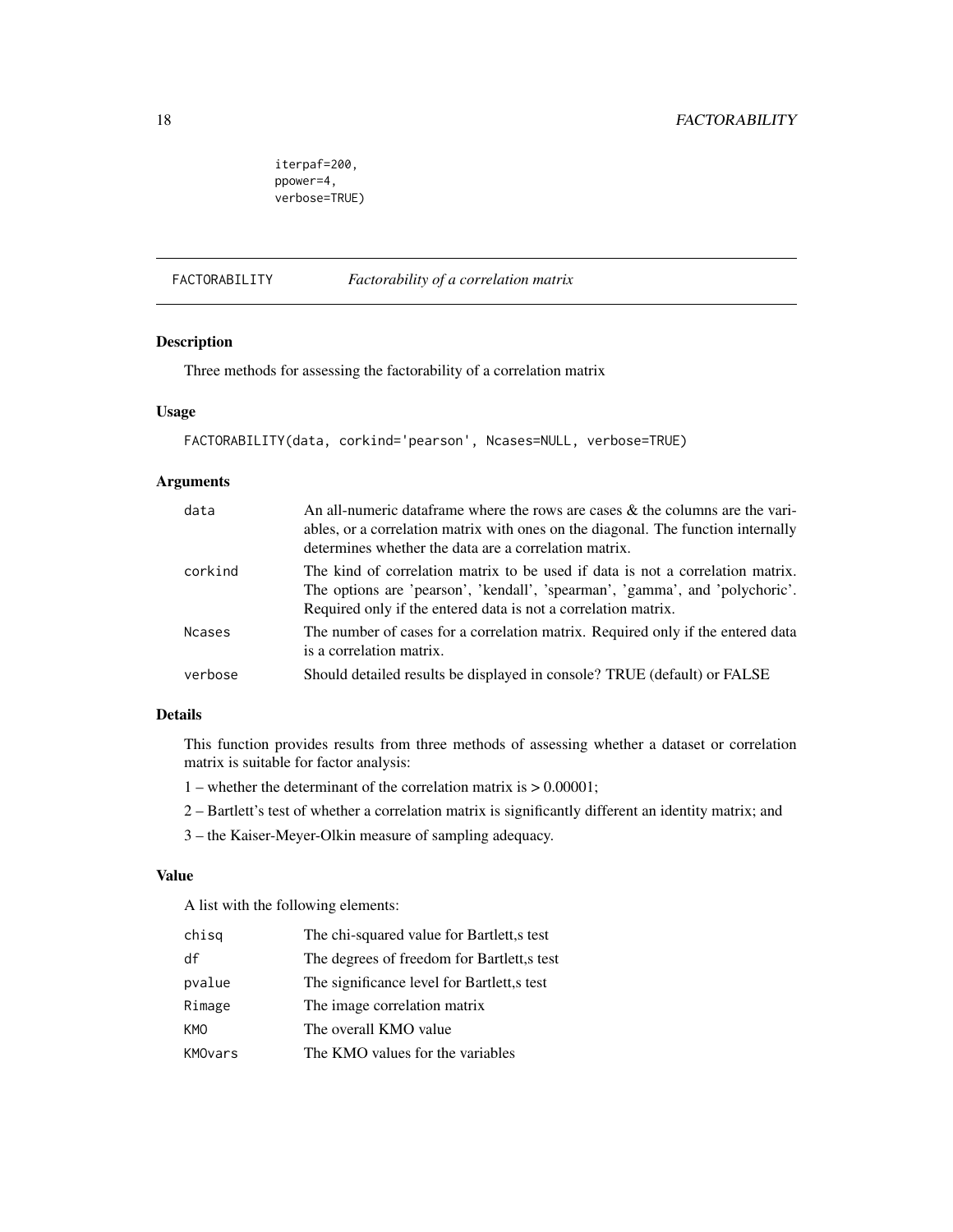```
iterpaf=200,
ppower=4,
verbose=TRUE)
```

## FACTORABILITY *Factorability of a correlation matrix*

### Description

Three methods for assessing the factorability of a correlation matrix

### Usage

```
FACTORABILITY(data, corkind='pearson', Ncases=NULL, verbose=TRUE)
```

### Arguments

| | |
|---|---|
| `data` | An all-numeric dataframe where the rows are cases & the columns are the variables, or a correlation matrix with ones on the diagonal. The function internally determines whether the data are a correlation matrix. |
| `corkind` | The kind of correlation matrix to be used if data is not a correlation matrix. The options are 'pearson', 'kendall', 'spearman', 'gamma', and 'polychoric'. Required only if the entered data is not a correlation matrix. |
| `Ncases` | The number of cases for a correlation matrix. Required only if the entered data is a correlation matrix. |
| `verbose` | Should detailed results be displayed in console? TRUE (default) or FALSE |

### Details

This function provides results from three methods of assessing whether a dataset or correlation matrix is suitable for factor analysis:

1 – whether the determinant of the correlation matrix is > 0.00001;

2 – Bartlett's test of whether a correlation matrix is significantly different an identity matrix; and

3 – the Kaiser-Meyer-Olkin measure of sampling adequacy.

### Value

A list with the following elements:

| | |
|---|---|
| `chisq` | The chi-squared value for Bartlett,s test |
| `df` | The degrees of freedom for Bartlett,s test |
| `pvalue` | The significance level for Bartlett,s test |
| `Rimage` | The image correlation matrix |
| `KMO` | The overall KMO value |
| `KMOvars` | The KMO values for the variables |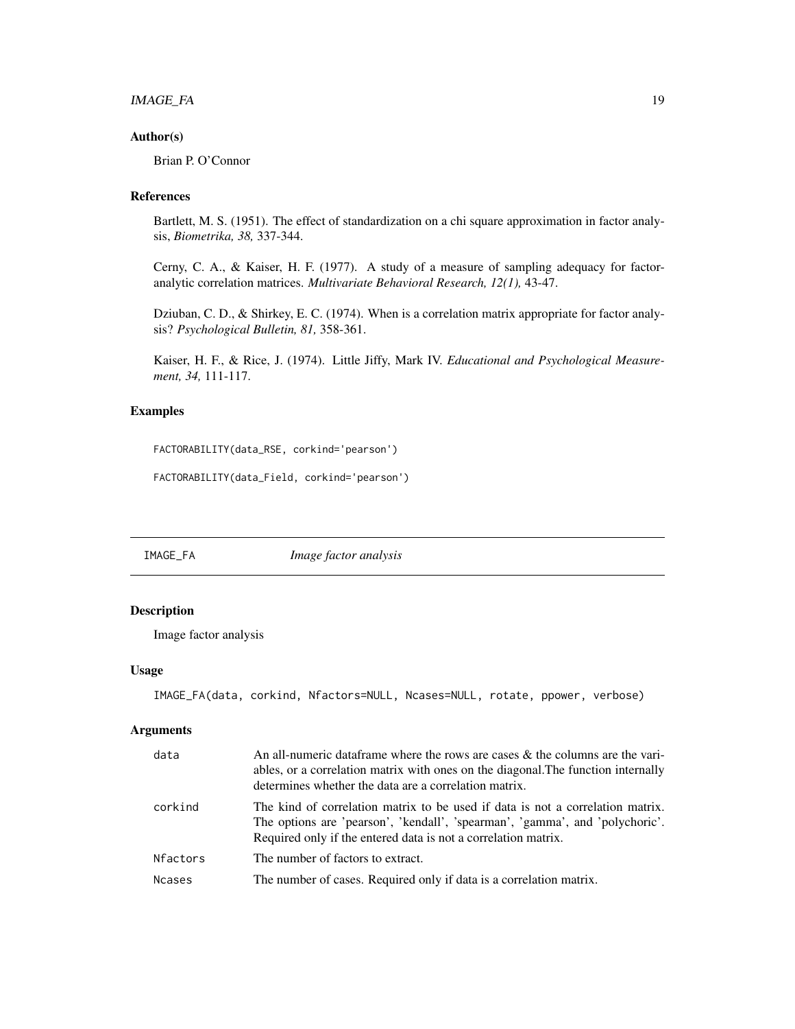### Author(s)

Brian P. O'Connor

### References

Bartlett, M. S. (1951). The effect of standardization on a chi square approximation in factor analysis, *Biometrika, 38,* 337-344.

Cerny, C. A., & Kaiser, H. F. (1977). A study of a measure of sampling adequacy for factor-analytic correlation matrices. *Multivariate Behavioral Research, 12(1),* 43-47.

Dziuban, C. D., & Shirkey, E. C. (1974). When is a correlation matrix appropriate for factor analysis? *Psychological Bulletin, 81,* 358-361.

Kaiser, H. F., & Rice, J. (1974). Little Jiffy, Mark IV. *Educational and Psychological Measurement, 34,* 111-117.

### Examples

```
FACTORABILITY(data_RSE, corkind='pearson')

FACTORABILITY(data_Field, corkind='pearson')
```

---

## IMAGE_FA *Image factor analysis*

---

### Description

Image factor analysis

### Usage

```
IMAGE_FA(data, corkind, Nfactors=NULL, Ncases=NULL, rotate, ppower, verbose)
```

### Arguments

| | |
|---|---|
| data | An all-numeric dataframe where the rows are cases & the columns are the variables, or a correlation matrix with ones on the diagonal.The function internally determines whether the data are a correlation matrix. |
| corkind | The kind of correlation matrix to be used if data is not a correlation matrix. The options are 'pearson', 'kendall', 'spearman', 'gamma', and 'polychoric'. Required only if the entered data is not a correlation matrix. |
| Nfactors | The number of factors to extract. |
| Ncases | The number of cases. Required only if data is a correlation matrix. |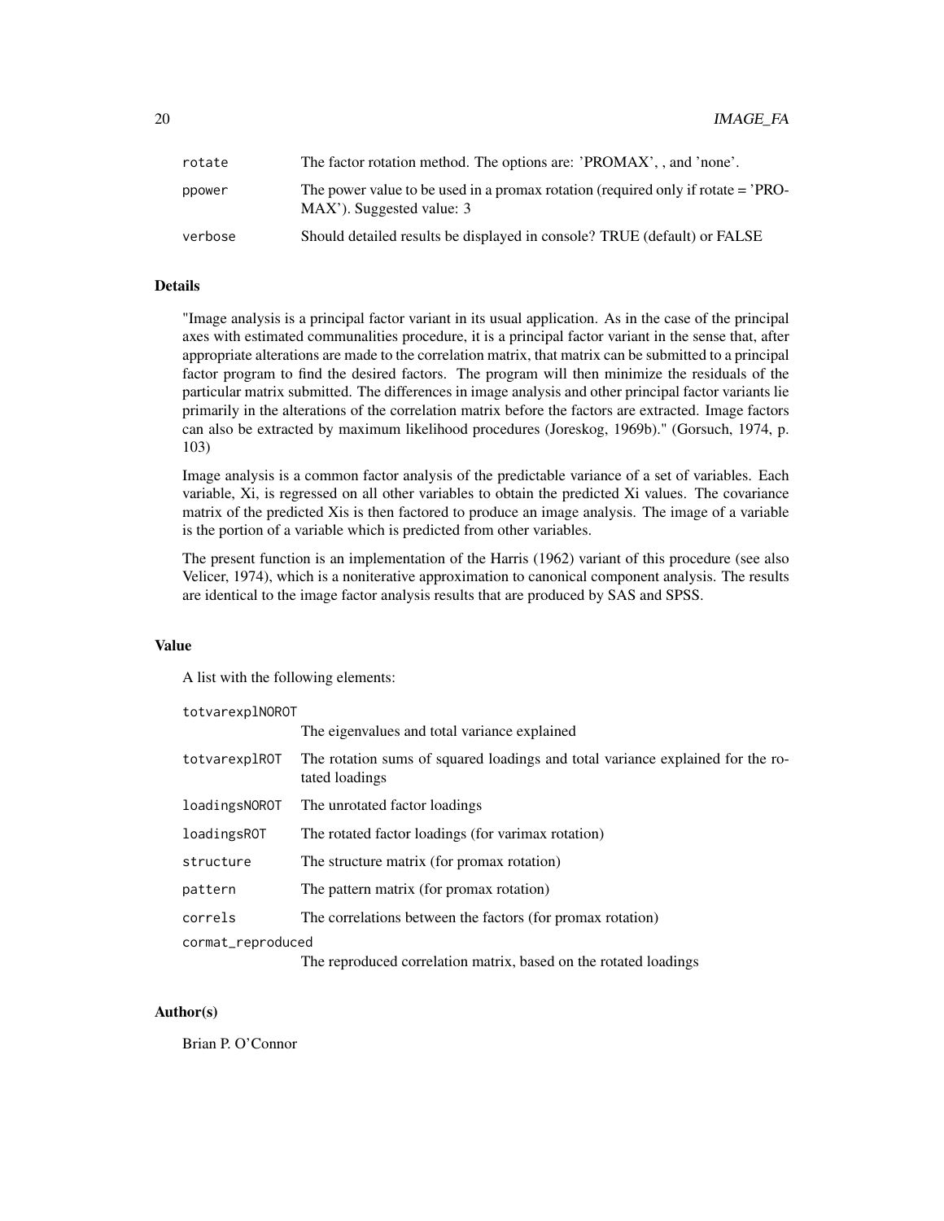| | |
|---|---|
| rotate | The factor rotation method. The options are: 'PROMAX', , and 'none'. |
| ppower | The power value to be used in a promax rotation (required only if rotate = 'PROMAX'). Suggested value: 3 |
| verbose | Should detailed results be displayed in console? TRUE (default) or FALSE |

## Details

"Image analysis is a principal factor variant in its usual application. As in the case of the principal axes with estimated communalities procedure, it is a principal factor variant in the sense that, after appropriate alterations are made to the correlation matrix, that matrix can be submitted to a principal factor program to find the desired factors. The program will then minimize the residuals of the particular matrix submitted. The differences in image analysis and other principal factor variants lie primarily in the alterations of the correlation matrix before the factors are extracted. Image factors can also be extracted by maximum likelihood procedures (Joreskog, 1969b)." (Gorsuch, 1974, p. 103)

Image analysis is a common factor analysis of the predictable variance of a set of variables. Each variable, Xi, is regressed on all other variables to obtain the predicted Xi values. The covariance matrix of the predicted Xis is then factored to produce an image analysis. The image of a variable is the portion of a variable which is predicted from other variables.

The present function is an implementation of the Harris (1962) variant of this procedure (see also Velicer, 1974), which is a noniterative approximation to canonical component analysis. The results are identical to the image factor analysis results that are produced by SAS and SPSS.

## Value

A list with the following elements:

| | |
|---|---|
| totvarexplNOROT | The eigenvalues and total variance explained |
| totvarexplROT | The rotation sums of squared loadings and total variance explained for the rotated loadings |
| loadingsNOROT | The unrotated factor loadings |
| loadingsROT | The rotated factor loadings (for varimax rotation) |
| structure | The structure matrix (for promax rotation) |
| pattern | The pattern matrix (for promax rotation) |
| correls | The correlations between the factors (for promax rotation) |
| cormat_reproduced | The reproduced correlation matrix, based on the rotated loadings |

## Author(s)

Brian P. O'Connor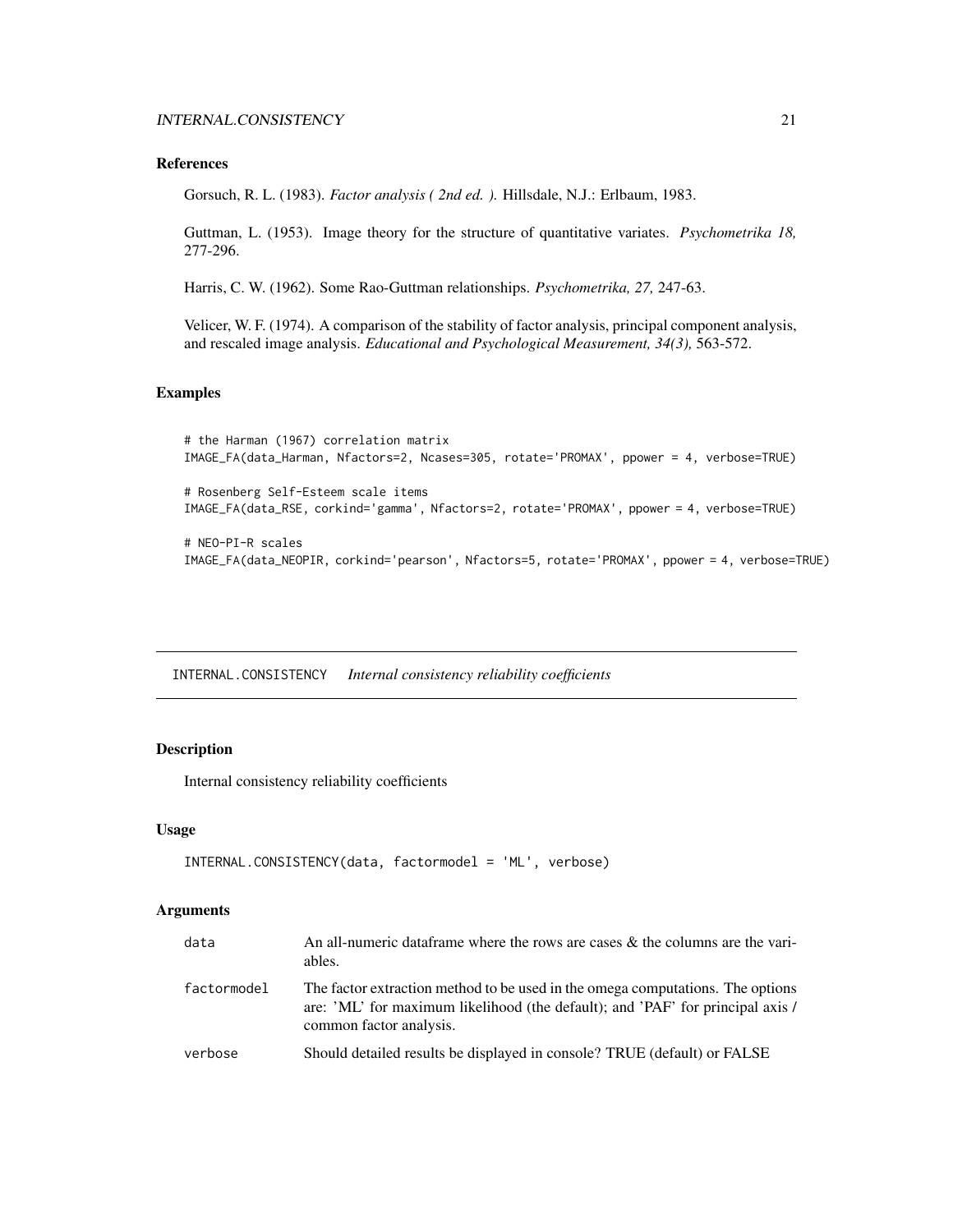### References

Gorsuch, R. L. (1983). *Factor analysis ( 2nd ed. ).* Hillsdale, N.J.: Erlbaum, 1983.

Guttman, L. (1953). Image theory for the structure of quantitative variates. *Psychometrika 18,* 277-296.

Harris, C. W. (1962). Some Rao-Guttman relationships. *Psychometrika, 27,* 247-63.

Velicer, W. F. (1974). A comparison of the stability of factor analysis, principal component analysis, and rescaled image analysis. *Educational and Psychological Measurement, 34(3),* 563-572.

### Examples

```
# the Harman (1967) correlation matrix
IMAGE_FA(data_Harman, Nfactors=2, Ncases=305, rotate='PROMAX', ppower = 4, verbose=TRUE)

# Rosenberg Self-Esteem scale items
IMAGE_FA(data_RSE, corkind='gamma', Nfactors=2, rotate='PROMAX', ppower = 4, verbose=TRUE)

# NEO-PI-R scales
IMAGE_FA(data_NEOPIR, corkind='pearson', Nfactors=5, rotate='PROMAX', ppower = 4, verbose=TRUE)
```

---

## INTERNAL.CONSISTENCY *Internal consistency reliability coefficients*

---

### Description

Internal consistency reliability coefficients

### Usage

```
INTERNAL.CONSISTENCY(data, factormodel = 'ML', verbose)
```

### Arguments

| | |
|---|---|
| data | An all-numeric dataframe where the rows are cases & the columns are the variables. |
| factormodel | The factor extraction method to be used in the omega computations. The options are: 'ML' for maximum likelihood (the default); and 'PAF' for principal axis / common factor analysis. |
| verbose | Should detailed results be displayed in console? TRUE (default) or FALSE |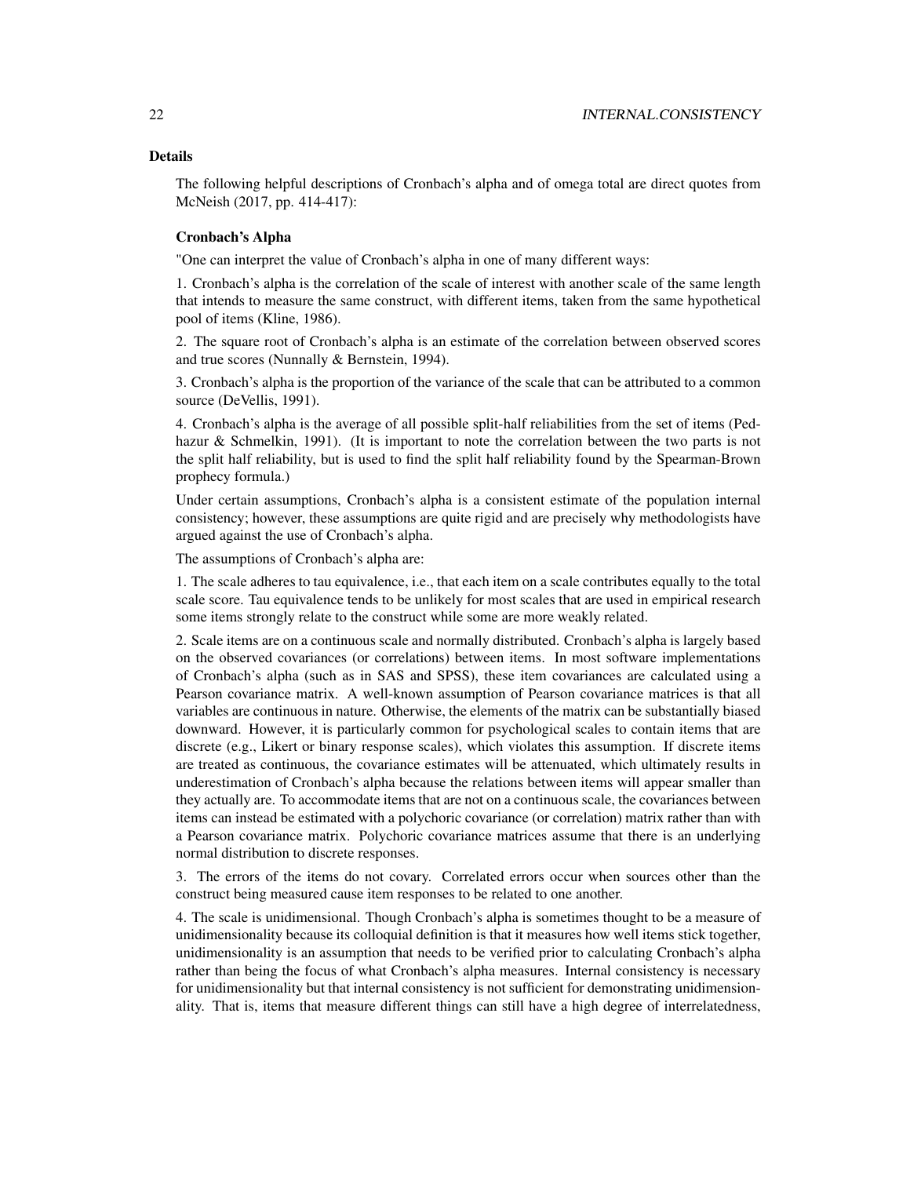### Details

The following helpful descriptions of Cronbach's alpha and of omega total are direct quotes from McNeish (2017, pp. 414-417):

#### Cronbach's Alpha

"One can interpret the value of Cronbach's alpha in one of many different ways:

1. Cronbach's alpha is the correlation of the scale of interest with another scale of the same length that intends to measure the same construct, with different items, taken from the same hypothetical pool of items (Kline, 1986).

2. The square root of Cronbach's alpha is an estimate of the correlation between observed scores and true scores (Nunnally & Bernstein, 1994).

3. Cronbach's alpha is the proportion of the variance of the scale that can be attributed to a common source (DeVellis, 1991).

4. Cronbach's alpha is the average of all possible split-half reliabilities from the set of items (Pedhazur & Schmelkin, 1991). (It is important to note the correlation between the two parts is not the split half reliability, but is used to find the split half reliability found by the Spearman-Brown prophecy formula.)

Under certain assumptions, Cronbach's alpha is a consistent estimate of the population internal consistency; however, these assumptions are quite rigid and are precisely why methodologists have argued against the use of Cronbach's alpha.

The assumptions of Cronbach's alpha are:

1. The scale adheres to tau equivalence, i.e., that each item on a scale contributes equally to the total scale score. Tau equivalence tends to be unlikely for most scales that are used in empirical research some items strongly relate to the construct while some are more weakly related.

2. Scale items are on a continuous scale and normally distributed. Cronbach's alpha is largely based on the observed covariances (or correlations) between items. In most software implementations of Cronbach's alpha (such as in SAS and SPSS), these item covariances are calculated using a Pearson covariance matrix. A well-known assumption of Pearson covariance matrices is that all variables are continuous in nature. Otherwise, the elements of the matrix can be substantially biased downward. However, it is particularly common for psychological scales to contain items that are discrete (e.g., Likert or binary response scales), which violates this assumption. If discrete items are treated as continuous, the covariance estimates will be attenuated, which ultimately results in underestimation of Cronbach's alpha because the relations between items will appear smaller than they actually are. To accommodate items that are not on a continuous scale, the covariances between items can instead be estimated with a polychoric covariance (or correlation) matrix rather than with a Pearson covariance matrix. Polychoric covariance matrices assume that there is an underlying normal distribution to discrete responses.

3. The errors of the items do not covary. Correlated errors occur when sources other than the construct being measured cause item responses to be related to one another.

4. The scale is unidimensional. Though Cronbach's alpha is sometimes thought to be a measure of unidimensionality because its colloquial definition is that it measures how well items stick together, unidimensionality is an assumption that needs to be verified prior to calculating Cronbach's alpha rather than being the focus of what Cronbach's alpha measures. Internal consistency is necessary for unidimensionality but that internal consistency is not sufficient for demonstrating unidimensionality. That is, items that measure different things can still have a high degree of interrelatedness,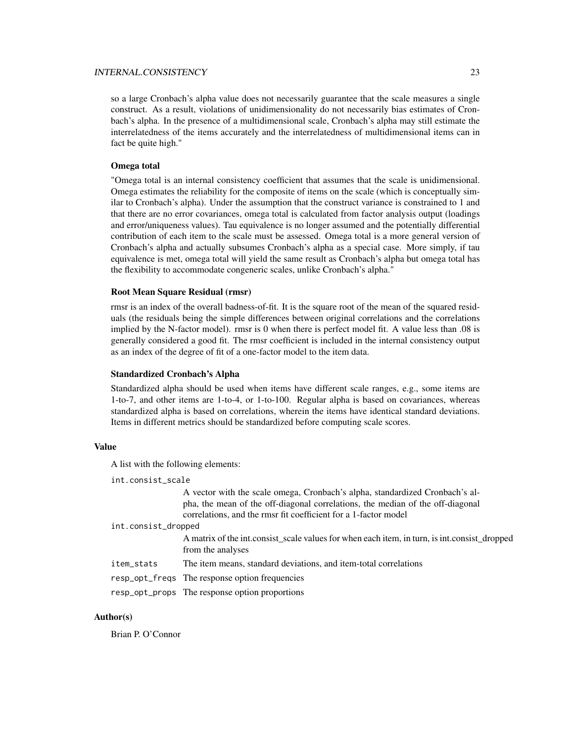so a large Cronbach's alpha value does not necessarily guarantee that the scale measures a single construct. As a result, violations of unidimensionality do not necessarily bias estimates of Cronbach's alpha. In the presence of a multidimensional scale, Cronbach's alpha may still estimate the interrelatedness of the items accurately and the interrelatedness of multidimensional items can in fact be quite high."

**Omega total**

"Omega total is an internal consistency coefficient that assumes that the scale is unidimensional. Omega estimates the reliability for the composite of items on the scale (which is conceptually similar to Cronbach's alpha). Under the assumption that the construct variance is constrained to 1 and that there are no error covariances, omega total is calculated from factor analysis output (loadings and error/uniqueness values). Tau equivalence is no longer assumed and the potentially differential contribution of each item to the scale must be assessed. Omega total is a more general version of Cronbach's alpha and actually subsumes Cronbach's alpha as a special case. More simply, if tau equivalence is met, omega total will yield the same result as Cronbach's alpha but omega total has the flexibility to accommodate congeneric scales, unlike Cronbach's alpha."

**Root Mean Square Residual (rmsr)**

rmsr is an index of the overall badness-of-fit. It is the square root of the mean of the squared residuals (the residuals being the simple differences between original correlations and the correlations implied by the N-factor model). rmsr is 0 when there is perfect model fit. A value less than .08 is generally considered a good fit. The rmsr coefficient is included in the internal consistency output as an index of the degree of fit of a one-factor model to the item data.

**Standardized Cronbach's Alpha**

Standardized alpha should be used when items have different scale ranges, e.g., some items are 1-to-7, and other items are 1-to-4, or 1-to-100. Regular alpha is based on covariances, whereas standardized alpha is based on correlations, wherein the items have identical standard deviations. Items in different metrics should be standardized before computing scale scores.

## Value

A list with the following elements:

`int.consist_scale`
: A vector with the scale omega, Cronbach's alpha, standardized Cronbach's alpha, the mean of the off-diagonal correlations, the median of the off-diagonal correlations, and the rmsr fit coefficient for a 1-factor model

`int.consist_dropped`
: A matrix of the int.consist_scale values for when each item, in turn, is int.consist_dropped from the analyses

`item_stats`
: The item means, standard deviations, and item-total correlations

`resp_opt_freqs`
: The response option frequencies

`resp_opt_props`
: The response option proportions

## Author(s)

Brian P. O'Connor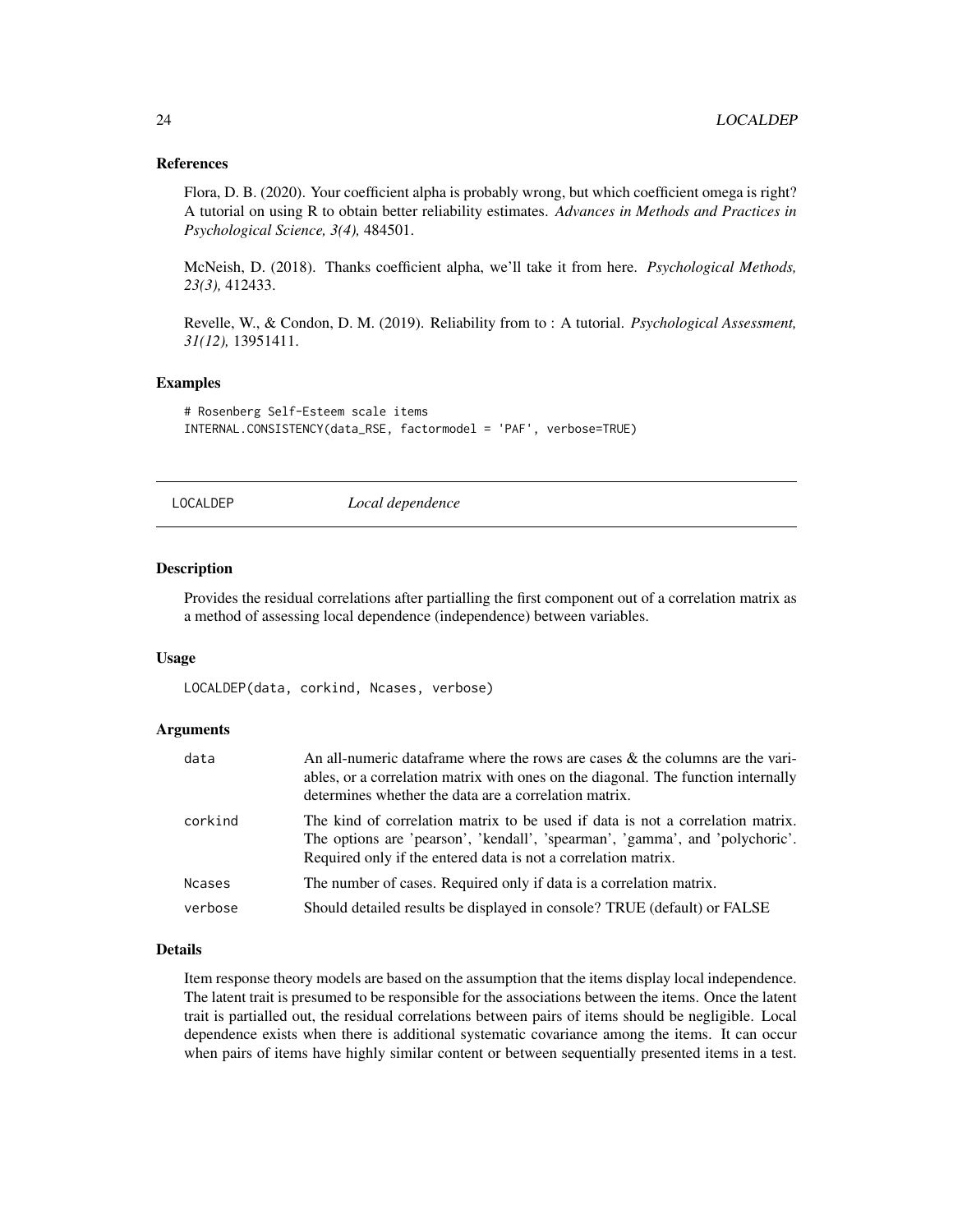## References

Flora, D. B. (2020). Your coefficient alpha is probably wrong, but which coefficient omega is right? A tutorial on using R to obtain better reliability estimates. *Advances in Methods and Practices in Psychological Science, 3(4),* 484501.

McNeish, D. (2018). Thanks coefficient alpha, we'll take it from here. *Psychological Methods, 23(3),* 412433.

Revelle, W., & Condon, D. M. (2019). Reliability from to : A tutorial. *Psychological Assessment, 31(12),* 13951411.

## Examples

```
# Rosenberg Self-Esteem scale items
INTERNAL.CONSISTENCY(data_RSE, factormodel = 'PAF', verbose=TRUE)
```

---

# LOCALDEP — *Local dependence*

---

## Description

Provides the residual correlations after partialling the first component out of a correlation matrix as a method of assessing local dependence (independence) between variables.

## Usage

```
LOCALDEP(data, corkind, Ncases, verbose)
```

## Arguments

| | |
|---|---|
| data | An all-numeric dataframe where the rows are cases & the columns are the variables, or a correlation matrix with ones on the diagonal. The function internally determines whether the data are a correlation matrix. |
| corkind | The kind of correlation matrix to be used if data is not a correlation matrix. The options are 'pearson', 'kendall', 'spearman', 'gamma', and 'polychoric'. Required only if the entered data is not a correlation matrix. |
| Ncases | The number of cases. Required only if data is a correlation matrix. |
| verbose | Should detailed results be displayed in console? TRUE (default) or FALSE |

## Details

Item response theory models are based on the assumption that the items display local independence. The latent trait is presumed to be responsible for the associations between the items. Once the latent trait is partialled out, the residual correlations between pairs of items should be negligible. Local dependence exists when there is additional systematic covariance among the items. It can occur when pairs of items have highly similar content or between sequentially presented items in a test.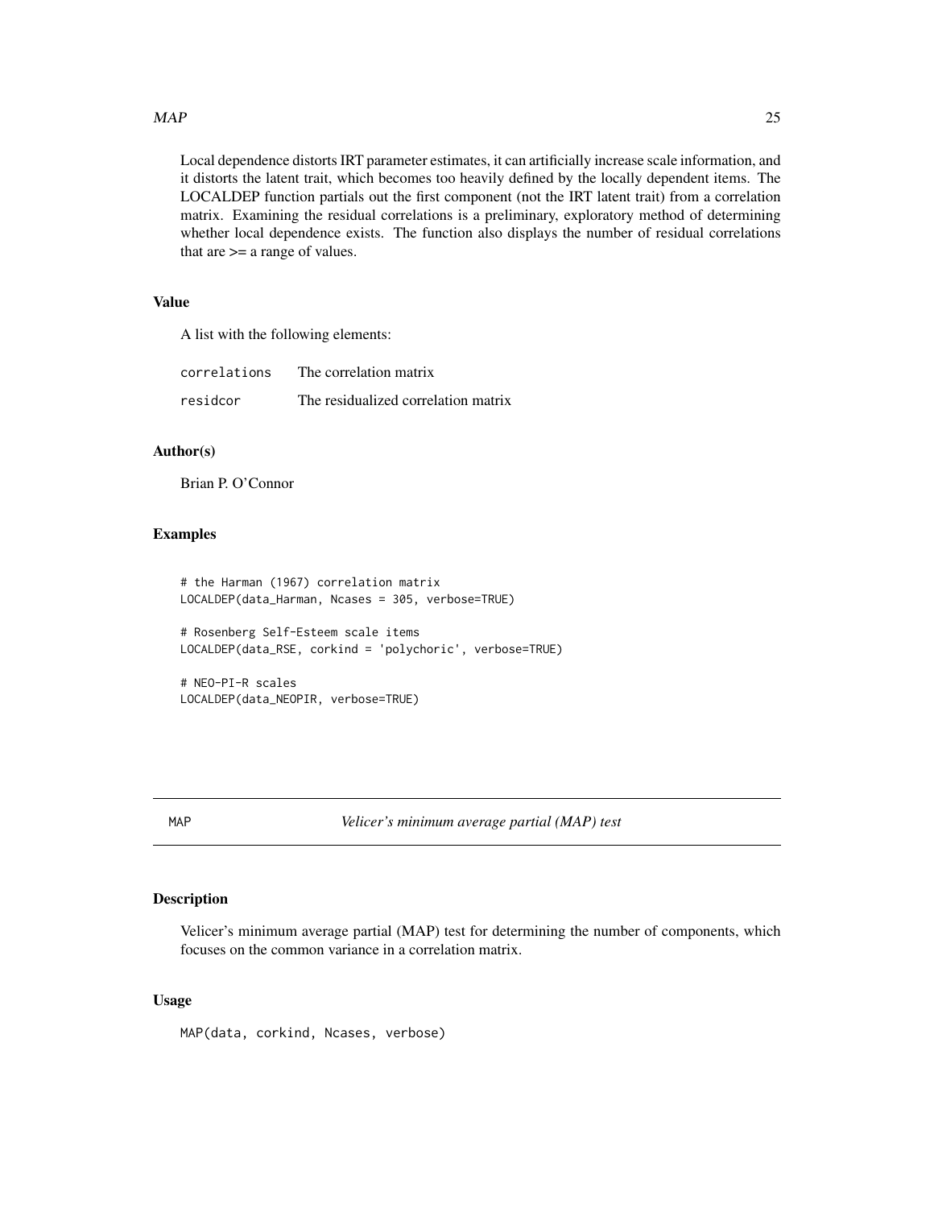Local dependence distorts IRT parameter estimates, it can artificially increase scale information, and it distorts the latent trait, which becomes too heavily defined by the locally dependent items. The LOCALDEP function partials out the first component (not the IRT latent trait) from a correlation matrix. Examining the residual correlations is a preliminary, exploratory method of determining whether local dependence exists. The function also displays the number of residual correlations that are >= a range of values.

### Value

A list with the following elements:

| | |
|---|---|
| `correlations` | The correlation matrix |
| `residcor` | The residualized correlation matrix |

### Author(s)

Brian P. O'Connor

### Examples

```
# the Harman (1967) correlation matrix
LOCALDEP(data_Harman, Ncases = 305, verbose=TRUE)

# Rosenberg Self-Esteem scale items
LOCALDEP(data_RSE, corkind = 'polychoric', verbose=TRUE)

# NEO-PI-R scales
LOCALDEP(data_NEOPIR, verbose=TRUE)
```

---

## MAP — *Velicer's minimum average partial (MAP) test*

### Description

Velicer's minimum average partial (MAP) test for determining the number of components, which focuses on the common variance in a correlation matrix.

### Usage

```
MAP(data, corkind, Ncases, verbose)
```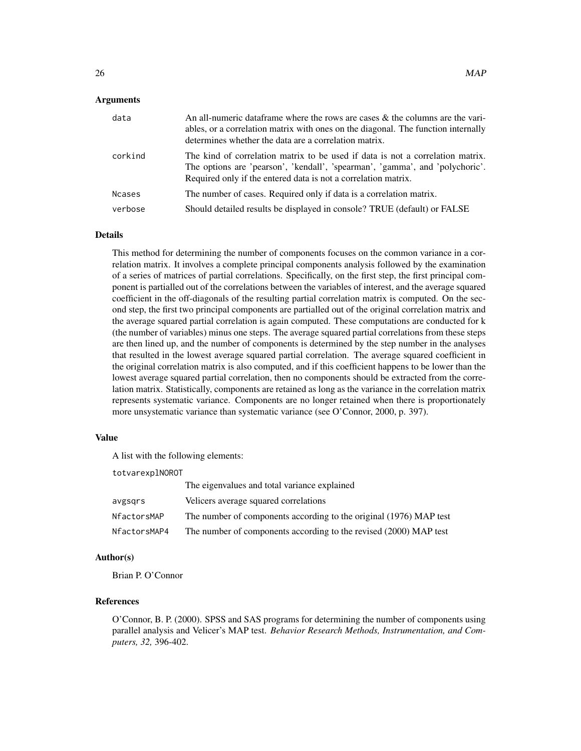## Arguments

| | |
|---|---|
| `data` | An all-numeric dataframe where the rows are cases & the columns are the variables, or a correlation matrix with ones on the diagonal. The function internally determines whether the data are a correlation matrix. |
| `corkind` | The kind of correlation matrix to be used if data is not a correlation matrix. The options are 'pearson', 'kendall', 'spearman', 'gamma', and 'polychoric'. Required only if the entered data is not a correlation matrix. |
| `Ncases` | The number of cases. Required only if data is a correlation matrix. |
| `verbose` | Should detailed results be displayed in console? TRUE (default) or FALSE |

## Details

This method for determining the number of components focuses on the common variance in a correlation matrix. It involves a complete principal components analysis followed by the examination of a series of matrices of partial correlations. Specifically, on the first step, the first principal component is partialled out of the correlations between the variables of interest, and the average squared coefficient in the off-diagonals of the resulting partial correlation matrix is computed. On the second step, the first two principal components are partialled out of the original correlation matrix and the average squared partial correlation is again computed. These computations are conducted for k (the number of variables) minus one steps. The average squared partial correlations from these steps are then lined up, and the number of components is determined by the step number in the analyses that resulted in the lowest average squared partial correlation. The average squared coefficient in the original correlation matrix is also computed, and if this coefficient happens to be lower than the lowest average squared partial correlation, then no components should be extracted from the correlation matrix. Statistically, components are retained as long as the variance in the correlation matrix represents systematic variance. Components are no longer retained when there is proportionately more unsystematic variance than systematic variance (see O'Connor, 2000, p. 397).

## Value

A list with the following elements:

| | |
|---|---|
| `totvarexplNOROT` | The eigenvalues and total variance explained |
| `avgsqrs` | Velicers average squared correlations |
| `NfactorsMAP` | The number of components according to the original (1976) MAP test |
| `NfactorsMAP4` | The number of components according to the revised (2000) MAP test |

## Author(s)

Brian P. O'Connor

## References

O'Connor, B. P. (2000). SPSS and SAS programs for determining the number of components using parallel analysis and Velicer's MAP test. *Behavior Research Methods, Instrumentation, and Computers, 32,* 396-402.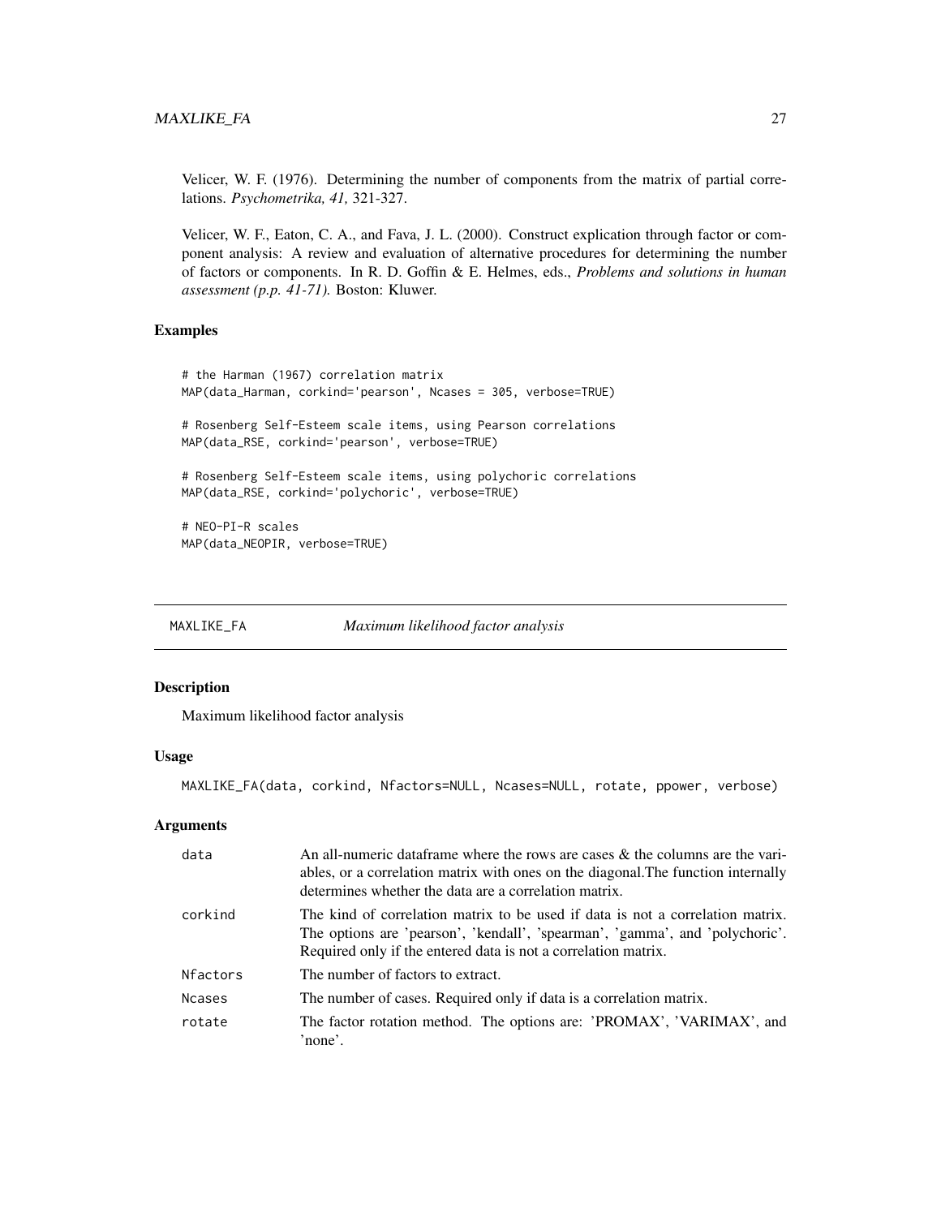Velicer, W. F. (1976). Determining the number of components from the matrix of partial correlations. *Psychometrika, 41,* 321-327.

Velicer, W. F., Eaton, C. A., and Fava, J. L. (2000). Construct explication through factor or component analysis: A review and evaluation of alternative procedures for determining the number of factors or components. In R. D. Goffin & E. Helmes, eds., *Problems and solutions in human assessment (p.p. 41-71).* Boston: Kluwer.

### Examples

```
# the Harman (1967) correlation matrix
MAP(data_Harman, corkind='pearson', Ncases = 305, verbose=TRUE)

# Rosenberg Self-Esteem scale items, using Pearson correlations
MAP(data_RSE, corkind='pearson', verbose=TRUE)

# Rosenberg Self-Esteem scale items, using polychoric correlations
MAP(data_RSE, corkind='polychoric', verbose=TRUE)

# NEO-PI-R scales
MAP(data_NEOPIR, verbose=TRUE)
```

---

## MAXLIKE_FA — *Maximum likelihood factor analysis*

---

### Description

Maximum likelihood factor analysis

### Usage

```
MAXLIKE_FA(data, corkind, Nfactors=NULL, Ncases=NULL, rotate, ppower, verbose)
```

### Arguments

| | |
|---|---|
| data | An all-numeric dataframe where the rows are cases & the columns are the variables, or a correlation matrix with ones on the diagonal.The function internally determines whether the data are a correlation matrix. |
| corkind | The kind of correlation matrix to be used if data is not a correlation matrix. The options are 'pearson', 'kendall', 'spearman', 'gamma', and 'polychoric'. Required only if the entered data is not a correlation matrix. |
| Nfactors | The number of factors to extract. |
| Ncases | The number of cases. Required only if data is a correlation matrix. |
| rotate | The factor rotation method. The options are: 'PROMAX', 'VARIMAX', and 'none'. |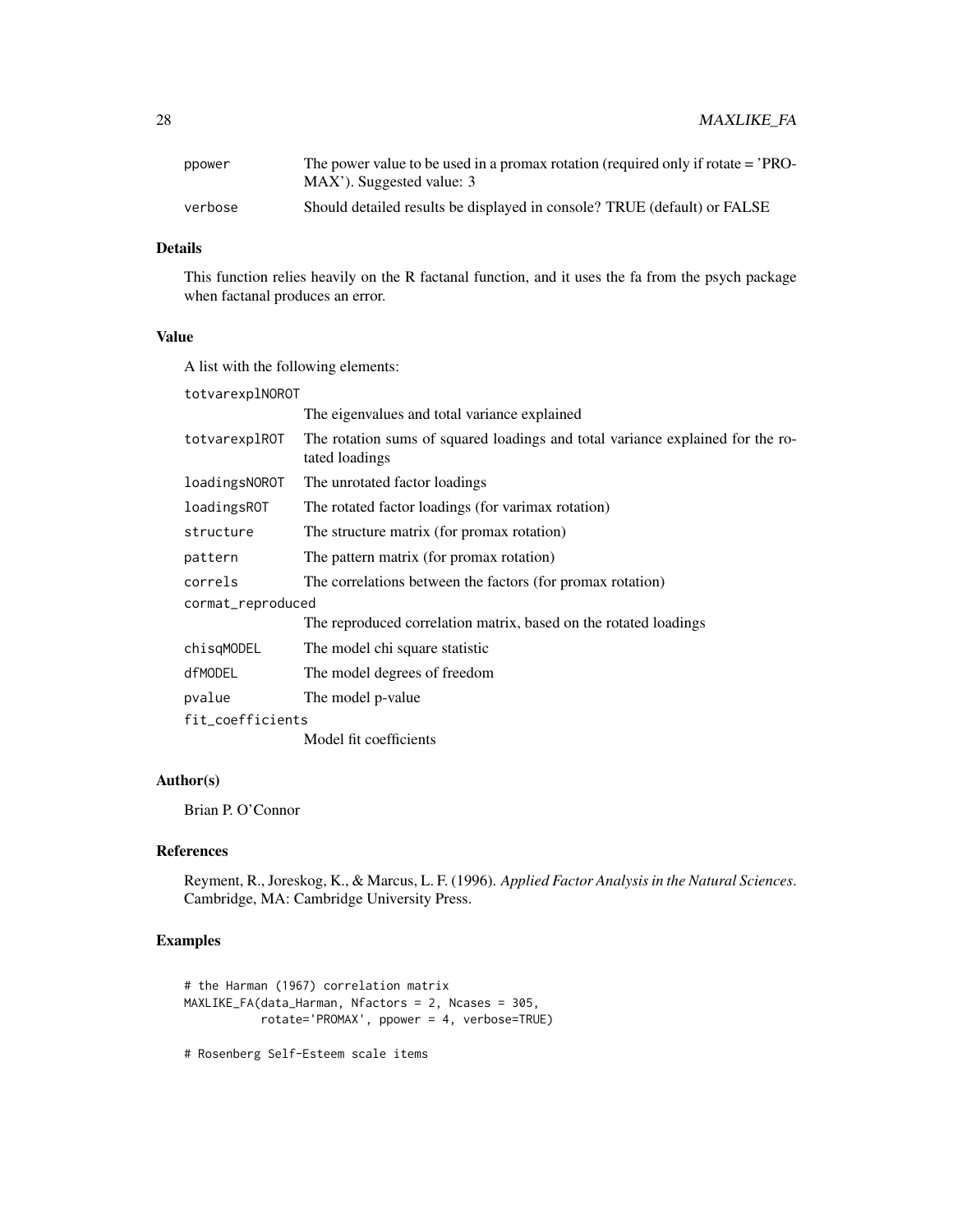| | |
|---|---|
| ppower | The power value to be used in a promax rotation (required only if rotate = 'PROMAX'). Suggested value: 3 |
| verbose | Should detailed results be displayed in console? TRUE (default) or FALSE |

## Details

This function relies heavily on the R factanal function, and it uses the fa from the psych package when factanal produces an error.

## Value

A list with the following elements:

| | |
|---|---|
| totvarexplNOROT | The eigenvalues and total variance explained |
| totvarexplROT | The rotation sums of squared loadings and total variance explained for the rotated loadings |
| loadingsNOROT | The unrotated factor loadings |
| loadingsROT | The rotated factor loadings (for varimax rotation) |
| structure | The structure matrix (for promax rotation) |
| pattern | The pattern matrix (for promax rotation) |
| correls | The correlations between the factors (for promax rotation) |
| cormat_reproduced | The reproduced correlation matrix, based on the rotated loadings |
| chisqMODEL | The model chi square statistic |
| dfMODEL | The model degrees of freedom |
| pvalue | The model p-value |
| fit_coefficients | Model fit coefficients |

## Author(s)

Brian P. O'Connor

## References

Reyment, R., Joreskog, K., & Marcus, L. F. (1996). *Applied Factor Analysis in the Natural Sciences*. Cambridge, MA: Cambridge University Press.

## Examples

```
# the Harman (1967) correlation matrix
MAXLIKE_FA(data_Harman, Nfactors = 2, Ncases = 305,
           rotate='PROMAX', ppower = 4, verbose=TRUE)

# Rosenberg Self-Esteem scale items
```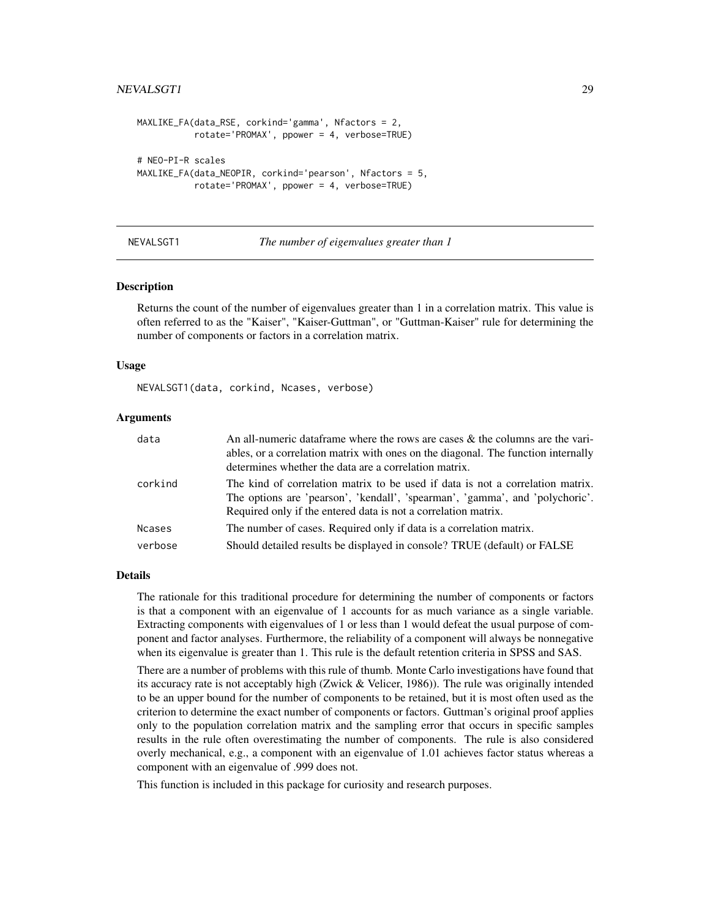```
MAXLIKE_FA(data_RSE, corkind='gamma', Nfactors = 2,
           rotate='PROMAX', ppower = 4, verbose=TRUE)

# NEO-PI-R scales
MAXLIKE_FA(data_NEOPIR, corkind='pearson', Nfactors = 5,
           rotate='PROMAX', ppower = 4, verbose=TRUE)
```

---

## NEVALSGT1 — *The number of eigenvalues greater than 1*

---

### Description

Returns the count of the number of eigenvalues greater than 1 in a correlation matrix. This value is often referred to as the "Kaiser", "Kaiser-Guttman", or "Guttman-Kaiser" rule for determining the number of components or factors in a correlation matrix.

### Usage

```
NEVALSGT1(data, corkind, Ncases, verbose)
```

### Arguments

| | |
|---|---|
| data | An all-numeric dataframe where the rows are cases & the columns are the variables, or a correlation matrix with ones on the diagonal. The function internally determines whether the data are a correlation matrix. |
| corkind | The kind of correlation matrix to be used if data is not a correlation matrix. The options are 'pearson', 'kendall', 'spearman', 'gamma', and 'polychoric'. Required only if the entered data is not a correlation matrix. |
| Ncases | The number of cases. Required only if data is a correlation matrix. |
| verbose | Should detailed results be displayed in console? TRUE (default) or FALSE |

### Details

The rationale for this traditional procedure for determining the number of components or factors is that a component with an eigenvalue of 1 accounts for as much variance as a single variable. Extracting components with eigenvalues of 1 or less than 1 would defeat the usual purpose of component and factor analyses. Furthermore, the reliability of a component will always be nonnegative when its eigenvalue is greater than 1. This rule is the default retention criteria in SPSS and SAS.

There are a number of problems with this rule of thumb. Monte Carlo investigations have found that its accuracy rate is not acceptably high (Zwick & Velicer, 1986)). The rule was originally intended to be an upper bound for the number of components to be retained, but it is most often used as the criterion to determine the exact number of components or factors. Guttman's original proof applies only to the population correlation matrix and the sampling error that occurs in specific samples results in the rule often overestimating the number of components. The rule is also considered overly mechanical, e.g., a component with an eigenvalue of 1.01 achieves factor status whereas a component with an eigenvalue of .999 does not.

This function is included in this package for curiosity and research purposes.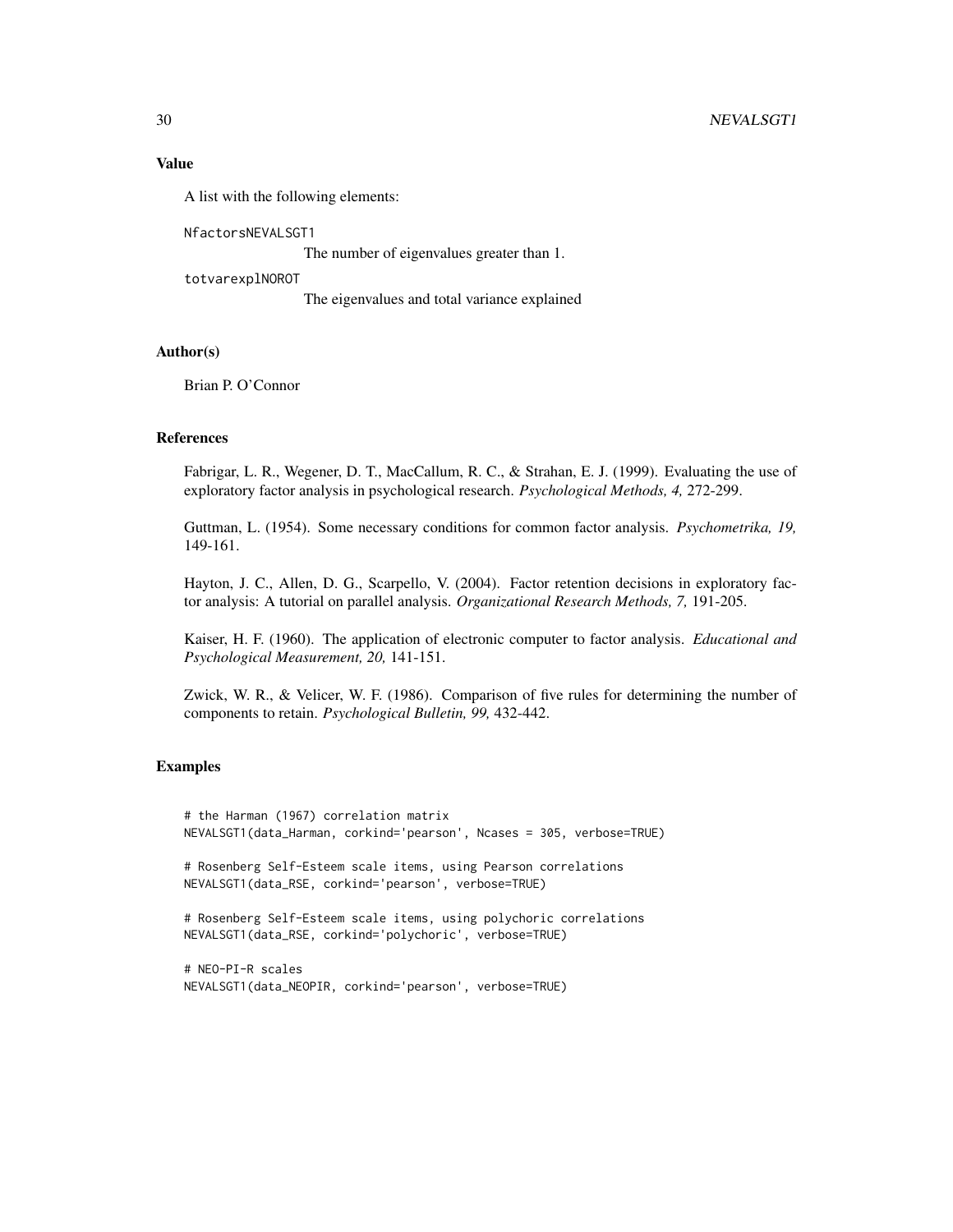## Value

A list with the following elements:

NfactorsNEVALSGT1
: The number of eigenvalues greater than 1.

totvarexplNOROT
: The eigenvalues and total variance explained

## Author(s)

Brian P. O'Connor

## References

Fabrigar, L. R., Wegener, D. T., MacCallum, R. C., & Strahan, E. J. (1999). Evaluating the use of exploratory factor analysis in psychological research. *Psychological Methods, 4,* 272-299.

Guttman, L. (1954). Some necessary conditions for common factor analysis. *Psychometrika, 19,* 149-161.

Hayton, J. C., Allen, D. G., Scarpello, V. (2004). Factor retention decisions in exploratory factor analysis: A tutorial on parallel analysis. *Organizational Research Methods, 7,* 191-205.

Kaiser, H. F. (1960). The application of electronic computer to factor analysis. *Educational and Psychological Measurement, 20,* 141-151.

Zwick, W. R., & Velicer, W. F. (1986). Comparison of five rules for determining the number of components to retain. *Psychological Bulletin, 99,* 432-442.

## Examples

```
# the Harman (1967) correlation matrix
NEVALSGT1(data_Harman, corkind='pearson', Ncases = 305, verbose=TRUE)

# Rosenberg Self-Esteem scale items, using Pearson correlations
NEVALSGT1(data_RSE, corkind='pearson', verbose=TRUE)

# Rosenberg Self-Esteem scale items, using polychoric correlations
NEVALSGT1(data_RSE, corkind='polychoric', verbose=TRUE)

# NEO-PI-R scales
NEVALSGT1(data_NEOPIR, corkind='pearson', verbose=TRUE)
```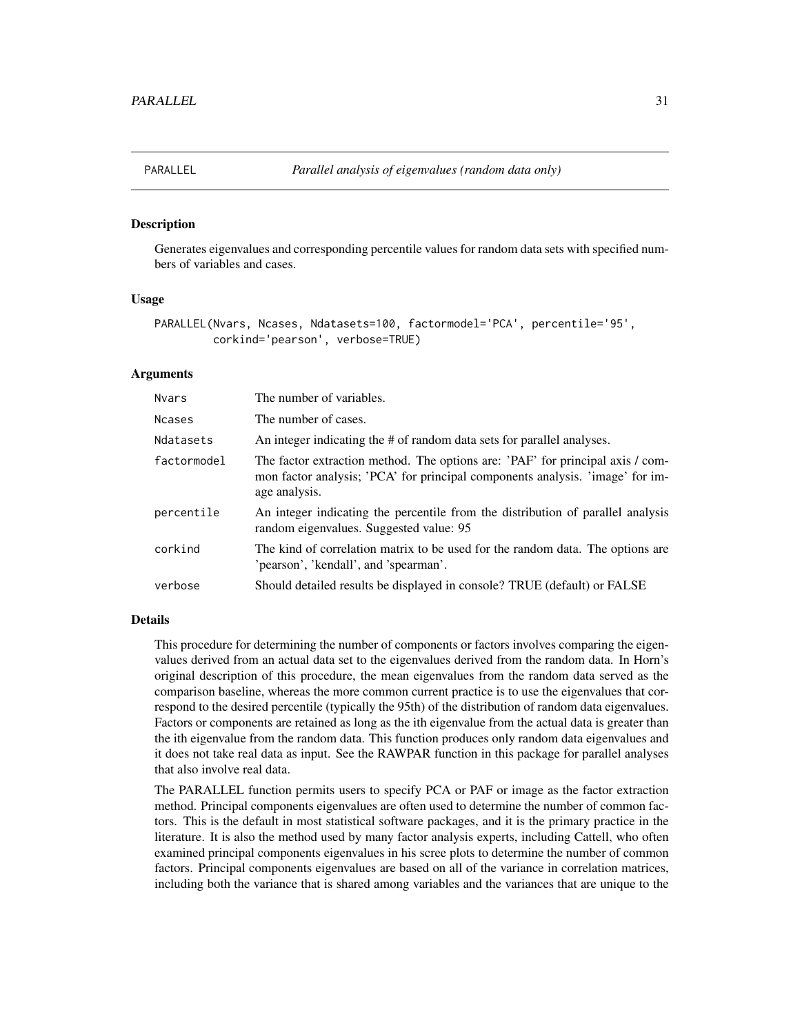## PARALLEL *Parallel analysis of eigenvalues (random data only)*

### Description

Generates eigenvalues and corresponding percentile values for random data sets with specified numbers of variables and cases.

### Usage

```
PARALLEL(Nvars, Ncases, Ndatasets=100, factormodel='PCA', percentile='95',
         corkind='pearson', verbose=TRUE)
```

### Arguments

| | |
|---|---|
| Nvars | The number of variables. |
| Ncases | The number of cases. |
| Ndatasets | An integer indicating the # of random data sets for parallel analyses. |
| factormodel | The factor extraction method. The options are: 'PAF' for principal axis / common factor analysis; 'PCA' for principal components analysis. 'image' for image analysis. |
| percentile | An integer indicating the percentile from the distribution of parallel analysis random eigenvalues. Suggested value: 95 |
| corkind | The kind of correlation matrix to be used for the random data. The options are 'pearson', 'kendall', and 'spearman'. |
| verbose | Should detailed results be displayed in console? TRUE (default) or FALSE |

### Details

This procedure for determining the number of components or factors involves comparing the eigenvalues derived from an actual data set to the eigenvalues derived from the random data. In Horn's original description of this procedure, the mean eigenvalues from the random data served as the comparison baseline, whereas the more common current practice is to use the eigenvalues that correspond to the desired percentile (typically the 95th) of the distribution of random data eigenvalues. Factors or components are retained as long as the ith eigenvalue from the actual data is greater than the ith eigenvalue from the random data. This function produces only random data eigenvalues and it does not take real data as input. See the RAWPAR function in this package for parallel analyses that also involve real data.

The PARALLEL function permits users to specify PCA or PAF or image as the factor extraction method. Principal components eigenvalues are often used to determine the number of common factors. This is the default in most statistical software packages, and it is the primary practice in the literature. It is also the method used by many factor analysis experts, including Cattell, who often examined principal components eigenvalues in his scree plots to determine the number of common factors. Principal components eigenvalues are based on all of the variance in correlation matrices, including both the variance that is shared among variables and the variances that are unique to the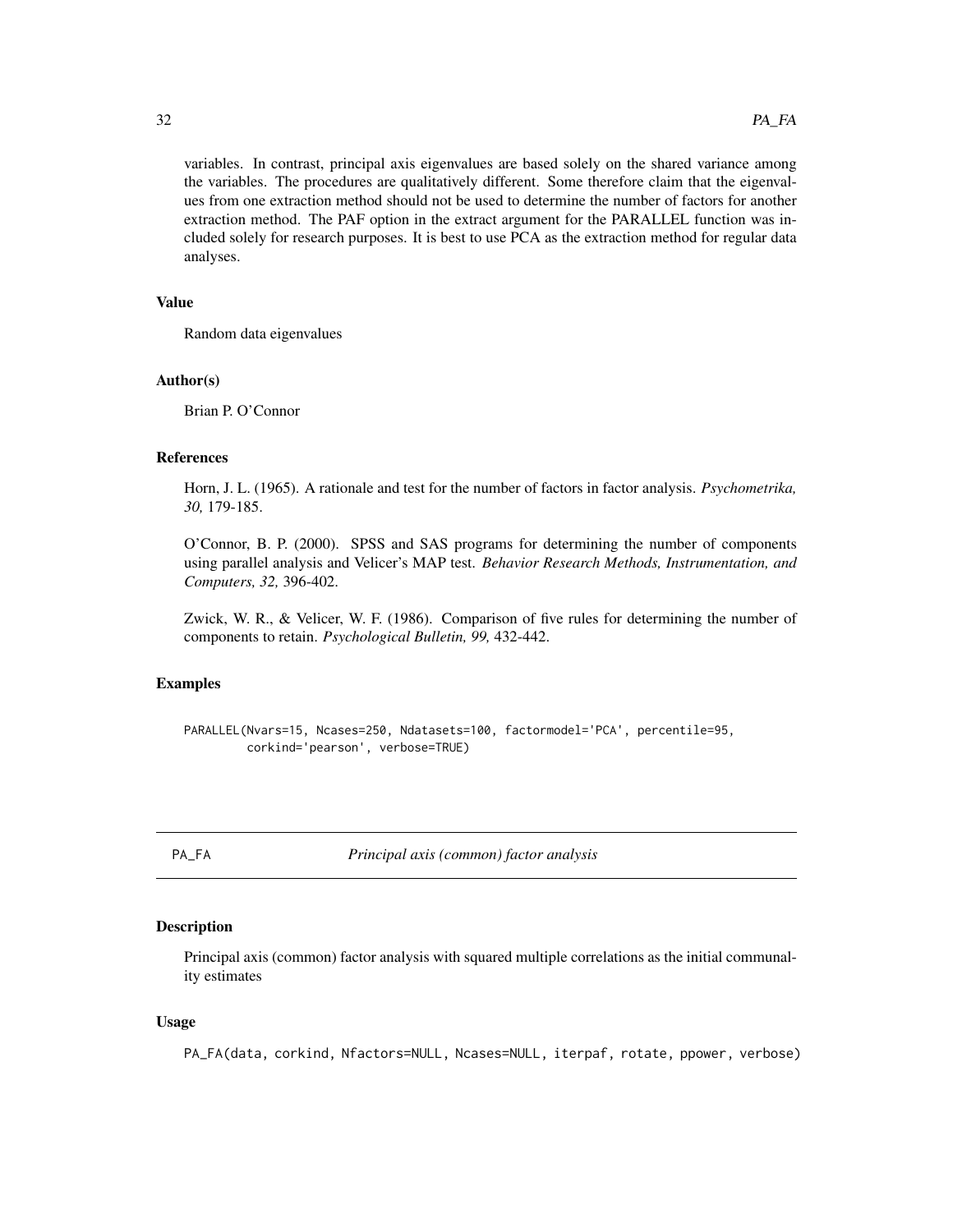variables. In contrast, principal axis eigenvalues are based solely on the shared variance among the variables. The procedures are qualitatively different. Some therefore claim that the eigenvalues from one extraction method should not be used to determine the number of factors for another extraction method. The PAF option in the extract argument for the PARALLEL function was included solely for research purposes. It is best to use PCA as the extraction method for regular data analyses.

### Value

Random data eigenvalues

### Author(s)

Brian P. O'Connor

### References

Horn, J. L. (1965). A rationale and test for the number of factors in factor analysis. *Psychometrika, 30,* 179-185.

O'Connor, B. P. (2000). SPSS and SAS programs for determining the number of components using parallel analysis and Velicer's MAP test. *Behavior Research Methods, Instrumentation, and Computers, 32,* 396-402.

Zwick, W. R., & Velicer, W. F. (1986). Comparison of five rules for determining the number of components to retain. *Psychological Bulletin, 99,* 432-442.

### Examples

```
PARALLEL(Nvars=15, Ncases=250, Ndatasets=100, factormodel='PCA', percentile=95,
         corkind='pearson', verbose=TRUE)
```

---

## PA_FA — *Principal axis (common) factor analysis*

### Description

Principal axis (common) factor analysis with squared multiple correlations as the initial communality estimates

### Usage

```
PA_FA(data, corkind, Nfactors=NULL, Ncases=NULL, iterpaf, rotate, ppower, verbose)
```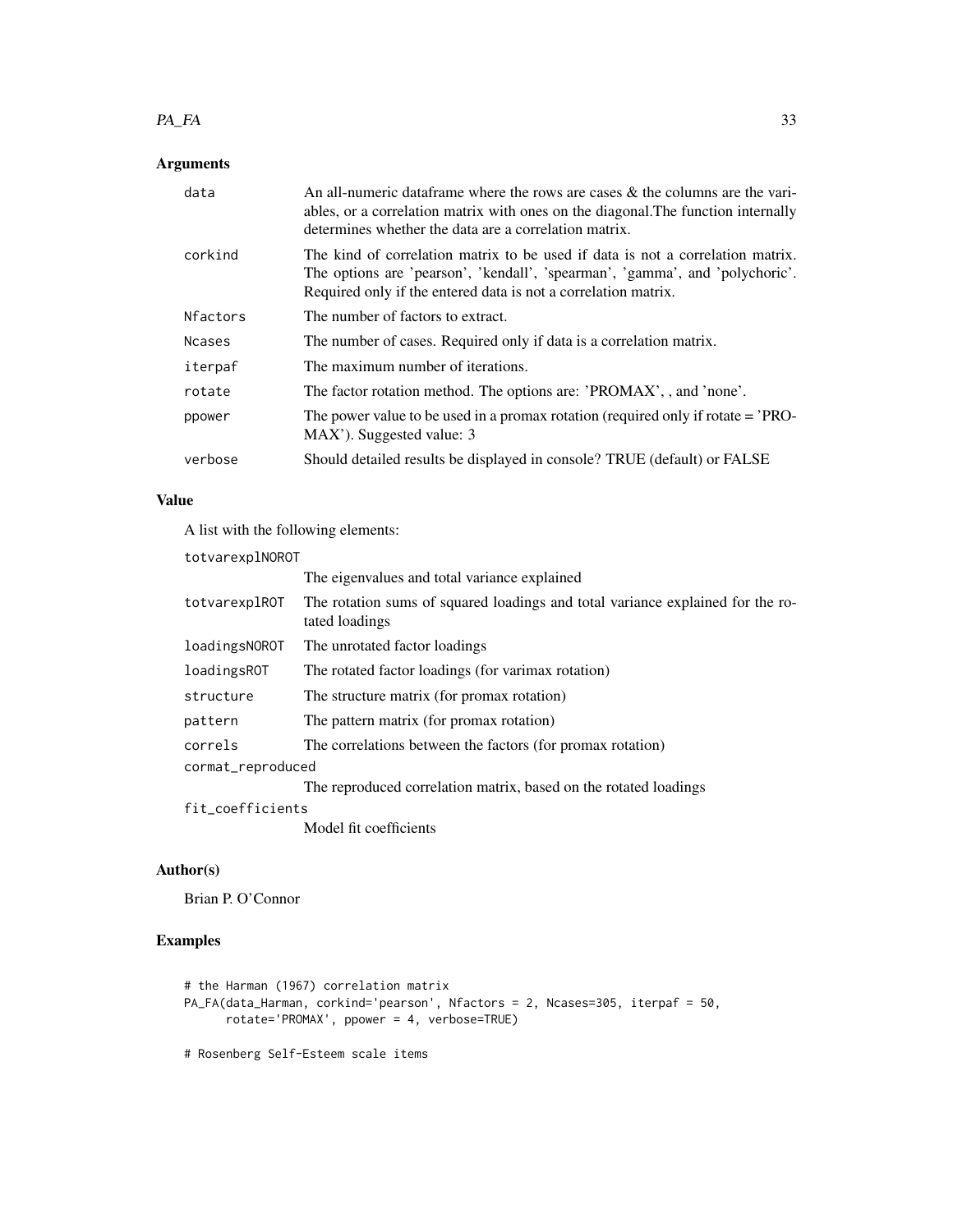## Arguments

| | |
|---|---|
| data | An all-numeric dataframe where the rows are cases & the columns are the variables, or a correlation matrix with ones on the diagonal.The function internally determines whether the data are a correlation matrix. |
| corkind | The kind of correlation matrix to be used if data is not a correlation matrix. The options are 'pearson', 'kendall', 'spearman', 'gamma', and 'polychoric'. Required only if the entered data is not a correlation matrix. |
| Nfactors | The number of factors to extract. |
| Ncases | The number of cases. Required only if data is a correlation matrix. |
| iterpaf | The maximum number of iterations. |
| rotate | The factor rotation method. The options are: 'PROMAX', , and 'none'. |
| ppower | The power value to be used in a promax rotation (required only if rotate = 'PROMAX'). Suggested value: 3 |
| verbose | Should detailed results be displayed in console? TRUE (default) or FALSE |

## Value

A list with the following elements:

| | |
|---|---|
| totvarexplNOROT | The eigenvalues and total variance explained |
| totvarexplROT | The rotation sums of squared loadings and total variance explained for the rotated loadings |
| loadingsNOROT | The unrotated factor loadings |
| loadingsROT | The rotated factor loadings (for varimax rotation) |
| structure | The structure matrix (for promax rotation) |
| pattern | The pattern matrix (for promax rotation) |
| correls | The correlations between the factors (for promax rotation) |
| cormat_reproduced | The reproduced correlation matrix, based on the rotated loadings |
| fit_coefficients | Model fit coefficients |

## Author(s)

Brian P. O'Connor

## Examples

```
# the Harman (1967) correlation matrix
PA_FA(data_Harman, corkind='pearson', Nfactors = 2, Ncases=305, iterpaf = 50,
      rotate='PROMAX', ppower = 4, verbose=TRUE)

# Rosenberg Self-Esteem scale items
```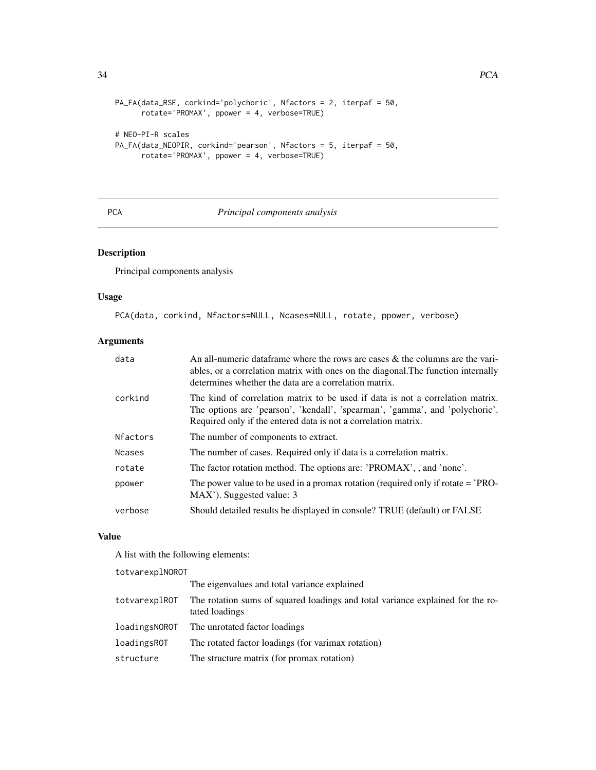```
PA_FA(data_RSE, corkind='polychoric', Nfactors = 2, iterpaf = 50,
      rotate='PROMAX', ppower = 4, verbose=TRUE)

# NEO-PI-R scales
PA_FA(data_NEOPIR, corkind='pearson', Nfactors = 5, iterpaf = 50,
      rotate='PROMAX', ppower = 4, verbose=TRUE)
```

---

PCA *Principal components analysis*

---

## Description

Principal components analysis

## Usage

```
PCA(data, corkind, Nfactors=NULL, Ncases=NULL, rotate, ppower, verbose)
```

## Arguments

| | |
|---|---|
| data | An all-numeric dataframe where the rows are cases & the columns are the variables, or a correlation matrix with ones on the diagonal.The function internally determines whether the data are a correlation matrix. |
| corkind | The kind of correlation matrix to be used if data is not a correlation matrix. The options are 'pearson', 'kendall', 'spearman', 'gamma', and 'polychoric'. Required only if the entered data is not a correlation matrix. |
| Nfactors | The number of components to extract. |
| Ncases | The number of cases. Required only if data is a correlation matrix. |
| rotate | The factor rotation method. The options are: 'PROMAX', , and 'none'. |
| ppower | The power value to be used in a promax rotation (required only if rotate = 'PROMAX'). Suggested value: 3 |
| verbose | Should detailed results be displayed in console? TRUE (default) or FALSE |

## Value

A list with the following elements:

| | |
|---|---|
| totvarexplNOROT | The eigenvalues and total variance explained |
| totvarexplROT | The rotation sums of squared loadings and total variance explained for the rotated loadings |
| loadingsNOROT | The unrotated factor loadings |
| loadingsROT | The rotated factor loadings (for varimax rotation) |
| structure | The structure matrix (for promax rotation) |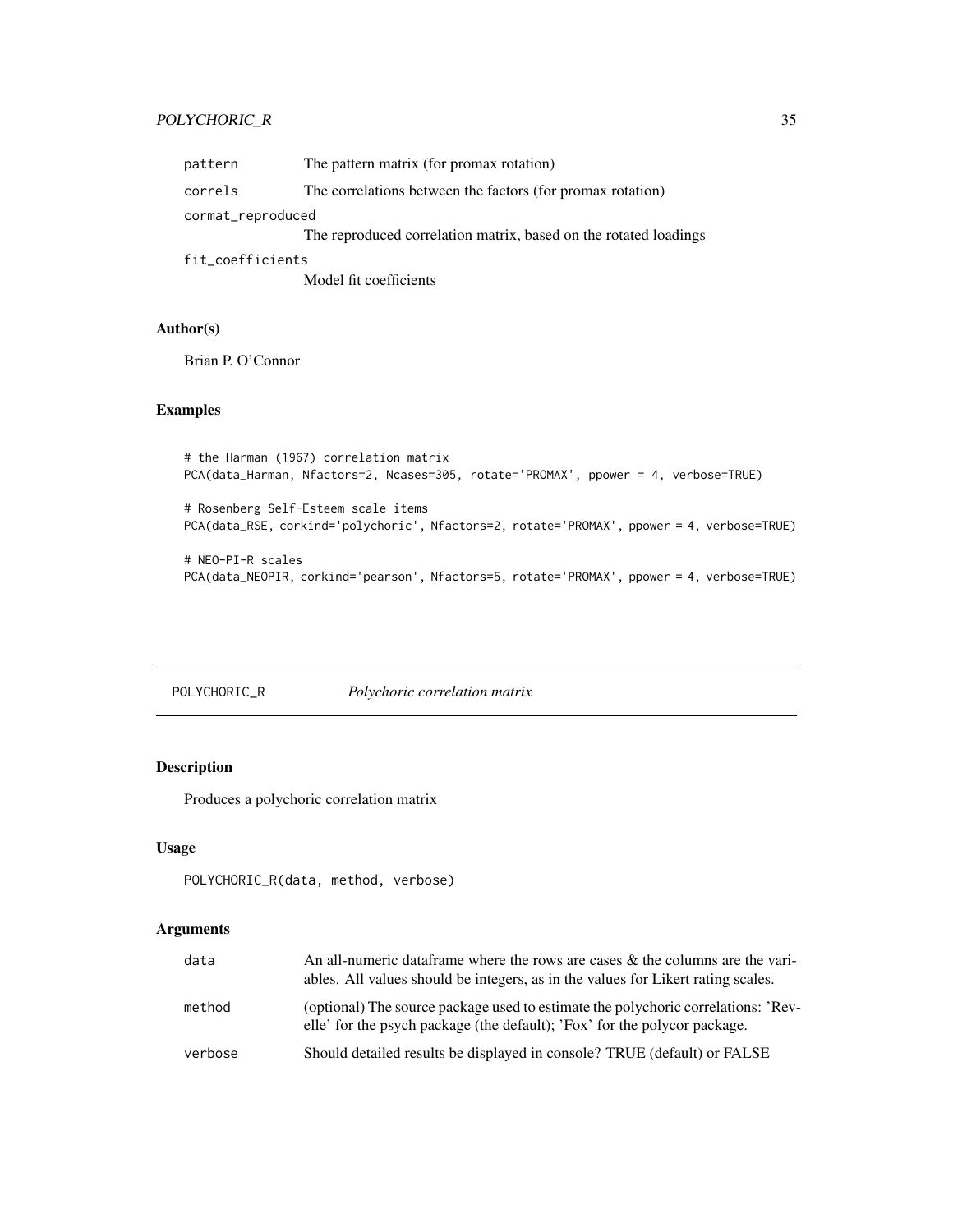| | |
|---|---|
| pattern | The pattern matrix (for promax rotation) |
| correls | The correlations between the factors (for promax rotation) |
| cormat_reproduced | The reproduced correlation matrix, based on the rotated loadings |
| fit_coefficients | Model fit coefficients |

### Author(s)

Brian P. O'Connor

### Examples

```
# the Harman (1967) correlation matrix
PCA(data_Harman, Nfactors=2, Ncases=305, rotate='PROMAX', ppower = 4, verbose=TRUE)

# Rosenberg Self-Esteem scale items
PCA(data_RSE, corkind='polychoric', Nfactors=2, rotate='PROMAX', ppower = 4, verbose=TRUE)

# NEO-PI-R scales
PCA(data_NEOPIR, corkind='pearson', Nfactors=5, rotate='PROMAX', ppower = 4, verbose=TRUE)
```

---

## POLYCHORIC_R — *Polychoric correlation matrix*

### Description

Produces a polychoric correlation matrix

### Usage

```
POLYCHORIC_R(data, method, verbose)
```

### Arguments

| | |
|---|---|
| data | An all-numeric dataframe where the rows are cases & the columns are the variables. All values should be integers, as in the values for Likert rating scales. |
| method | (optional) The source package used to estimate the polychoric correlations: 'Revelle' for the psych package (the default); 'Fox' for the polycor package. |
| verbose | Should detailed results be displayed in console? TRUE (default) or FALSE |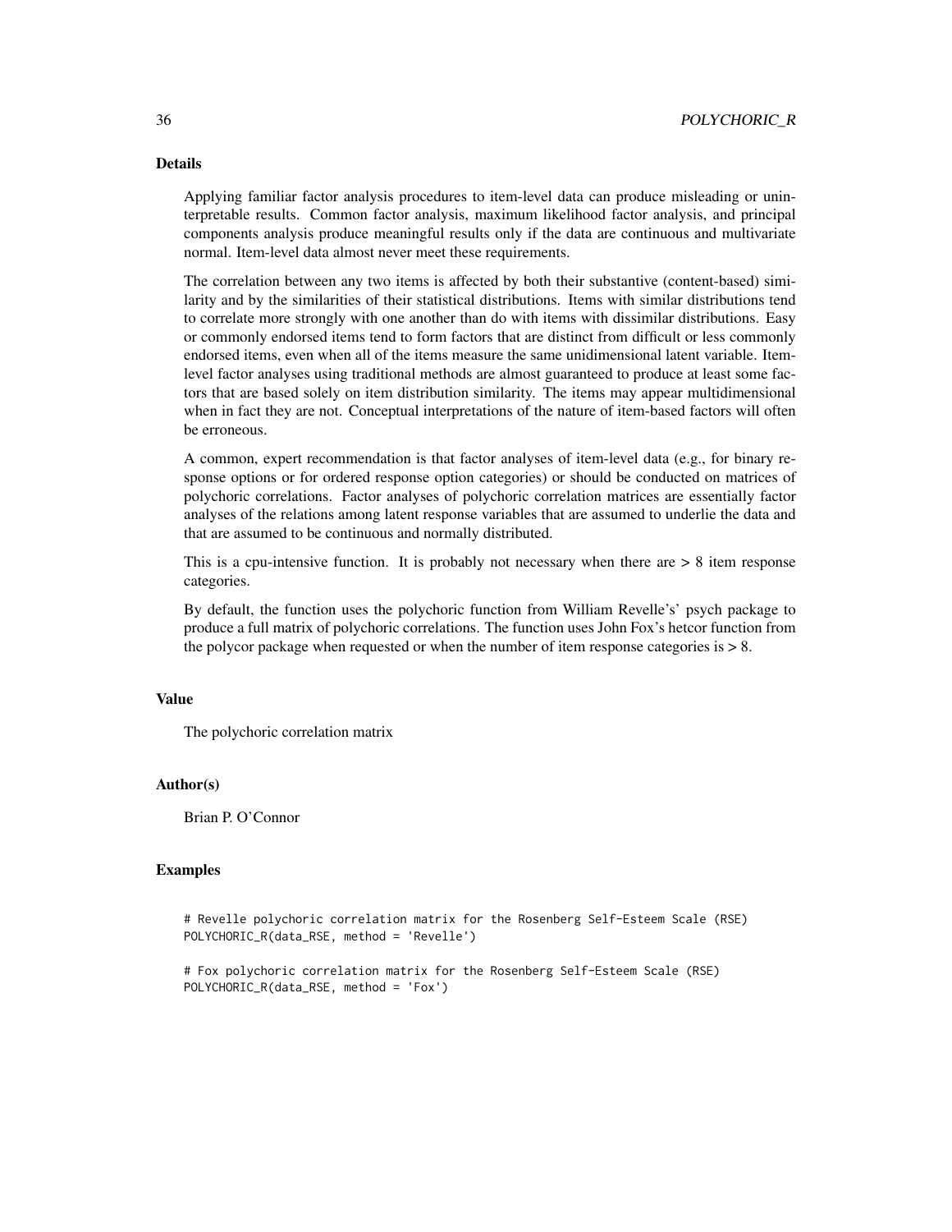## Details

Applying familiar factor analysis procedures to item-level data can produce misleading or uninterpretable results. Common factor analysis, maximum likelihood factor analysis, and principal components analysis produce meaningful results only if the data are continuous and multivariate normal. Item-level data almost never meet these requirements.

The correlation between any two items is affected by both their substantive (content-based) similarity and by the similarities of their statistical distributions. Items with similar distributions tend to correlate more strongly with one another than do with items with dissimilar distributions. Easy or commonly endorsed items tend to form factors that are distinct from difficult or less commonly endorsed items, even when all of the items measure the same unidimensional latent variable. Item-level factor analyses using traditional methods are almost guaranteed to produce at least some factors that are based solely on item distribution similarity. The items may appear multidimensional when in fact they are not. Conceptual interpretations of the nature of item-based factors will often be erroneous.

A common, expert recommendation is that factor analyses of item-level data (e.g., for binary response options or for ordered response option categories) or should be conducted on matrices of polychoric correlations. Factor analyses of polychoric correlation matrices are essentially factor analyses of the relations among latent response variables that are assumed to underlie the data and that are assumed to be continuous and normally distributed.

This is a cpu-intensive function. It is probably not necessary when there are > 8 item response categories.

By default, the function uses the polychoric function from William Revelle's' psych package to produce a full matrix of polychoric correlations. The function uses John Fox's hetcor function from the polycor package when requested or when the number of item response categories is > 8.

## Value

The polychoric correlation matrix

## Author(s)

Brian P. O'Connor

## Examples

```
# Revelle polychoric correlation matrix for the Rosenberg Self-Esteem Scale (RSE)
POLYCHORIC_R(data_RSE, method = 'Revelle')

# Fox polychoric correlation matrix for the Rosenberg Self-Esteem Scale (RSE)
POLYCHORIC_R(data_RSE, method = 'Fox')
```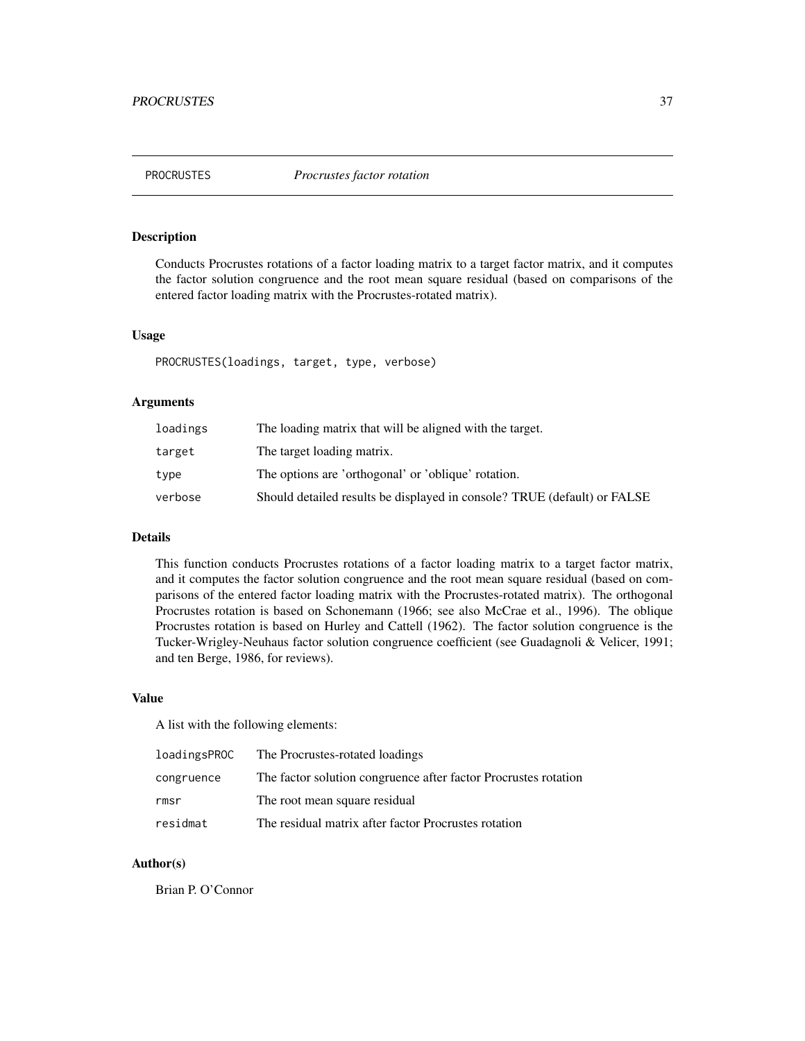## PROCRUSTES *Procrustes factor rotation*

### Description

Conducts Procrustes rotations of a factor loading matrix to a target factor matrix, and it computes the factor solution congruence and the root mean square residual (based on comparisons of the entered factor loading matrix with the Procrustes-rotated matrix).

### Usage

```
PROCRUSTES(loadings, target, type, verbose)
```

### Arguments

| | |
|---|---|
| `loadings` | The loading matrix that will be aligned with the target. |
| `target` | The target loading matrix. |
| `type` | The options are 'orthogonal' or 'oblique' rotation. |
| `verbose` | Should detailed results be displayed in console? TRUE (default) or FALSE |

### Details

This function conducts Procrustes rotations of a factor loading matrix to a target factor matrix, and it computes the factor solution congruence and the root mean square residual (based on comparisons of the entered factor loading matrix with the Procrustes-rotated matrix). The orthogonal Procrustes rotation is based on Schonemann (1966; see also McCrae et al., 1996). The oblique Procrustes rotation is based on Hurley and Cattell (1962). The factor solution congruence is the Tucker-Wrigley-Neuhaus factor solution congruence coefficient (see Guadagnoli & Velicer, 1991; and ten Berge, 1986, for reviews).

### Value

A list with the following elements:

| | |
|---|---|
| `loadingsPROC` | The Procrustes-rotated loadings |
| `congruence` | The factor solution congruence after factor Procrustes rotation |
| `rmsr` | The root mean square residual |
| `residmat` | The residual matrix after factor Procrustes rotation |

### Author(s)

Brian P. O'Connor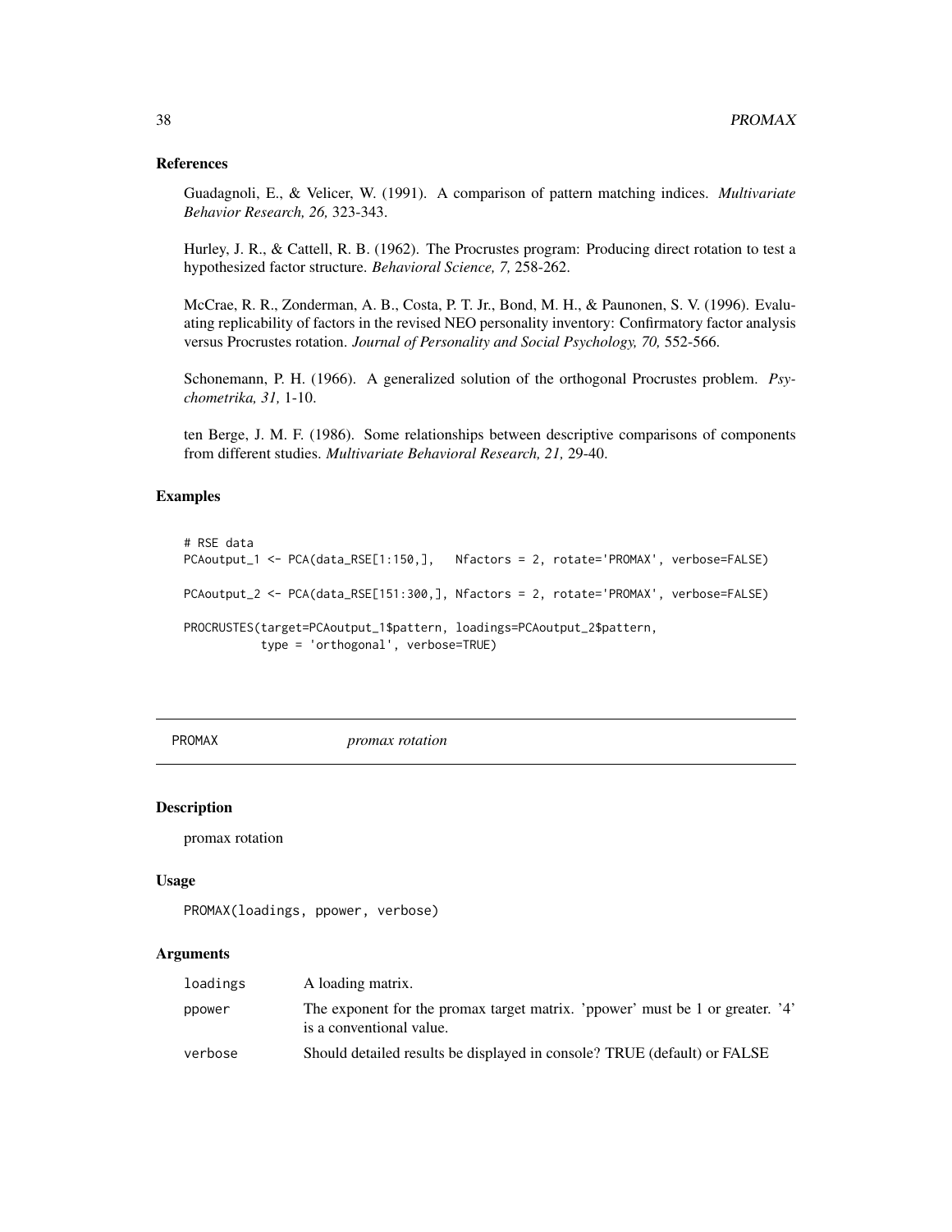### References

Guadagnoli, E., & Velicer, W. (1991). A comparison of pattern matching indices. *Multivariate Behavior Research, 26,* 323-343.

Hurley, J. R., & Cattell, R. B. (1962). The Procrustes program: Producing direct rotation to test a hypothesized factor structure. *Behavioral Science, 7,* 258-262.

McCrae, R. R., Zonderman, A. B., Costa, P. T. Jr., Bond, M. H., & Paunonen, S. V. (1996). Evaluating replicability of factors in the revised NEO personality inventory: Confirmatory factor analysis versus Procrustes rotation. *Journal of Personality and Social Psychology, 70,* 552-566.

Schonemann, P. H. (1966). A generalized solution of the orthogonal Procrustes problem. *Psychometrika, 31,* 1-10.

ten Berge, J. M. F. (1986). Some relationships between descriptive comparisons of components from different studies. *Multivariate Behavioral Research, 21,* 29-40.

### Examples

```
# RSE data
PCAoutput_1 <- PCA(data_RSE[1:150,],   Nfactors = 2, rotate='PROMAX', verbose=FALSE)

PCAoutput_2 <- PCA(data_RSE[151:300,], Nfactors = 2, rotate='PROMAX', verbose=FALSE)

PROCRUSTES(target=PCAoutput_1$pattern, loadings=PCAoutput_2$pattern,
           type = 'orthogonal', verbose=TRUE)
```

---

## PROMAX *promax rotation*

---

### Description

promax rotation

### Usage

```
PROMAX(loadings, ppower, verbose)
```

### Arguments

| | |
|---|---|
| loadings | A loading matrix. |
| ppower | The exponent for the promax target matrix. 'ppower' must be 1 or greater. '4' is a conventional value. |
| verbose | Should detailed results be displayed in console? TRUE (default) or FALSE |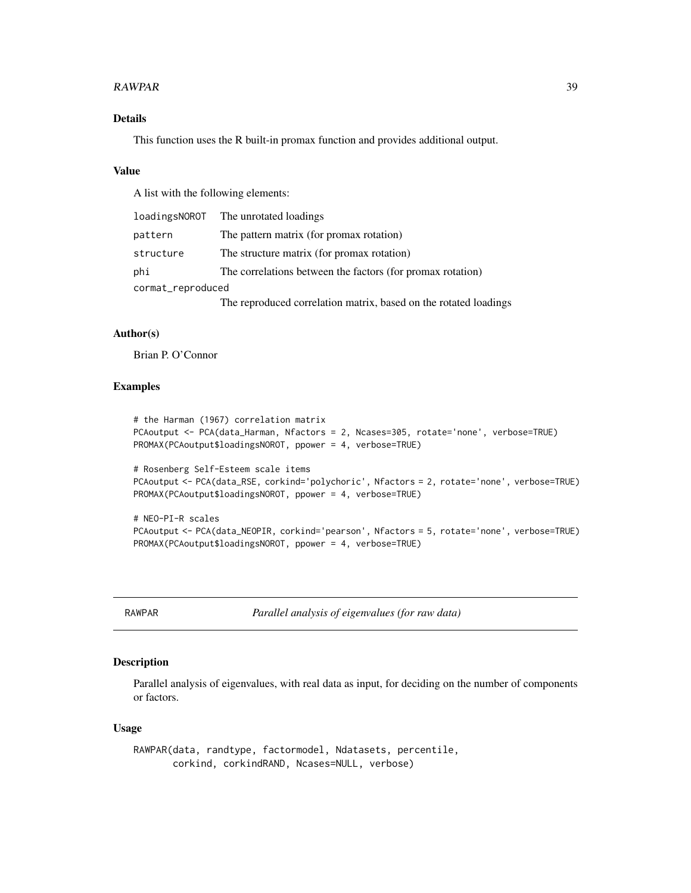### Details

This function uses the R built-in promax function and provides additional output.

### Value

A list with the following elements:

| | |
|---|---|
| loadingsNOROT | The unrotated loadings |
| pattern | The pattern matrix (for promax rotation) |
| structure | The structure matrix (for promax rotation) |
| phi | The correlations between the factors (for promax rotation) |
| cormat_reproduced | The reproduced correlation matrix, based on the rotated loadings |

### Author(s)

Brian P. O'Connor

### Examples

```
# the Harman (1967) correlation matrix
PCAoutput <- PCA(data_Harman, Nfactors = 2, Ncases=305, rotate='none', verbose=TRUE)
PROMAX(PCAoutput$loadingsNOROT, ppower = 4, verbose=TRUE)

# Rosenberg Self-Esteem scale items
PCAoutput <- PCA(data_RSE, corkind='polychoric', Nfactors = 2, rotate='none', verbose=TRUE)
PROMAX(PCAoutput$loadingsNOROT, ppower = 4, verbose=TRUE)

# NEO-PI-R scales
PCAoutput <- PCA(data_NEOPIR, corkind='pearson', Nfactors = 5, rotate='none', verbose=TRUE)
PROMAX(PCAoutput$loadingsNOROT, ppower = 4, verbose=TRUE)
```

---

## RAWPAR *Parallel analysis of eigenvalues (for raw data)*

---

### Description

Parallel analysis of eigenvalues, with real data as input, for deciding on the number of components or factors.

### Usage

```
RAWPAR(data, randtype, factormodel, Ndatasets, percentile,
       corkind, corkindRAND, Ncases=NULL, verbose)
```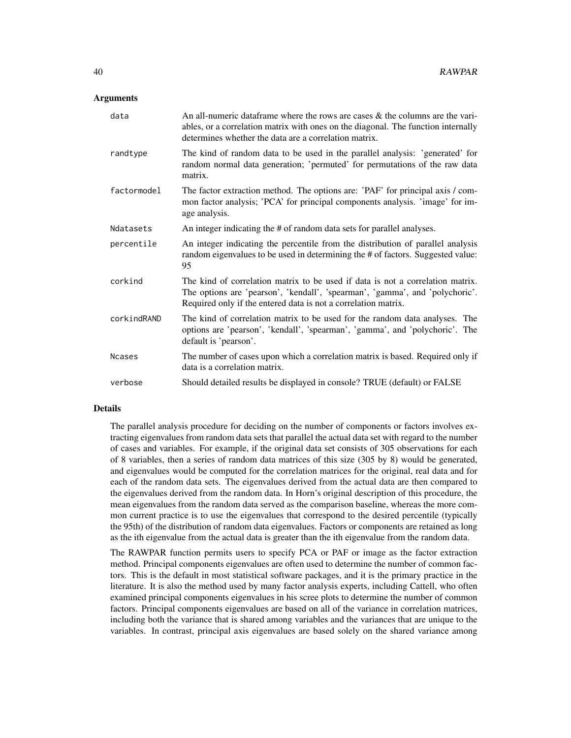## Arguments

| | |
|---|---|
| `data` | An all-numeric dataframe where the rows are cases & the columns are the variables, or a correlation matrix with ones on the diagonal. The function internally determines whether the data are a correlation matrix. |
| `randtype` | The kind of random data to be used in the parallel analysis: 'generated' for random normal data generation; 'permuted' for permutations of the raw data matrix. |
| `factormodel` | The factor extraction method. The options are: 'PAF' for principal axis / common factor analysis; 'PCA' for principal components analysis. 'image' for image analysis. |
| `Ndatasets` | An integer indicating the # of random data sets for parallel analyses. |
| `percentile` | An integer indicating the percentile from the distribution of parallel analysis random eigenvalues to be used in determining the # of factors. Suggested value: 95 |
| `corkind` | The kind of correlation matrix to be used if data is not a correlation matrix. The options are 'pearson', 'kendall', 'spearman', 'gamma', and 'polychoric'. Required only if the entered data is not a correlation matrix. |
| `corkindRAND` | The kind of correlation matrix to be used for the random data analyses. The options are 'pearson', 'kendall', 'spearman', 'gamma', and 'polychoric'. The default is 'pearson'. |
| `Ncases` | The number of cases upon which a correlation matrix is based. Required only if data is a correlation matrix. |
| `verbose` | Should detailed results be displayed in console? TRUE (default) or FALSE |

## Details

The parallel analysis procedure for deciding on the number of components or factors involves extracting eigenvalues from random data sets that parallel the actual data set with regard to the number of cases and variables. For example, if the original data set consists of 305 observations for each of 8 variables, then a series of random data matrices of this size (305 by 8) would be generated, and eigenvalues would be computed for the correlation matrices for the original, real data and for each of the random data sets. The eigenvalues derived from the actual data are then compared to the eigenvalues derived from the random data. In Horn's original description of this procedure, the mean eigenvalues from the random data served as the comparison baseline, whereas the more common current practice is to use the eigenvalues that correspond to the desired percentile (typically the 95th) of the distribution of random data eigenvalues. Factors or components are retained as long as the ith eigenvalue from the actual data is greater than the ith eigenvalue from the random data.

The RAWPAR function permits users to specify PCA or PAF or image as the factor extraction method. Principal components eigenvalues are often used to determine the number of common factors. This is the default in most statistical software packages, and it is the primary practice in the literature. It is also the method used by many factor analysis experts, including Cattell, who often examined principal components eigenvalues in his scree plots to determine the number of common factors. Principal components eigenvalues are based on all of the variance in correlation matrices, including both the variance that is shared among variables and the variances that are unique to the variables. In contrast, principal axis eigenvalues are based solely on the shared variance among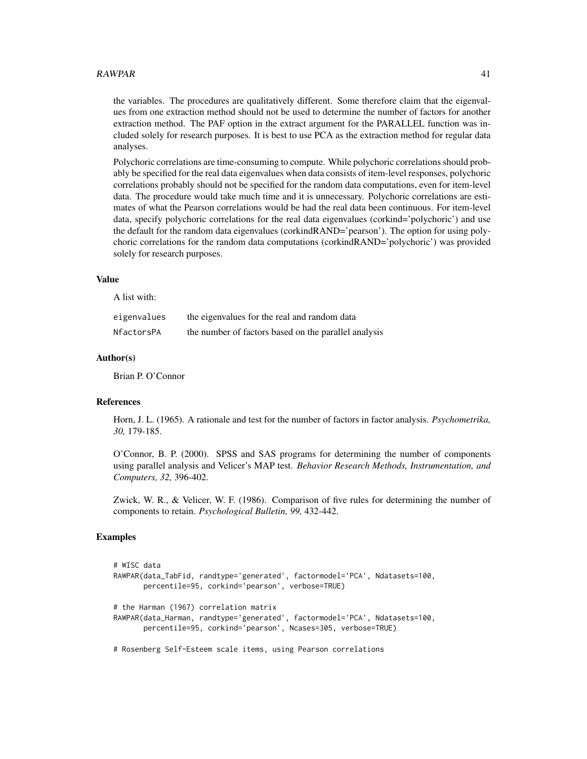the variables. The procedures are qualitatively different. Some therefore claim that the eigenvalues from one extraction method should not be used to determine the number of factors for another extraction method. The PAF option in the extract argument for the PARALLEL function was included solely for research purposes. It is best to use PCA as the extraction method for regular data analyses.

Polychoric correlations are time-consuming to compute. While polychoric correlations should probably be specified for the real data eigenvalues when data consists of item-level responses, polychoric correlations probably should not be specified for the random data computations, even for item-level data. The procedure would take much time and it is unnecessary. Polychoric correlations are estimates of what the Pearson correlations would be had the real data been continuous. For item-level data, specify polychoric correlations for the real data eigenvalues (corkind='polychoric') and use the default for the random data eigenvalues (corkindRAND='pearson'). The option for using polychoric correlations for the random data computations (corkindRAND='polychoric') was provided solely for research purposes.

## Value

A list with:

| | |
|---|---|
| `eigenvalues` | the eigenvalues for the real and random data |
| `NfactorsPA` | the number of factors based on the parallel analysis |

## Author(s)

Brian P. O'Connor

## References

Horn, J. L. (1965). A rationale and test for the number of factors in factor analysis. *Psychometrika, 30,* 179-185.

O'Connor, B. P. (2000). SPSS and SAS programs for determining the number of components using parallel analysis and Velicer's MAP test. *Behavior Research Methods, Instrumentation, and Computers, 32,* 396-402.

Zwick, W. R., & Velicer, W. F. (1986). Comparison of five rules for determining the number of components to retain. *Psychological Bulletin, 99,* 432-442.

## Examples

```
# WISC data
RAWPAR(data_TabFid, randtype='generated', factormodel='PCA', Ndatasets=100,
       percentile=95, corkind='pearson', verbose=TRUE)

# the Harman (1967) correlation matrix
RAWPAR(data_Harman, randtype='generated', factormodel='PCA', Ndatasets=100,
       percentile=95, corkind='pearson', Ncases=305, verbose=TRUE)

# Rosenberg Self-Esteem scale items, using Pearson correlations
```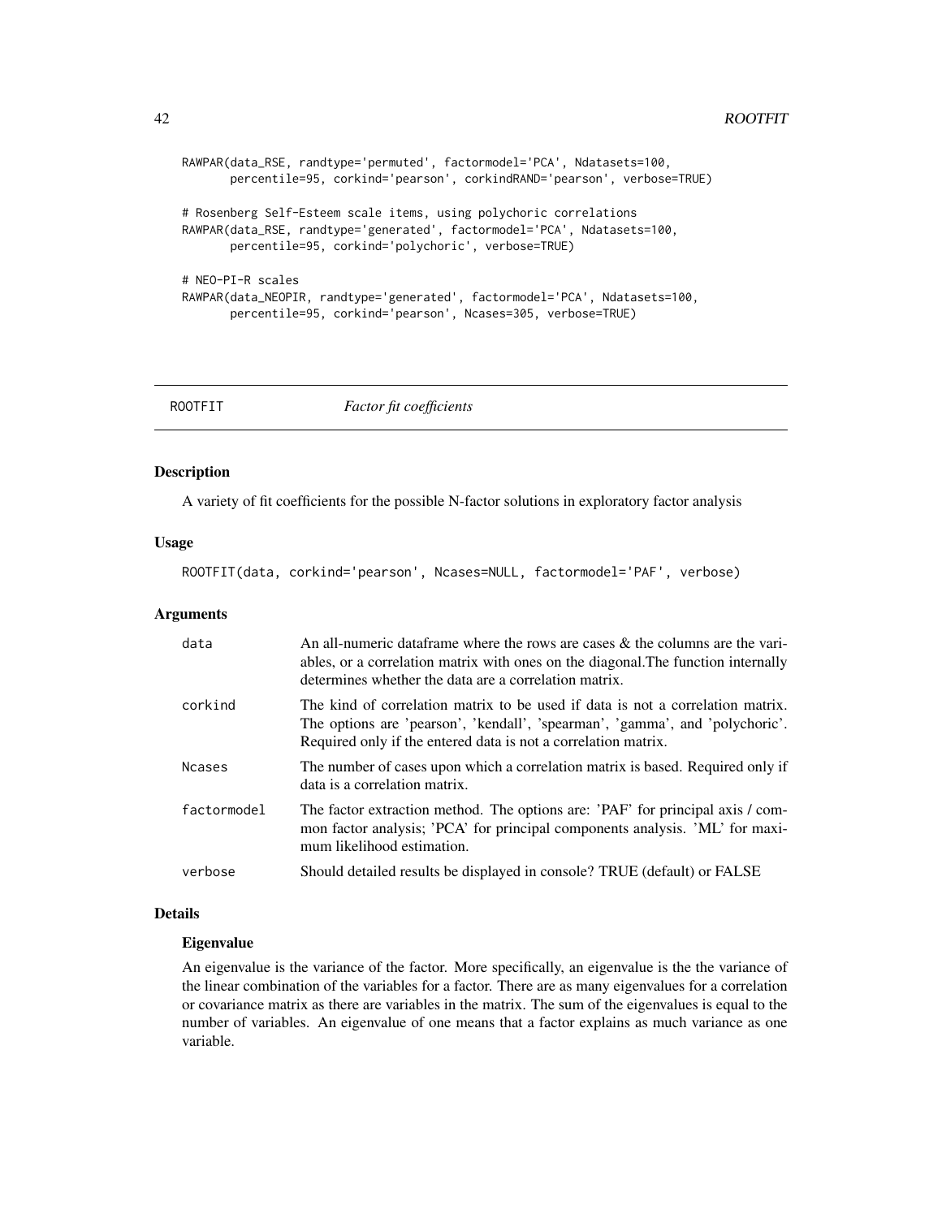```
RAWPAR(data_RSE, randtype='permuted', factormodel='PCA', Ndatasets=100,
       percentile=95, corkind='pearson', corkindRAND='pearson', verbose=TRUE)

# Rosenberg Self-Esteem scale items, using polychoric correlations
RAWPAR(data_RSE, randtype='generated', factormodel='PCA', Ndatasets=100,
       percentile=95, corkind='polychoric', verbose=TRUE)

# NEO-PI-R scales
RAWPAR(data_NEOPIR, randtype='generated', factormodel='PCA', Ndatasets=100,
       percentile=95, corkind='pearson', Ncases=305, verbose=TRUE)
```

---

## ROOTFIT *Factor fit coefficients*

---

### Description

A variety of fit coefficients for the possible N-factor solutions in exploratory factor analysis

### Usage

```
ROOTFIT(data, corkind='pearson', Ncases=NULL, factormodel='PAF', verbose)
```

### Arguments

| | |
|---|---|
| `data` | An all-numeric dataframe where the rows are cases & the columns are the variables, or a correlation matrix with ones on the diagonal.The function internally determines whether the data are a correlation matrix. |
| `corkind` | The kind of correlation matrix to be used if data is not a correlation matrix. The options are 'pearson', 'kendall', 'spearman', 'gamma', and 'polychoric'. Required only if the entered data is not a correlation matrix. |
| `Ncases` | The number of cases upon which a correlation matrix is based. Required only if data is a correlation matrix. |
| `factormodel` | The factor extraction method. The options are: 'PAF' for principal axis / common factor analysis; 'PCA' for principal components analysis. 'ML' for maximum likelihood estimation. |
| `verbose` | Should detailed results be displayed in console? TRUE (default) or FALSE |

### Details

#### Eigenvalue

An eigenvalue is the variance of the factor. More specifically, an eigenvalue is the the variance of the linear combination of the variables for a factor. There are as many eigenvalues for a correlation or covariance matrix as there are variables in the matrix. The sum of the eigenvalues is equal to the number of variables. An eigenvalue of one means that a factor explains as much variance as one variable.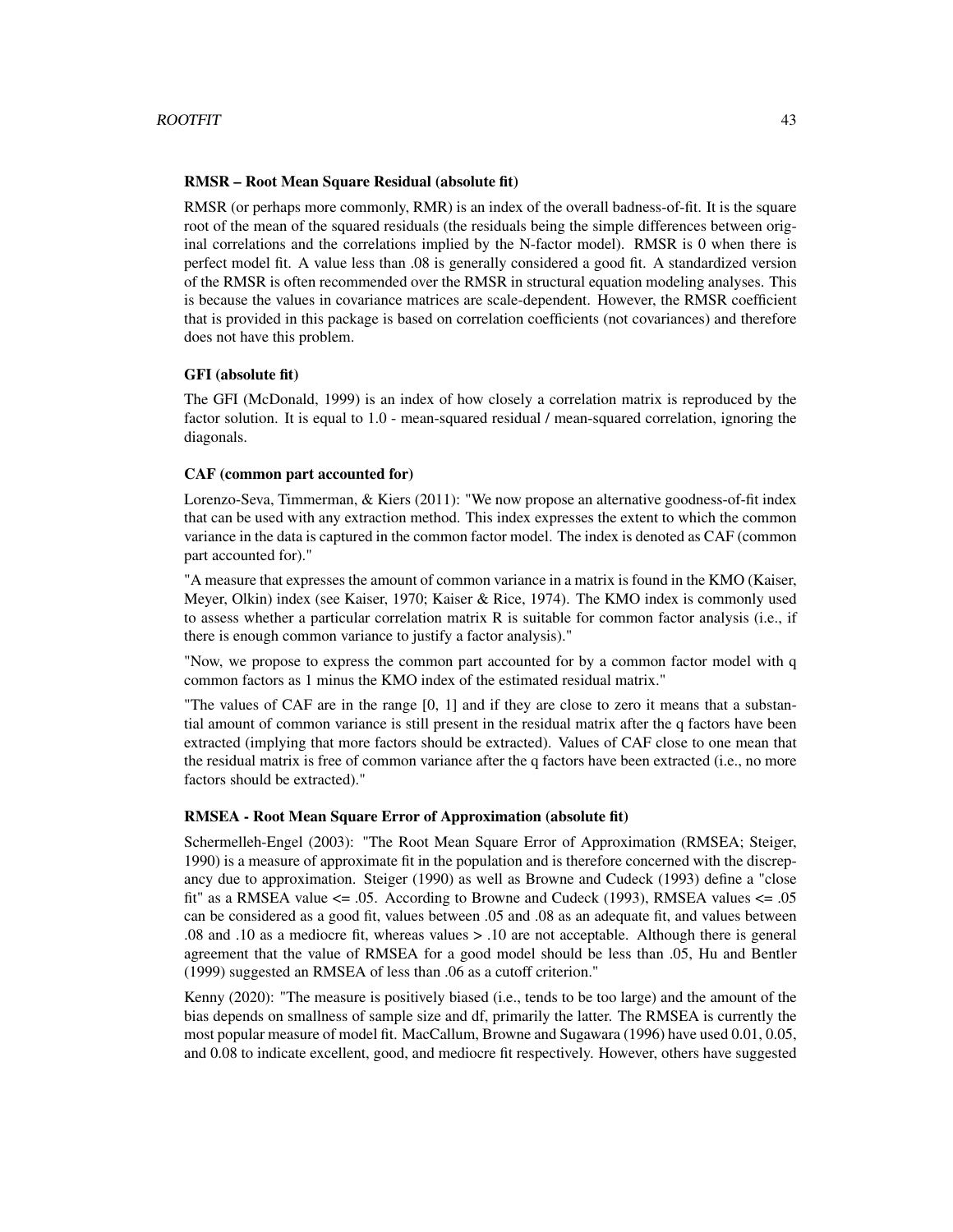### RMSR – Root Mean Square Residual (absolute fit)

RMSR (or perhaps more commonly, RMR) is an index of the overall badness-of-fit. It is the square root of the mean of the squared residuals (the residuals being the simple differences between original correlations and the correlations implied by the N-factor model). RMSR is 0 when there is perfect model fit. A value less than .08 is generally considered a good fit. A standardized version of the RMSR is often recommended over the RMSR in structural equation modeling analyses. This is because the values in covariance matrices are scale-dependent. However, the RMSR coefficient that is provided in this package is based on correlation coefficients (not covariances) and therefore does not have this problem.

### GFI (absolute fit)

The GFI (McDonald, 1999) is an index of how closely a correlation matrix is reproduced by the factor solution. It is equal to 1.0 - mean-squared residual / mean-squared correlation, ignoring the diagonals.

### CAF (common part accounted for)

Lorenzo-Seva, Timmerman, & Kiers (2011): "We now propose an alternative goodness-of-fit index that can be used with any extraction method. This index expresses the extent to which the common variance in the data is captured in the common factor model. The index is denoted as CAF (common part accounted for)."

"A measure that expresses the amount of common variance in a matrix is found in the KMO (Kaiser, Meyer, Olkin) index (see Kaiser, 1970; Kaiser & Rice, 1974). The KMO index is commonly used to assess whether a particular correlation matrix R is suitable for common factor analysis (i.e., if there is enough common variance to justify a factor analysis)."

"Now, we propose to express the common part accounted for by a common factor model with q common factors as 1 minus the KMO index of the estimated residual matrix."

"The values of CAF are in the range [0, 1] and if they are close to zero it means that a substantial amount of common variance is still present in the residual matrix after the q factors have been extracted (implying that more factors should be extracted). Values of CAF close to one mean that the residual matrix is free of common variance after the q factors have been extracted (i.e., no more factors should be extracted)."

### RMSEA - Root Mean Square Error of Approximation (absolute fit)

Schermelleh-Engel (2003): "The Root Mean Square Error of Approximation (RMSEA; Steiger, 1990) is a measure of approximate fit in the population and is therefore concerned with the discrepancy due to approximation. Steiger (1990) as well as Browne and Cudeck (1993) define a "close fit" as a RMSEA value <= .05. According to Browne and Cudeck (1993), RMSEA values <= .05 can be considered as a good fit, values between .05 and .08 as an adequate fit, and values between .08 and .10 as a mediocre fit, whereas values > .10 are not acceptable. Although there is general agreement that the value of RMSEA for a good model should be less than .05, Hu and Bentler (1999) suggested an RMSEA of less than .06 as a cutoff criterion."

Kenny (2020): "The measure is positively biased (i.e., tends to be too large) and the amount of the bias depends on smallness of sample size and df, primarily the latter. The RMSEA is currently the most popular measure of model fit. MacCallum, Browne and Sugawara (1996) have used 0.01, 0.05, and 0.08 to indicate excellent, good, and mediocre fit respectively. However, others have suggested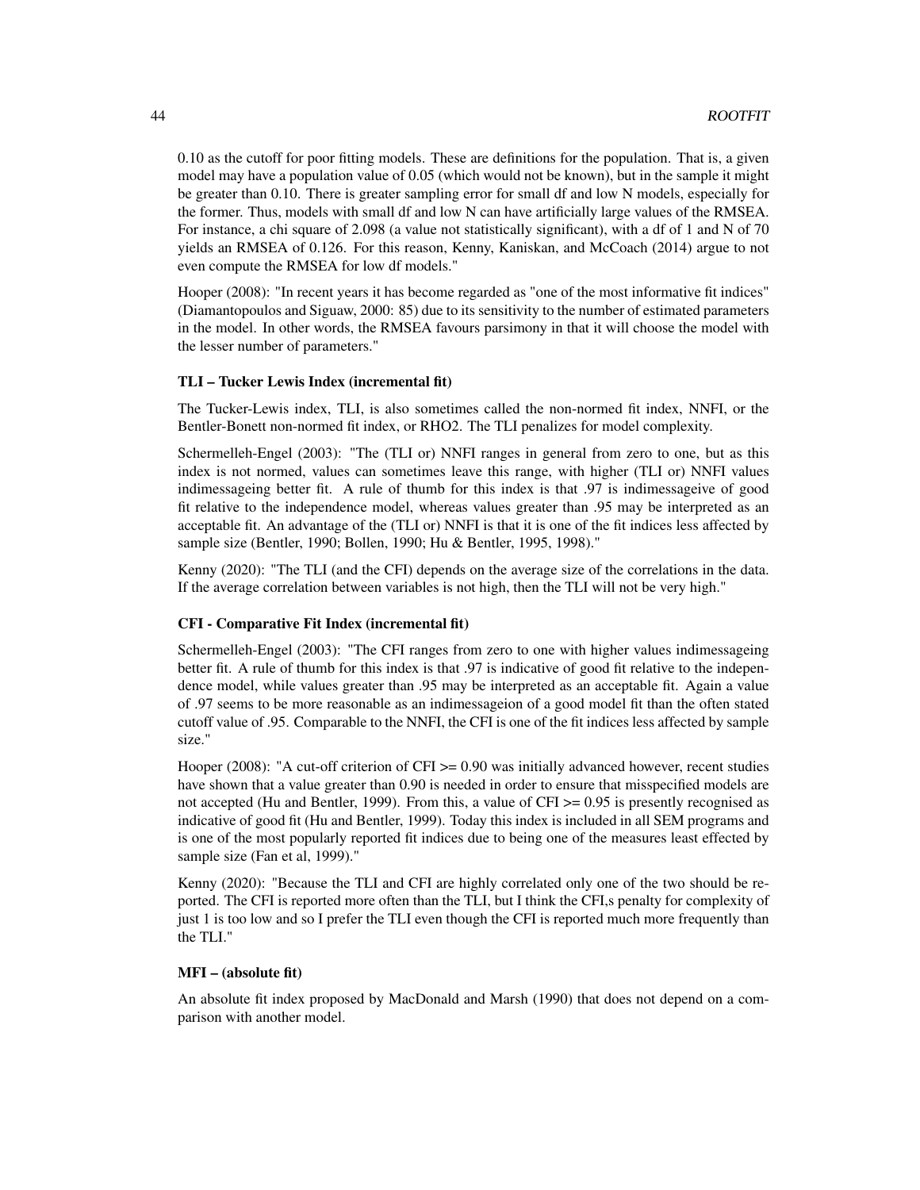0.10 as the cutoff for poor fitting models. These are definitions for the population. That is, a given model may have a population value of 0.05 (which would not be known), but in the sample it might be greater than 0.10. There is greater sampling error for small df and low N models, especially for the former. Thus, models with small df and low N can have artificially large values of the RMSEA. For instance, a chi square of 2.098 (a value not statistically significant), with a df of 1 and N of 70 yields an RMSEA of 0.126. For this reason, Kenny, Kaniskan, and McCoach (2014) argue to not even compute the RMSEA for low df models."

Hooper (2008): "In recent years it has become regarded as "one of the most informative fit indices" (Diamantopoulos and Siguaw, 2000: 85) due to its sensitivity to the number of estimated parameters in the model. In other words, the RMSEA favours parsimony in that it will choose the model with the lesser number of parameters."

**TLI – Tucker Lewis Index (incremental fit)**

The Tucker-Lewis index, TLI, is also sometimes called the non-normed fit index, NNFI, or the Bentler-Bonett non-normed fit index, or RHO2. The TLI penalizes for model complexity.

Schermelleh-Engel (2003): "The (TLI or) NNFI ranges in general from zero to one, but as this index is not normed, values can sometimes leave this range, with higher (TLI or) NNFI values indimessageing better fit. A rule of thumb for this index is that .97 is indimessageive of good fit relative to the independence model, whereas values greater than .95 may be interpreted as an acceptable fit. An advantage of the (TLI or) NNFI is that it is one of the fit indices less affected by sample size (Bentler, 1990; Bollen, 1990; Hu & Bentler, 1995, 1998)."

Kenny (2020): "The TLI (and the CFI) depends on the average size of the correlations in the data. If the average correlation between variables is not high, then the TLI will not be very high."

**CFI - Comparative Fit Index (incremental fit)**

Schermelleh-Engel (2003): "The CFI ranges from zero to one with higher values indimessageing better fit. A rule of thumb for this index is that .97 is indicative of good fit relative to the independence model, while values greater than .95 may be interpreted as an acceptable fit. Again a value of .97 seems to be more reasonable as an indimessageion of a good model fit than the often stated cutoff value of .95. Comparable to the NNFI, the CFI is one of the fit indices less affected by sample size."

Hooper (2008): "A cut-off criterion of CFI >= 0.90 was initially advanced however, recent studies have shown that a value greater than 0.90 is needed in order to ensure that misspecified models are not accepted (Hu and Bentler, 1999). From this, a value of CFI >= 0.95 is presently recognised as indicative of good fit (Hu and Bentler, 1999). Today this index is included in all SEM programs and is one of the most popularly reported fit indices due to being one of the measures least effected by sample size (Fan et al, 1999)."

Kenny (2020): "Because the TLI and CFI are highly correlated only one of the two should be reported. The CFI is reported more often than the TLI, but I think the CFI,s penalty for complexity of just 1 is too low and so I prefer the TLI even though the CFI is reported much more frequently than the TLI."

**MFI – (absolute fit)**

An absolute fit index proposed by MacDonald and Marsh (1990) that does not depend on a comparison with another model.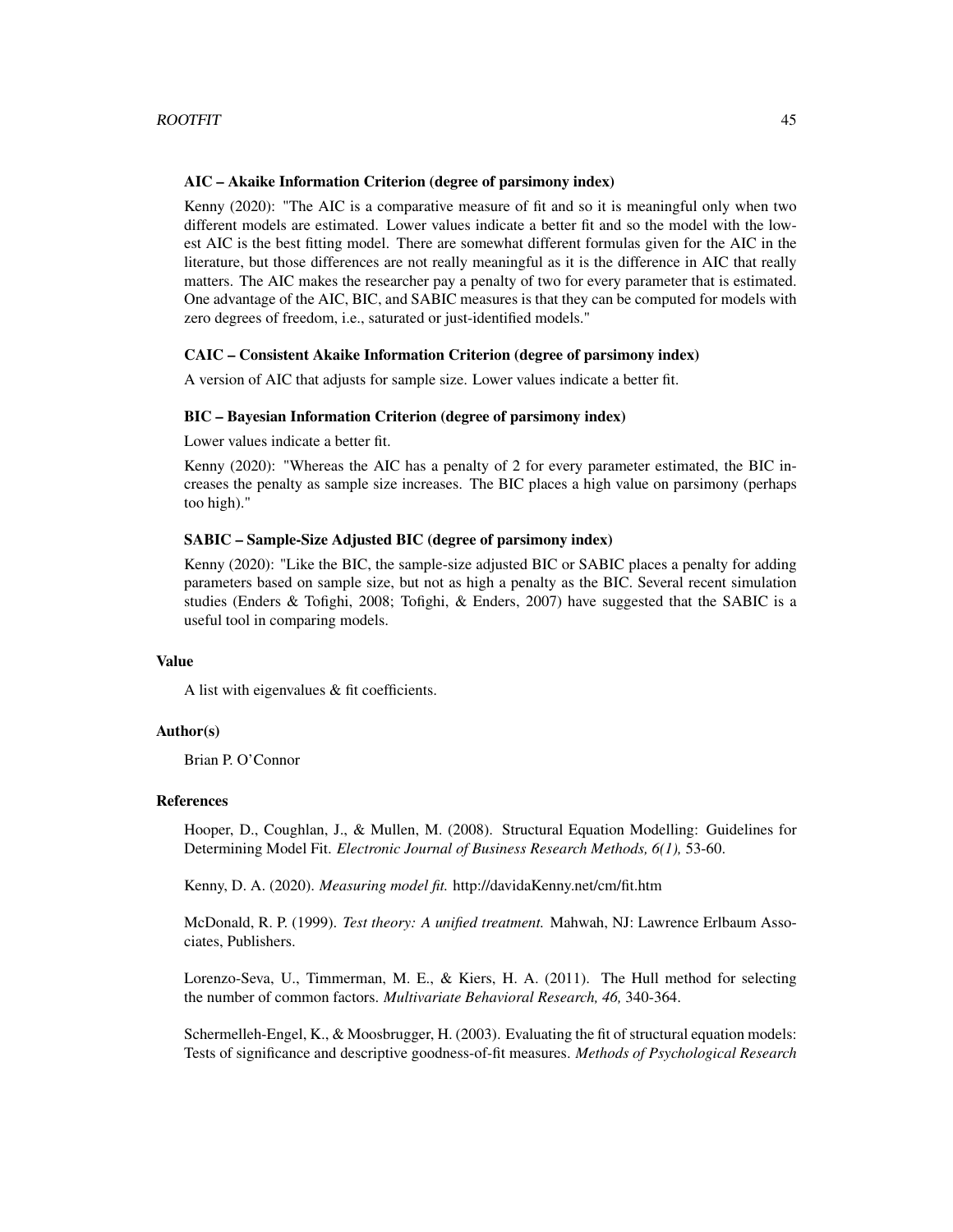**AIC – Akaike Information Criterion (degree of parsimony index)**

Kenny (2020): "The AIC is a comparative measure of fit and so it is meaningful only when two different models are estimated. Lower values indicate a better fit and so the model with the lowest AIC is the best fitting model. There are somewhat different formulas given for the AIC in the literature, but those differences are not really meaningful as it is the difference in AIC that really matters. The AIC makes the researcher pay a penalty of two for every parameter that is estimated. One advantage of the AIC, BIC, and SABIC measures is that they can be computed for models with zero degrees of freedom, i.e., saturated or just-identified models."

**CAIC – Consistent Akaike Information Criterion (degree of parsimony index)**

A version of AIC that adjusts for sample size. Lower values indicate a better fit.

**BIC – Bayesian Information Criterion (degree of parsimony index)**

Lower values indicate a better fit.

Kenny (2020): "Whereas the AIC has a penalty of 2 for every parameter estimated, the BIC increases the penalty as sample size increases. The BIC places a high value on parsimony (perhaps too high)."

**SABIC – Sample-Size Adjusted BIC (degree of parsimony index)**

Kenny (2020): "Like the BIC, the sample-size adjusted BIC or SABIC places a penalty for adding parameters based on sample size, but not as high a penalty as the BIC. Several recent simulation studies (Enders & Tofighi, 2008; Tofighi, & Enders, 2007) have suggested that the SABIC is a useful tool in comparing models.

### Value

A list with eigenvalues & fit coefficients.

### Author(s)

Brian P. O'Connor

### References

Hooper, D., Coughlan, J., & Mullen, M. (2008). Structural Equation Modelling: Guidelines for Determining Model Fit. *Electronic Journal of Business Research Methods, 6(1),* 53-60.

Kenny, D. A. (2020). *Measuring model fit.* http://davidaKenny.net/cm/fit.htm

McDonald, R. P. (1999). *Test theory: A unified treatment.* Mahwah, NJ: Lawrence Erlbaum Associates, Publishers.

Lorenzo-Seva, U., Timmerman, M. E., & Kiers, H. A. (2011). The Hull method for selecting the number of common factors. *Multivariate Behavioral Research, 46,* 340-364.

Schermelleh-Engel, K., & Moosbrugger, H. (2003). Evaluating the fit of structural equation models: Tests of significance and descriptive goodness-of-fit measures. *Methods of Psychological Research*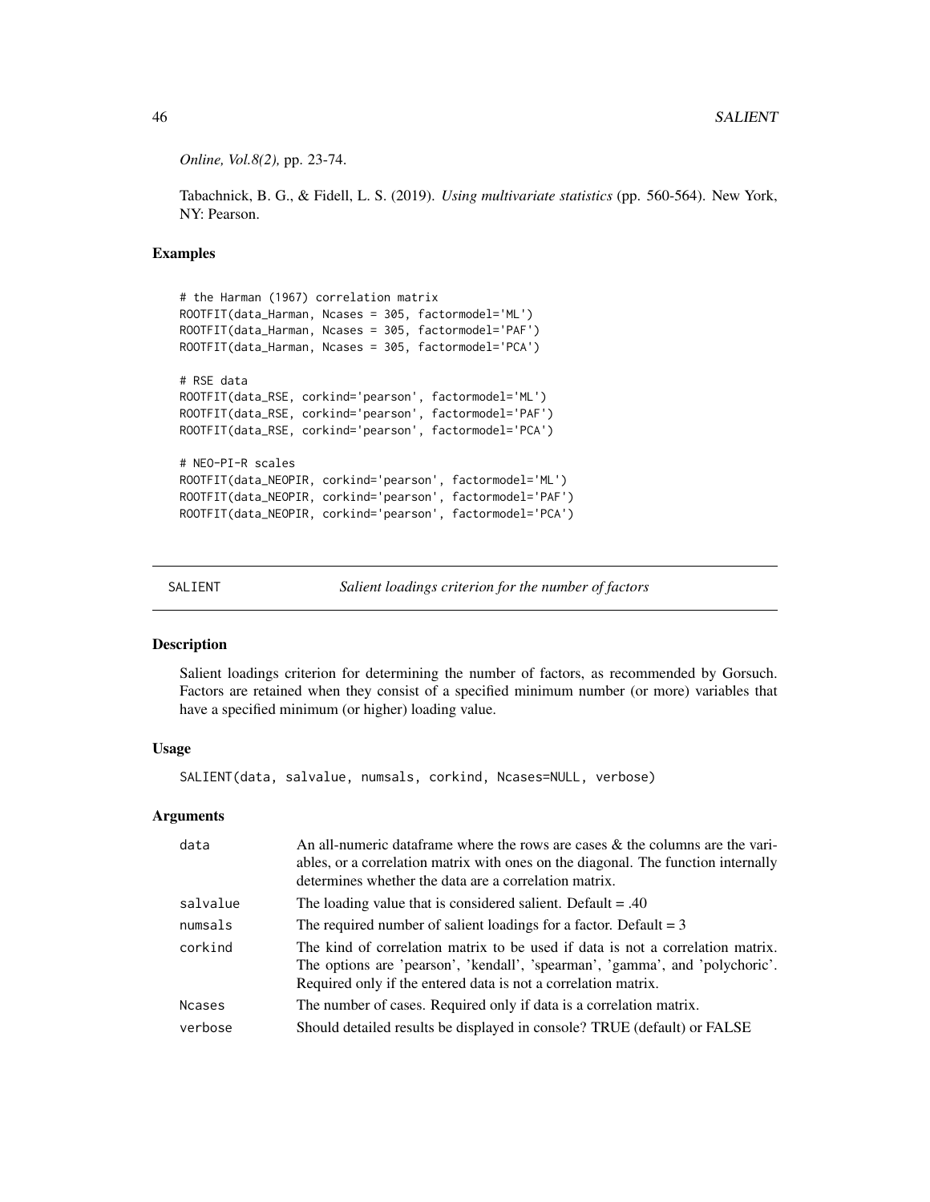*Online, Vol.8(2),* pp. 23-74.

Tabachnick, B. G., & Fidell, L. S. (2019). *Using multivariate statistics* (pp. 560-564). New York, NY: Pearson.

## Examples

```
# the Harman (1967) correlation matrix
ROOTFIT(data_Harman, Ncases = 305, factormodel='ML')
ROOTFIT(data_Harman, Ncases = 305, factormodel='PAF')
ROOTFIT(data_Harman, Ncases = 305, factormodel='PCA')

# RSE data
ROOTFIT(data_RSE, corkind='pearson', factormodel='ML')
ROOTFIT(data_RSE, corkind='pearson', factormodel='PAF')
ROOTFIT(data_RSE, corkind='pearson', factormodel='PCA')

# NEO-PI-R scales
ROOTFIT(data_NEOPIR, corkind='pearson', factormodel='ML')
ROOTFIT(data_NEOPIR, corkind='pearson', factormodel='PAF')
ROOTFIT(data_NEOPIR, corkind='pearson', factormodel='PCA')
```

---

# SALIENT *Salient loadings criterion for the number of factors*

---

## Description

Salient loadings criterion for determining the number of factors, as recommended by Gorsuch. Factors are retained when they consist of a specified minimum number (or more) variables that have a specified minimum (or higher) loading value.

## Usage

```
SALIENT(data, salvalue, numsals, corkind, Ncases=NULL, verbose)
```

## Arguments

| | |
|---|---|
| data | An all-numeric dataframe where the rows are cases & the columns are the variables, or a correlation matrix with ones on the diagonal. The function internally determines whether the data are a correlation matrix. |
| salvalue | The loading value that is considered salient. Default = .40 |
| numsals | The required number of salient loadings for a factor. Default = 3 |
| corkind | The kind of correlation matrix to be used if data is not a correlation matrix. The options are 'pearson', 'kendall', 'spearman', 'gamma', and 'polychoric'. Required only if the entered data is not a correlation matrix. |
| Ncases | The number of cases. Required only if data is a correlation matrix. |
| verbose | Should detailed results be displayed in console? TRUE (default) or FALSE |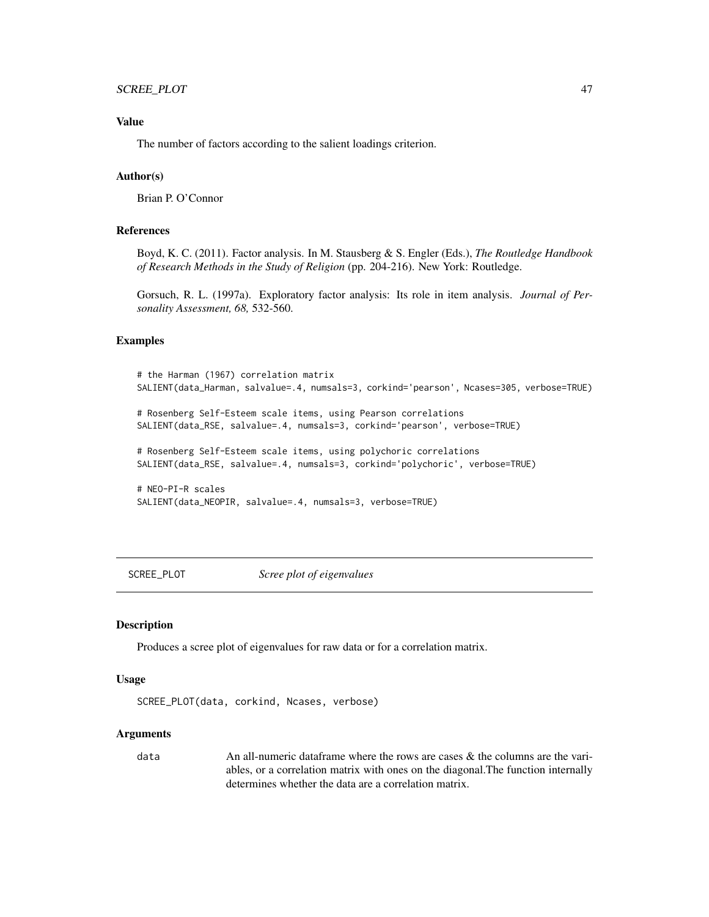### Value

The number of factors according to the salient loadings criterion.

### Author(s)

Brian P. O'Connor

### References

Boyd, K. C. (2011). Factor analysis. In M. Stausberg & S. Engler (Eds.), *The Routledge Handbook of Research Methods in the Study of Religion* (pp. 204-216). New York: Routledge.

Gorsuch, R. L. (1997a). Exploratory factor analysis: Its role in item analysis. *Journal of Personality Assessment, 68,* 532-560.

### Examples

```
# the Harman (1967) correlation matrix
SALIENT(data_Harman, salvalue=.4, numsals=3, corkind='pearson', Ncases=305, verbose=TRUE)

# Rosenberg Self-Esteem scale items, using Pearson correlations
SALIENT(data_RSE, salvalue=.4, numsals=3, corkind='pearson', verbose=TRUE)

# Rosenberg Self-Esteem scale items, using polychoric correlations
SALIENT(data_RSE, salvalue=.4, numsals=3, corkind='polychoric', verbose=TRUE)

# NEO-PI-R scales
SALIENT(data_NEOPIR, salvalue=.4, numsals=3, verbose=TRUE)
```

---

## SCREE_PLOT *Scree plot of eigenvalues*

### Description

Produces a scree plot of eigenvalues for raw data or for a correlation matrix.

### Usage

```
SCREE_PLOT(data, corkind, Ncases, verbose)
```

### Arguments

| | |
|---|---|
| data | An all-numeric dataframe where the rows are cases & the columns are the variables, or a correlation matrix with ones on the diagonal.The function internally determines whether the data are a correlation matrix. |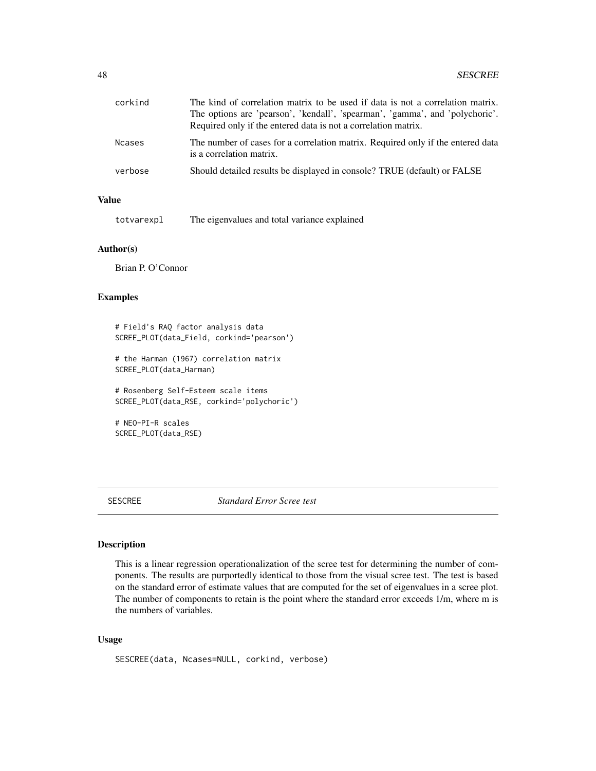| | |
|---|---|
| corkind | The kind of correlation matrix to be used if data is not a correlation matrix. The options are 'pearson', 'kendall', 'spearman', 'gamma', and 'polychoric'. Required only if the entered data is not a correlation matrix. |
| Ncases | The number of cases for a correlation matrix. Required only if the entered data is a correlation matrix. |
| verbose | Should detailed results be displayed in console? TRUE (default) or FALSE |

### Value

| | |
|---|---|
| totvarexpl | The eigenvalues and total variance explained |

### Author(s)

Brian P. O'Connor

### Examples

```
# Field's RAQ factor analysis data
SCREE_PLOT(data_Field, corkind='pearson')

# the Harman (1967) correlation matrix
SCREE_PLOT(data_Harman)

# Rosenberg Self-Esteem scale items
SCREE_PLOT(data_RSE, corkind='polychoric')

# NEO-PI-R scales
SCREE_PLOT(data_RSE)
```

## SESCREE *Standard Error Scree test*

### Description

This is a linear regression operationalization of the scree test for determining the number of components. The results are purportedly identical to those from the visual scree test. The test is based on the standard error of estimate values that are computed for the set of eigenvalues in a scree plot. The number of components to retain is the point where the standard error exceeds 1/m, where m is the numbers of variables.

### Usage

```
SESCREE(data, Ncases=NULL, corkind, verbose)
```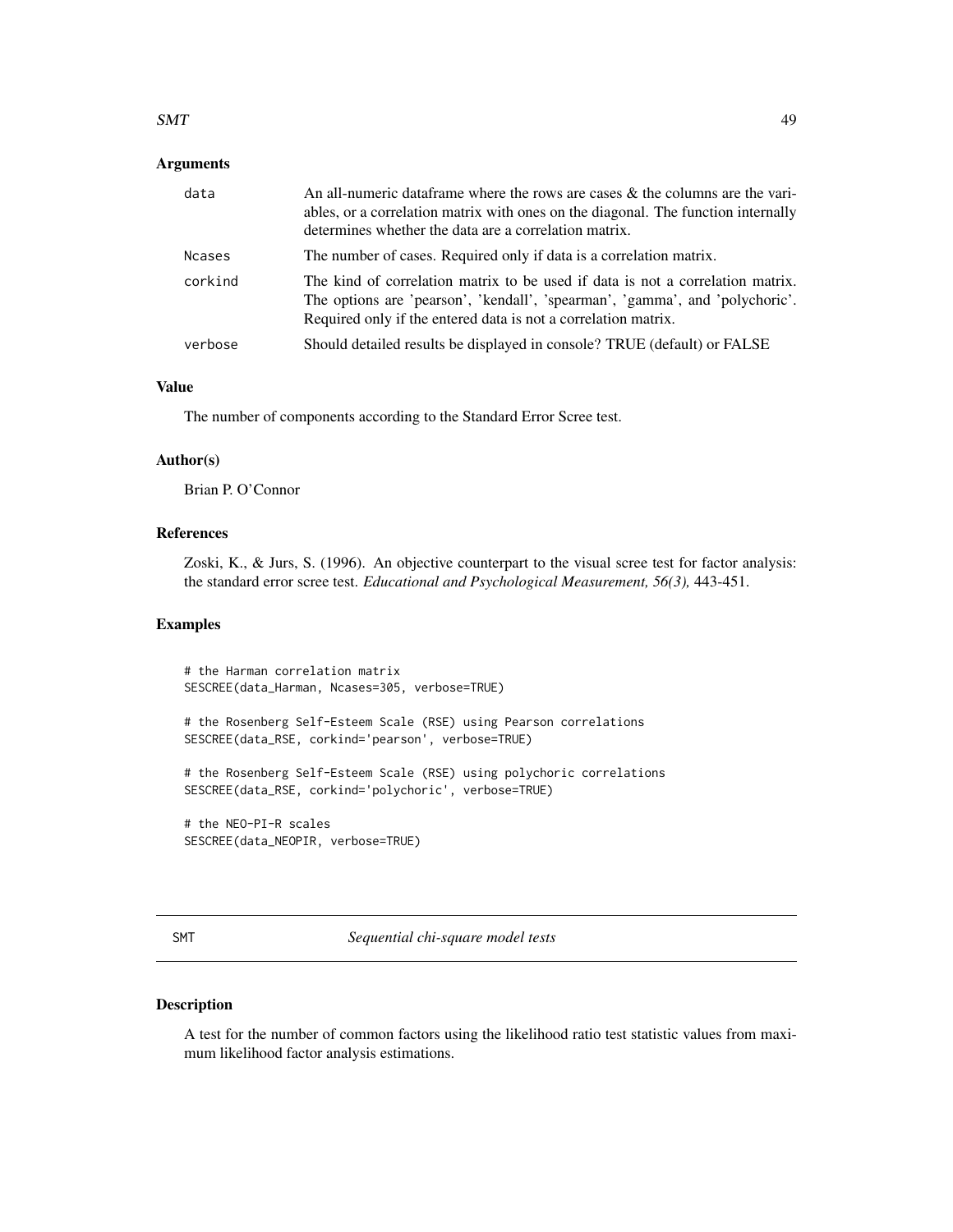## Arguments

| | |
|---|---|
| data | An all-numeric dataframe where the rows are cases & the columns are the variables, or a correlation matrix with ones on the diagonal. The function internally determines whether the data are a correlation matrix. |
| Ncases | The number of cases. Required only if data is a correlation matrix. |
| corkind | The kind of correlation matrix to be used if data is not a correlation matrix. The options are 'pearson', 'kendall', 'spearman', 'gamma', and 'polychoric'. Required only if the entered data is not a correlation matrix. |
| verbose | Should detailed results be displayed in console? TRUE (default) or FALSE |

## Value

The number of components according to the Standard Error Scree test.

## Author(s)

Brian P. O'Connor

## References

Zoski, K., & Jurs, S. (1996). An objective counterpart to the visual scree test for factor analysis: the standard error scree test. *Educational and Psychological Measurement, 56(3),* 443-451.

## Examples

```
# the Harman correlation matrix
SESCREE(data_Harman, Ncases=305, verbose=TRUE)

# the Rosenberg Self-Esteem Scale (RSE) using Pearson correlations
SESCREE(data_RSE, corkind='pearson', verbose=TRUE)

# the Rosenberg Self-Esteem Scale (RSE) using polychoric correlations
SESCREE(data_RSE, corkind='polychoric', verbose=TRUE)

# the NEO-PI-R scales
SESCREE(data_NEOPIR, verbose=TRUE)
```

---

# SMT — *Sequential chi-square model tests*

## Description

A test for the number of common factors using the likelihood ratio test statistic values from maximum likelihood factor analysis estimations.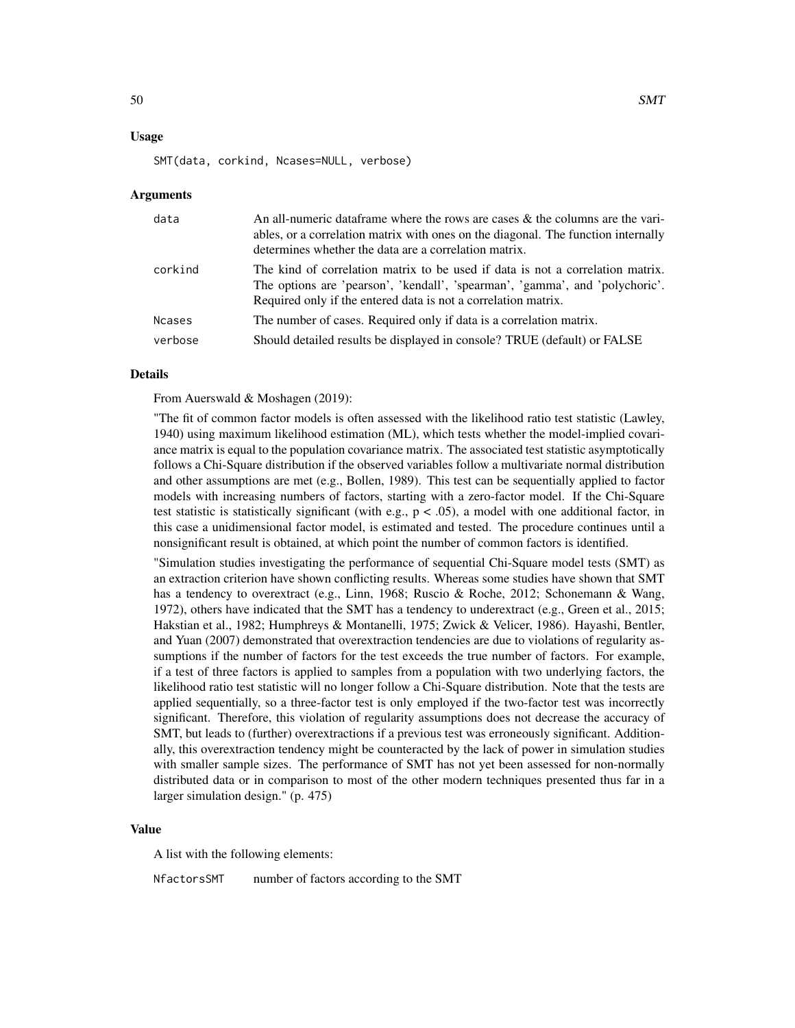### Usage

```
SMT(data, corkind, Ncases=NULL, verbose)
```

### Arguments

| | |
|---|---|
| data | An all-numeric dataframe where the rows are cases & the columns are the variables, or a correlation matrix with ones on the diagonal. The function internally determines whether the data are a correlation matrix. |
| corkind | The kind of correlation matrix to be used if data is not a correlation matrix. The options are 'pearson', 'kendall', 'spearman', 'gamma', and 'polychoric'. Required only if the entered data is not a correlation matrix. |
| Ncases | The number of cases. Required only if data is a correlation matrix. |
| verbose | Should detailed results be displayed in console? TRUE (default) or FALSE |

### Details

From Auerswald & Moshagen (2019):

"The fit of common factor models is often assessed with the likelihood ratio test statistic (Lawley, 1940) using maximum likelihood estimation (ML), which tests whether the model-implied covariance matrix is equal to the population covariance matrix. The associated test statistic asymptotically follows a Chi-Square distribution if the observed variables follow a multivariate normal distribution and other assumptions are met (e.g., Bollen, 1989). This test can be sequentially applied to factor models with increasing numbers of factors, starting with a zero-factor model. If the Chi-Square test statistic is statistically significant (with e.g., $p < .05$), a model with one additional factor, in this case a unidimensional factor model, is estimated and tested. The procedure continues until a nonsignificant result is obtained, at which point the number of common factors is identified.

"Simulation studies investigating the performance of sequential Chi-Square model tests (SMT) as an extraction criterion have shown conflicting results. Whereas some studies have shown that SMT has a tendency to overextract (e.g., Linn, 1968; Ruscio & Roche, 2012; Schonemann & Wang, 1972), others have indicated that the SMT has a tendency to underextract (e.g., Green et al., 2015; Hakstian et al., 1982; Humphreys & Montanelli, 1975; Zwick & Velicer, 1986). Hayashi, Bentler, and Yuan (2007) demonstrated that overextraction tendencies are due to violations of regularity assumptions if the number of factors for the test exceeds the true number of factors. For example, if a test of three factors is applied to samples from a population with two underlying factors, the likelihood ratio test statistic will no longer follow a Chi-Square distribution. Note that the tests are applied sequentially, so a three-factor test is only employed if the two-factor test was incorrectly significant. Therefore, this violation of regularity assumptions does not decrease the accuracy of SMT, but leads to (further) overextractions if a previous test was erroneously significant. Additionally, this overextraction tendency might be counteracted by the lack of power in simulation studies with smaller sample sizes. The performance of SMT has not yet been assessed for non-normally distributed data or in comparison to most of the other modern techniques presented thus far in a larger simulation design." (p. 475)

### Value

A list with the following elements:

| | |
|---|---|
| NfactorsSMT | number of factors according to the SMT |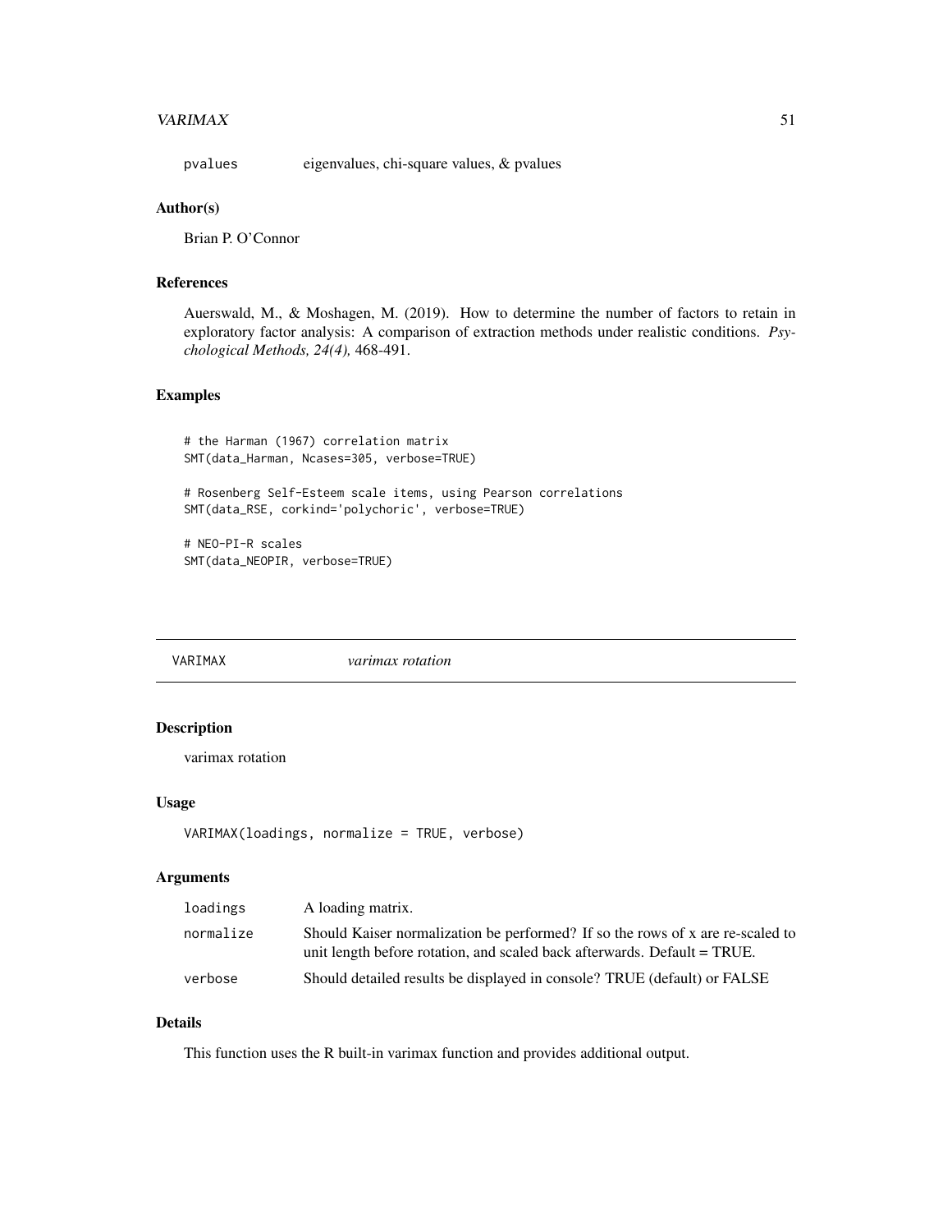pvalues eigenvalues, chi-square values, & pvalues

### Author(s)

Brian P. O'Connor

### References

Auerswald, M., & Moshagen, M. (2019). How to determine the number of factors to retain in exploratory factor analysis: A comparison of extraction methods under realistic conditions. *Psychological Methods, 24(4),* 468-491.

### Examples

```
# the Harman (1967) correlation matrix
SMT(data_Harman, Ncases=305, verbose=TRUE)

# Rosenberg Self-Esteem scale items, using Pearson correlations
SMT(data_RSE, corkind='polychoric', verbose=TRUE)

# NEO-PI-R scales
SMT(data_NEOPIR, verbose=TRUE)
```

---

## VARIMAX *varimax rotation*

### Description

varimax rotation

### Usage

```
VARIMAX(loadings, normalize = TRUE, verbose)
```

### Arguments

| | |
|---|---|
| loadings | A loading matrix. |
| normalize | Should Kaiser normalization be performed? If so the rows of x are re-scaled to unit length before rotation, and scaled back afterwards. Default = TRUE. |
| verbose | Should detailed results be displayed in console? TRUE (default) or FALSE |

### Details

This function uses the R built-in varimax function and provides additional output.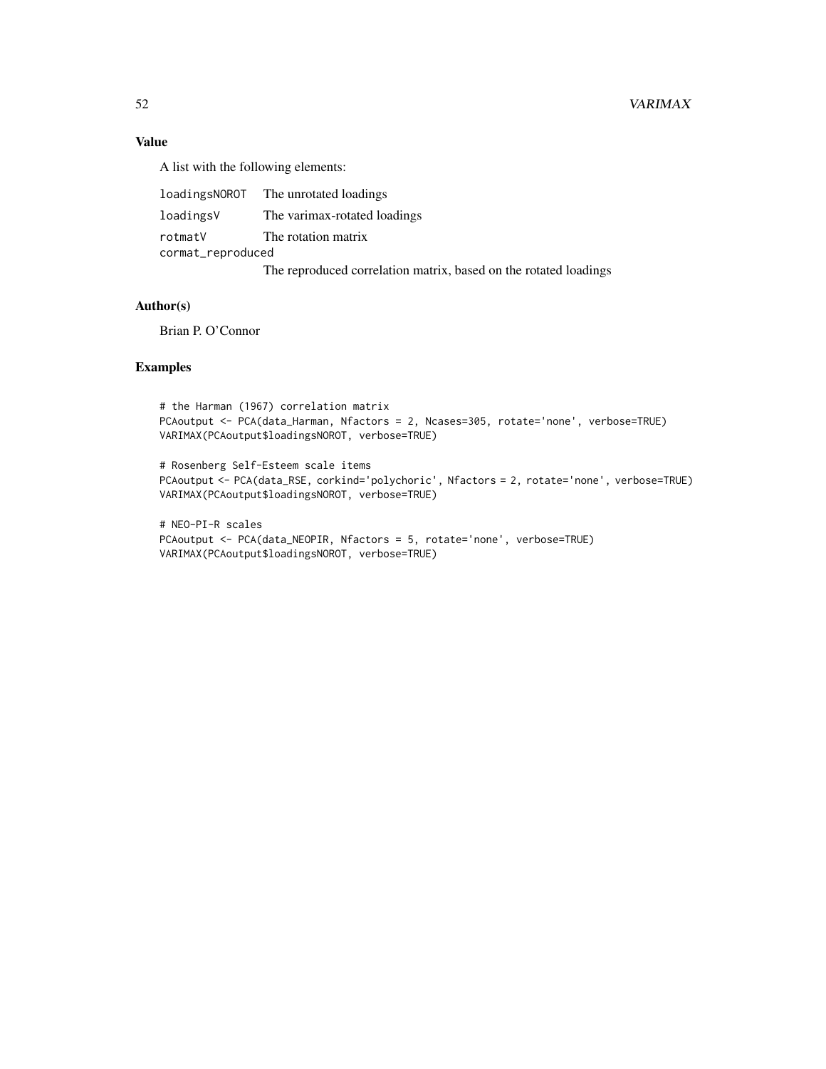## Value

A list with the following elements:

- `loadingsNOROT` The unrotated loadings
- `loadingsV` The varimax-rotated loadings
- `rotmatV` The rotation matrix
- `cormat_reproduced` The reproduced correlation matrix, based on the rotated loadings

## Author(s)

Brian P. O'Connor

## Examples

```
# the Harman (1967) correlation matrix
PCAoutput <- PCA(data_Harman, Nfactors = 2, Ncases=305, rotate='none', verbose=TRUE)
VARIMAX(PCAoutput$loadingsNOROT, verbose=TRUE)

# Rosenberg Self-Esteem scale items
PCAoutput <- PCA(data_RSE, corkind='polychoric', Nfactors = 2, rotate='none', verbose=TRUE)
VARIMAX(PCAoutput$loadingsNOROT, verbose=TRUE)

# NEO-PI-R scales
PCAoutput <- PCA(data_NEOPIR, Nfactors = 5, rotate='none', verbose=TRUE)
VARIMAX(PCAoutput$loadingsNOROT, verbose=TRUE)
```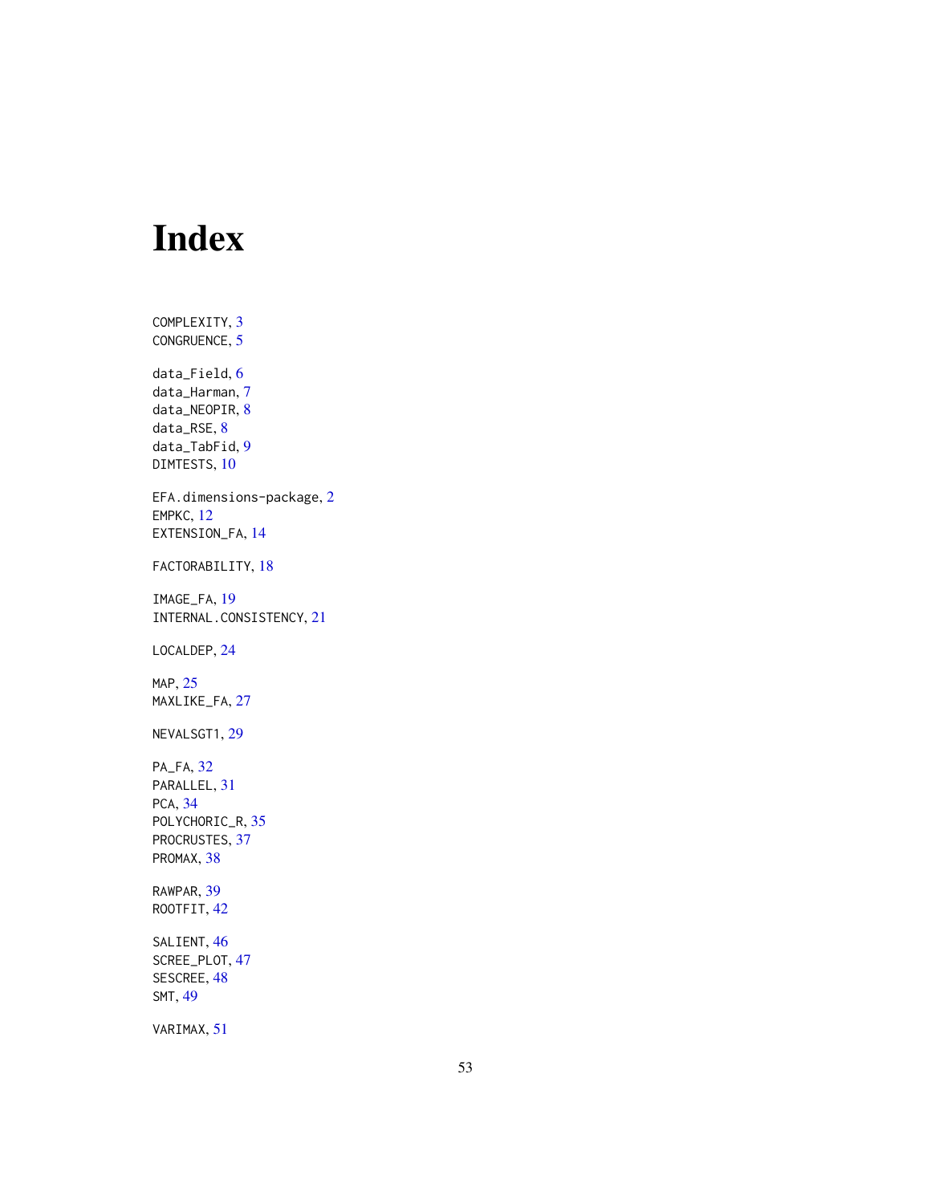# Index

COMPLEXITY, 3
CONGRUENCE, 5

data_Field, 6
data_Harman, 7
data_NEOPIR, 8
data_RSE, 8
data_TabFid, 9
DIMTESTS, 10

EFA.dimensions-package, 2
EMPKC, 12
EXTENSION_FA, 14

FACTORABILITY, 18

IMAGE_FA, 19
INTERNAL.CONSISTENCY, 21

LOCALDEP, 24

MAP, 25
MAXLIKE_FA, 27

NEVALSGT1, 29

PA_FA, 32
PARALLEL, 31
PCA, 34
POLYCHORIC_R, 35
PROCRUSTES, 37
PROMAX, 38

RAWPAR, 39
ROOTFIT, 42

SALIENT, 46
SCREE_PLOT, 47
SESCREE, 48
SMT, 49

VARIMAX, 51